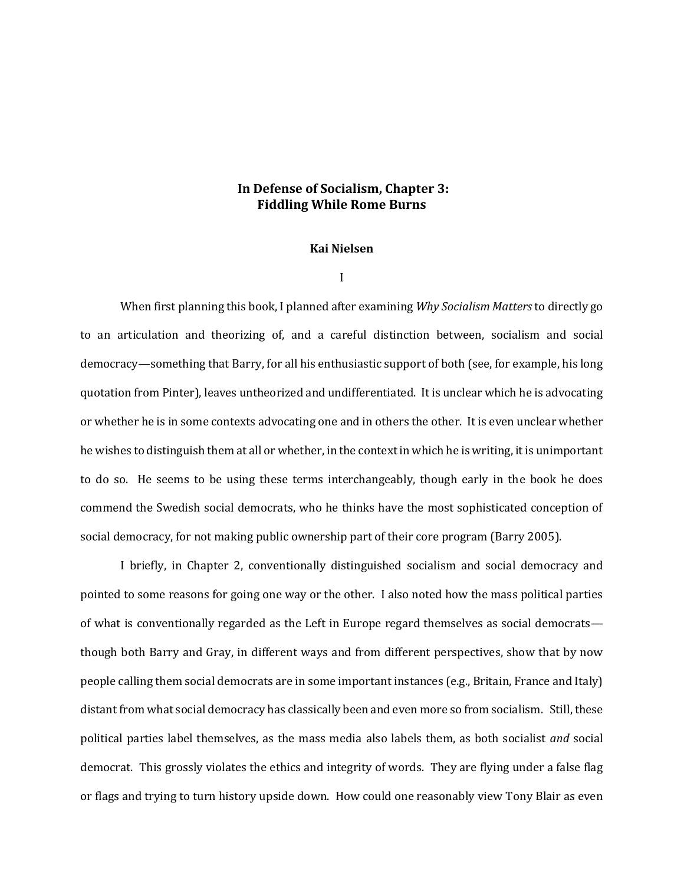# In Defense of Socialism, Chapter 3: Fiddling While Rome Burns

**Kai Nielsen**

I

When first planning this book, I planned after examining *Why Socialism Matters* to directly go to an articulation and theorizing of, and a careful distinction between, socialism and social democracy—something that Barry, for all his enthusiastic support of both (see, for example, his long quotation from Pinter), leaves untheorized and undifferentiated. It is unclear which he is advocating or whether he is in some contexts advocating one and in others the other. It is even unclear whether he wishes to distinguish them at all or whether, in the context in which he is writing, it is unimportant to do so. He seems to be using these terms interchangeably, though early in the book he does commend the Swedish social democrats, who he thinks have the most sophisticated conception of social democracy, for not making public ownership part of their core program (Barry 2005).

I briefly, in Chapter 2, conventionally distinguished socialism and social democracy and pointed to some reasons for going one way or the other. I also noted how the mass political parties of what is conventionally regarded as the Left in Europe regard themselves as social democrats—though both Barry and Gray, in different ways and from different perspectives, show that by now people calling them social democrats are in some important instances (e.g., Britain, France and Italy) distant from what social democracy has classically been and even more so from socialism. Still, these political parties label themselves, as the mass media also labels them, as both socialist *and* social democrat. This grossly violates the ethics and integrity of words. They are flying under a false flag or flags and trying to turn history upside down. How could one reasonably view Tony Blair as even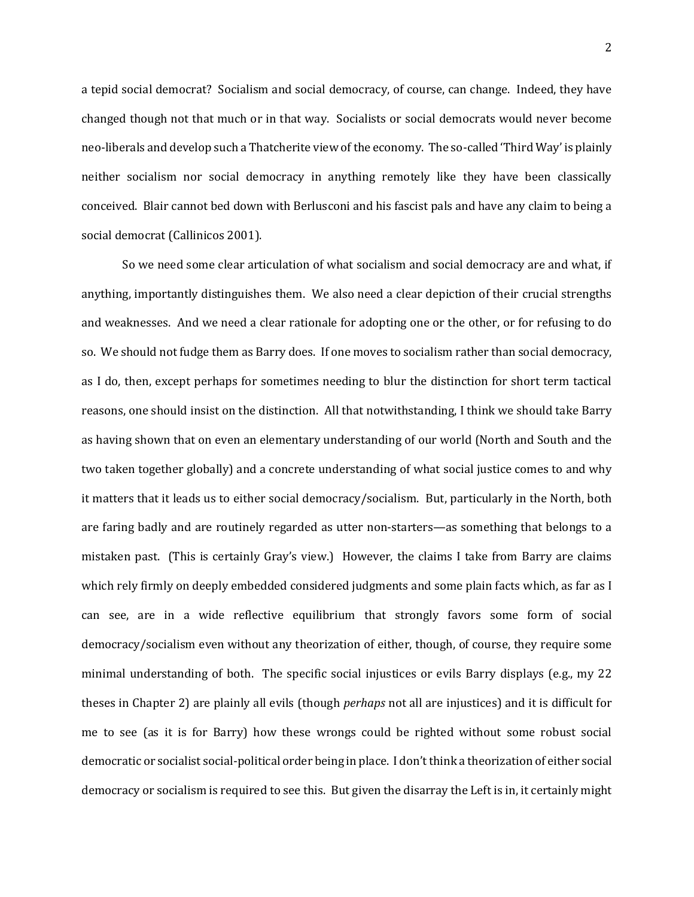a tepid social democrat? Socialism and social democracy, of course, can change. Indeed, they have changed though not that much or in that way. Socialists or social democrats would never become neo-liberals and develop such a Thatcherite view of the economy. The so-called 'Third Way' is plainly neither socialism nor social democracy in anything remotely like they have been classically conceived. Blair cannot bed down with Berlusconi and his fascist pals and have any claim to being a social democrat (Callinicos 2001).

So we need some clear articulation of what socialism and social democracy are and what, if anything, importantly distinguishes them. We also need a clear depiction of their crucial strengths and weaknesses. And we need a clear rationale for adopting one or the other, or for refusing to do so. We should not fudge them as Barry does. If one moves to socialism rather than social democracy, as I do, then, except perhaps for sometimes needing to blur the distinction for short term tactical reasons, one should insist on the distinction. All that notwithstanding, I think we should take Barry as having shown that on even an elementary understanding of our world (North and South and the two taken together globally) and a concrete understanding of what social justice comes to and why it matters that it leads us to either social democracy/socialism. But, particularly in the North, both are faring badly and are routinely regarded as utter non-starters—as something that belongs to a mistaken past. (This is certainly Gray's view.) However, the claims I take from Barry are claims which rely firmly on deeply embedded considered judgments and some plain facts which, as far as I can see, are in a wide reflective equilibrium that strongly favors some form of social democracy/socialism even without any theorization of either, though, of course, they require some minimal understanding of both. The specific social injustices or evils Barry displays (e.g., my 22 theses in Chapter 2) are plainly all evils (though *perhaps* not all are injustices) and it is difficult for me to see (as it is for Barry) how these wrongs could be righted without some robust social democratic or socialist social-political order being in place. I don't think a theorization of either social democracy or socialism is required to see this. But given the disarray the Left is in, it certainly might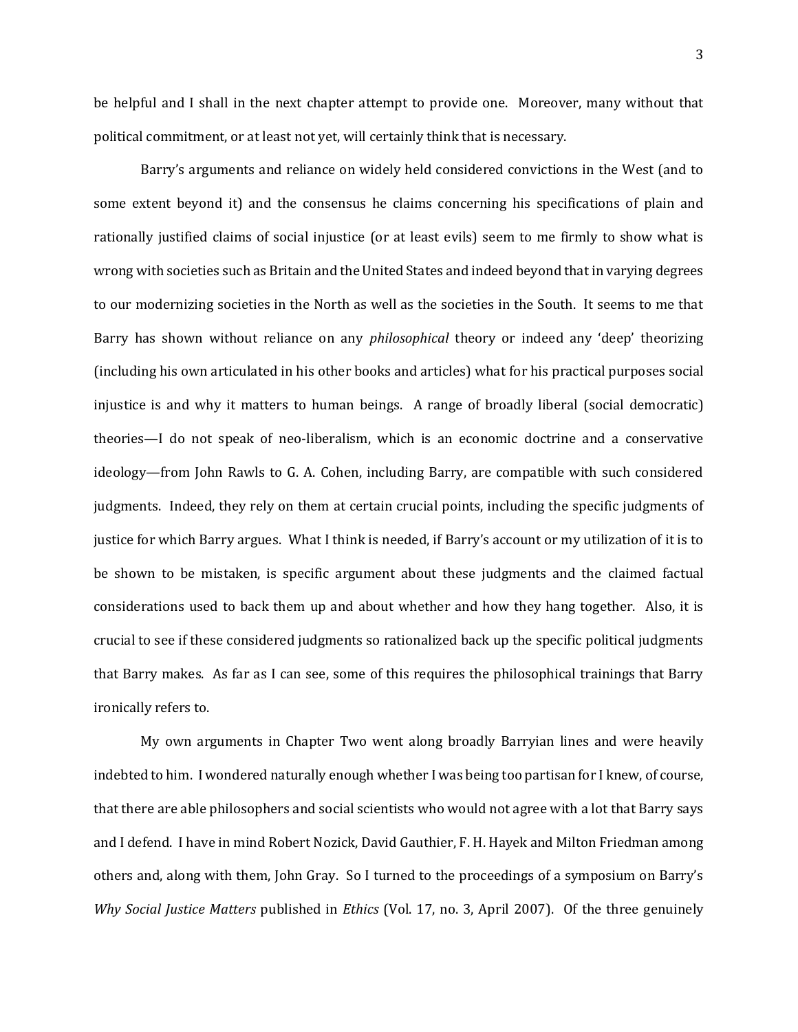be helpful and I shall in the next chapter attempt to provide one. Moreover, many without that political commitment, or at least not yet, will certainly think that is necessary.

Barry's arguments and reliance on widely held considered convictions in the West (and to some extent beyond it) and the consensus he claims concerning his specifications of plain and rationally justified claims of social injustice (or at least evils) seem to me firmly to show what is wrong with societies such as Britain and the United States and indeed beyond that in varying degrees to our modernizing societies in the North as well as the societies in the South. It seems to me that Barry has shown without reliance on any *philosophical* theory or indeed any 'deep' theorizing (including his own articulated in his other books and articles) what for his practical purposes social injustice is and why it matters to human beings. A range of broadly liberal (social democratic) theories—I do not speak of neo-liberalism, which is an economic doctrine and a conservative ideology—from John Rawls to G. A. Cohen, including Barry, are compatible with such considered judgments. Indeed, they rely on them at certain crucial points, including the specific judgments of justice for which Barry argues. What I think is needed, if Barry's account or my utilization of it is to be shown to be mistaken, is specific argument about these judgments and the claimed factual considerations used to back them up and about whether and how they hang together. Also, it is crucial to see if these considered judgments so rationalized back up the specific political judgments that Barry makes. As far as I can see, some of this requires the philosophical trainings that Barry ironically refers to.

My own arguments in Chapter Two went along broadly Barryian lines and were heavily indebted to him. I wondered naturally enough whether I was being too partisan for I knew, of course, that there are able philosophers and social scientists who would not agree with a lot that Barry says and I defend. I have in mind Robert Nozick, David Gauthier, F. H. Hayek and Milton Friedman among others and, along with them, John Gray. So I turned to the proceedings of a symposium on Barry's *Why Social Justice Matters* published in *Ethics* (Vol. 17, no. 3, April 2007). Of the three genuinely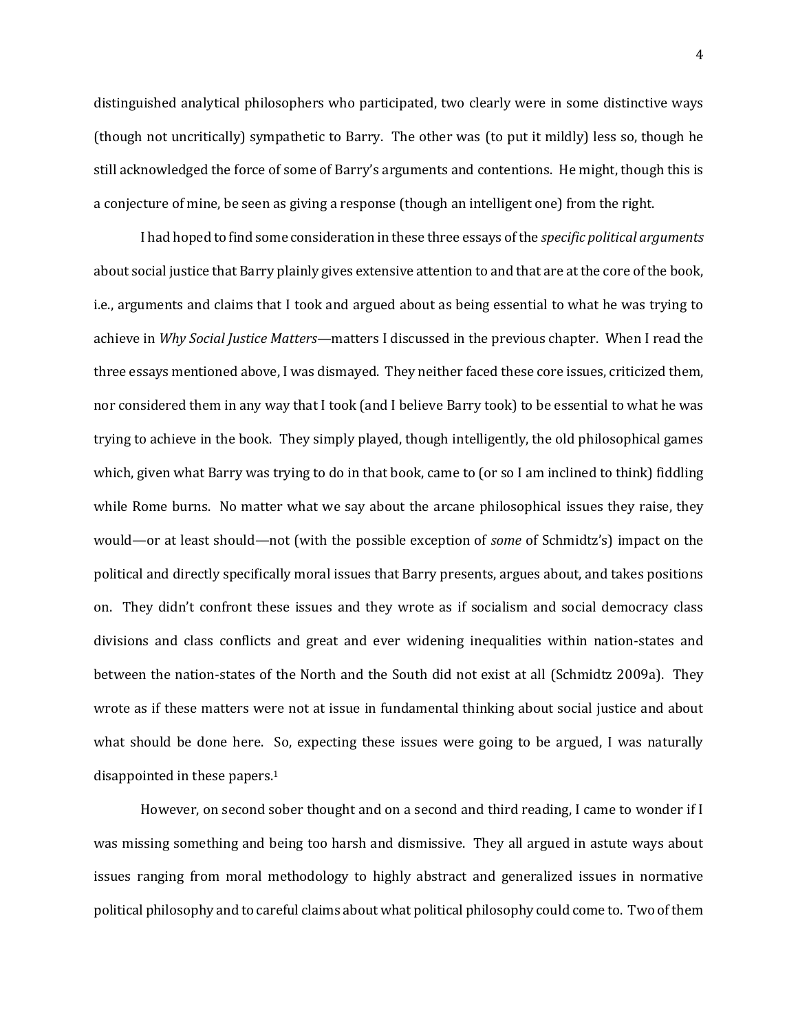distinguished analytical philosophers who participated, two clearly were in some distinctive ways (though not uncritically) sympathetic to Barry. The other was (to put it mildly) less so, though he still acknowledged the force of some of Barry's arguments and contentions. He might, though this is a conjecture of mine, be seen as giving a response (though an intelligent one) from the right.

I had hoped to find some consideration in these three essays of the *specific political arguments* about social justice that Barry plainly gives extensive attention to and that are at the core of the book, i.e., arguments and claims that I took and argued about as being essential to what he was trying to achieve in *Why Social Justice Matters*—matters I discussed in the previous chapter. When I read the three essays mentioned above, I was dismayed. They neither faced these core issues, criticized them, nor considered them in any way that I took (and I believe Barry took) to be essential to what he was trying to achieve in the book. They simply played, though intelligently, the old philosophical games which, given what Barry was trying to do in that book, came to (or so I am inclined to think) fiddling while Rome burns. No matter what we say about the arcane philosophical issues they raise, they would—or at least should—not (with the possible exception of *some* of Schmidtz's) impact on the political and directly specifically moral issues that Barry presents, argues about, and takes positions on. They didn't confront these issues and they wrote as if socialism and social democracy class divisions and class conflicts and great and ever widening inequalities within nation-states and between the nation-states of the North and the South did not exist at all (Schmidtz 2009a). They wrote as if these matters were not at issue in fundamental thinking about social justice and about what should be done here. So, expecting these issues were going to be argued, I was naturally disappointed in these papers.[1]

However, on second sober thought and on a second and third reading, I came to wonder if I was missing something and being too harsh and dismissive. They all argued in astute ways about issues ranging from moral methodology to highly abstract and generalized issues in normative political philosophy and to careful claims about what political philosophy could come to. Two of them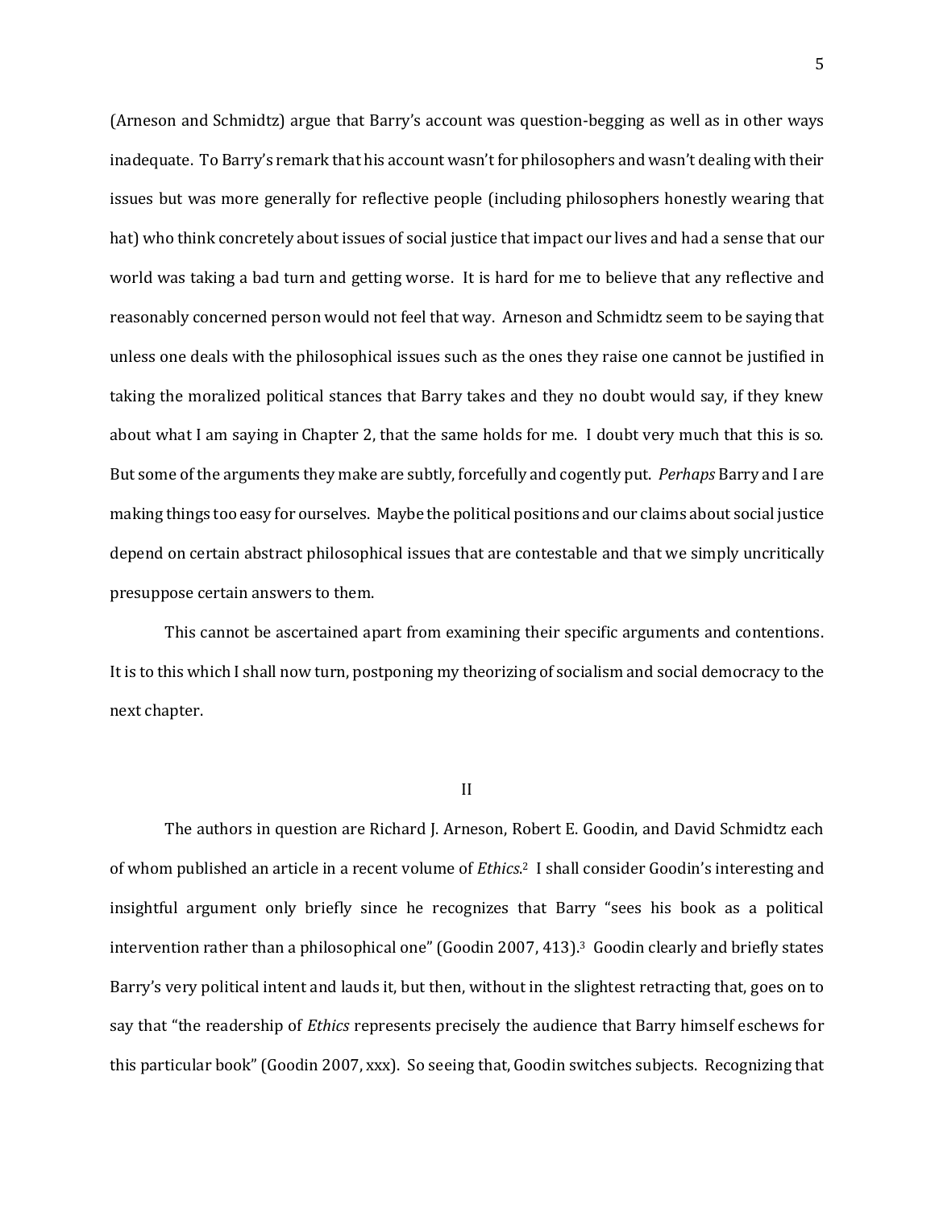(Arneson and Schmidtz) argue that Barry's account was question-begging as well as in other ways inadequate. To Barry's remark that his account wasn't for philosophers and wasn't dealing with their issues but was more generally for reflective people (including philosophers honestly wearing that hat) who think concretely about issues of social justice that impact our lives and had a sense that our world was taking a bad turn and getting worse. It is hard for me to believe that any reflective and reasonably concerned person would not feel that way. Arneson and Schmidtz seem to be saying that unless one deals with the philosophical issues such as the ones they raise one cannot be justified in taking the moralized political stances that Barry takes and they no doubt would say, if they knew about what I am saying in Chapter 2, that the same holds for me. I doubt very much that this is so. But some of the arguments they make are subtly, forcefully and cogently put. *Perhaps* Barry and I are making things too easy for ourselves. Maybe the political positions and our claims about social justice depend on certain abstract philosophical issues that are contestable and that we simply uncritically presuppose certain answers to them.

This cannot be ascertained apart from examining their specific arguments and contentions. It is to this which I shall now turn, postponing my theorizing of socialism and social democracy to the next chapter.

## II

The authors in question are Richard J. Arneson, Robert E. Goodin, and David Schmidtz each of whom published an article in a recent volume of *Ethics*.[2] I shall consider Goodin's interesting and insightful argument only briefly since he recognizes that Barry "sees his book as a political intervention rather than a philosophical one" (Goodin 2007, 413).[3] Goodin clearly and briefly states Barry's very political intent and lauds it, but then, without in the slightest retracting that, goes on to say that "the readership of *Ethics* represents precisely the audience that Barry himself eschews for this particular book" (Goodin 2007, xxx). So seeing that, Goodin switches subjects. Recognizing that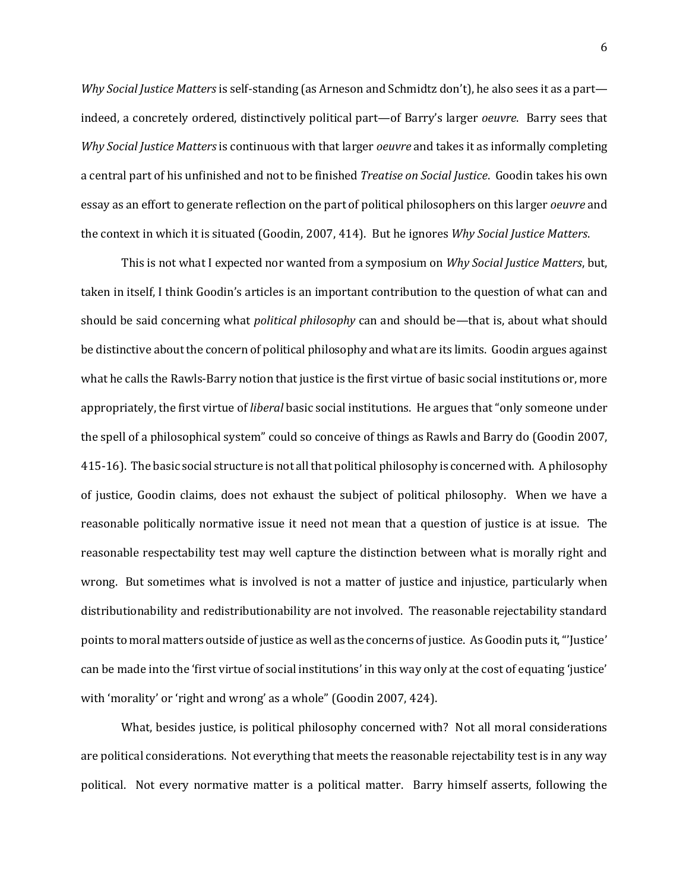*Why Social Justice Matters* is self-standing (as Arneson and Schmidtz don't), he also sees it as a part—indeed, a concretely ordered, distinctively political part—of Barry's larger *oeuvre*. Barry sees that *Why Social Justice Matters* is continuous with that larger *oeuvre* and takes it as informally completing a central part of his unfinished and not to be finished *Treatise on Social Justice*. Goodin takes his own essay as an effort to generate reflection on the part of political philosophers on this larger *oeuvre* and the context in which it is situated (Goodin, 2007, 414). But he ignores *Why Social Justice Matters*.

This is not what I expected nor wanted from a symposium on *Why Social Justice Matters*, but, taken in itself, I think Goodin's articles is an important contribution to the question of what can and should be said concerning what *political philosophy* can and should be—that is, about what should be distinctive about the concern of political philosophy and what are its limits. Goodin argues against what he calls the Rawls-Barry notion that justice is the first virtue of basic social institutions or, more appropriately, the first virtue of *liberal* basic social institutions. He argues that "only someone under the spell of a philosophical system" could so conceive of things as Rawls and Barry do (Goodin 2007, 415-16). The basic social structure is not all that political philosophy is concerned with. A philosophy of justice, Goodin claims, does not exhaust the subject of political philosophy. When we have a reasonable politically normative issue it need not mean that a question of justice is at issue. The reasonable respectability test may well capture the distinction between what is morally right and wrong. But sometimes what is involved is not a matter of justice and injustice, particularly when distributionability and redistributionability are not involved. The reasonable rejectability standard points to moral matters outside of justice as well as the concerns of justice. As Goodin puts it, "'Justice' can be made into the 'first virtue of social institutions' in this way only at the cost of equating 'justice' with 'morality' or 'right and wrong' as a whole" (Goodin 2007, 424).

What, besides justice, is political philosophy concerned with? Not all moral considerations are political considerations. Not everything that meets the reasonable rejectability test is in any way political. Not every normative matter is a political matter. Barry himself asserts, following the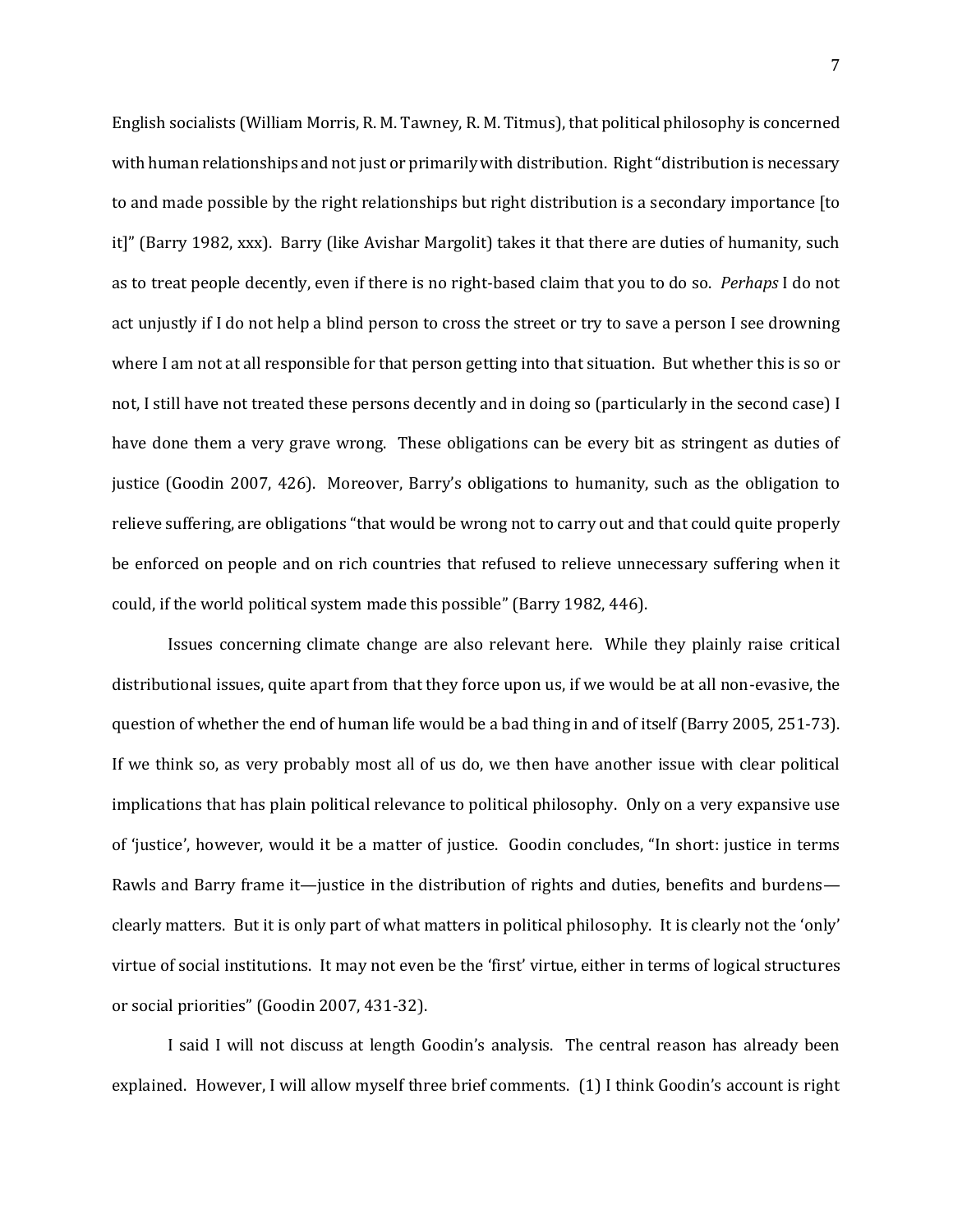English socialists (William Morris, R. M. Tawney, R. M. Titmus), that political philosophy is concerned with human relationships and not just or primarily with distribution. Right "distribution is necessary to and made possible by the right relationships but right distribution is a secondary importance [to it]" (Barry 1982, xxx). Barry (like Avishar Margolit) takes it that there are duties of humanity, such as to treat people decently, even if there is no right-based claim that you to do so. *Perhaps* I do not act unjustly if I do not help a blind person to cross the street or try to save a person I see drowning where I am not at all responsible for that person getting into that situation. But whether this is so or not, I still have not treated these persons decently and in doing so (particularly in the second case) I have done them a very grave wrong. These obligations can be every bit as stringent as duties of justice (Goodin 2007, 426). Moreover, Barry's obligations to humanity, such as the obligation to relieve suffering, are obligations "that would be wrong not to carry out and that could quite properly be enforced on people and on rich countries that refused to relieve unnecessary suffering when it could, if the world political system made this possible" (Barry 1982, 446).

Issues concerning climate change are also relevant here. While they plainly raise critical distributional issues, quite apart from that they force upon us, if we would be at all non-evasive, the question of whether the end of human life would be a bad thing in and of itself (Barry 2005, 251-73). If we think so, as very probably most all of us do, we then have another issue with clear political implications that has plain political relevance to political philosophy. Only on a very expansive use of 'justice', however, would it be a matter of justice. Goodin concludes, "In short: justice in terms Rawls and Barry frame it—justice in the distribution of rights and duties, benefits and burdens—clearly matters. But it is only part of what matters in political philosophy. It is clearly not the 'only' virtue of social institutions. It may not even be the 'first' virtue, either in terms of logical structures or social priorities" (Goodin 2007, 431-32).

I said I will not discuss at length Goodin's analysis. The central reason has already been explained. However, I will allow myself three brief comments. (1) I think Goodin's account is right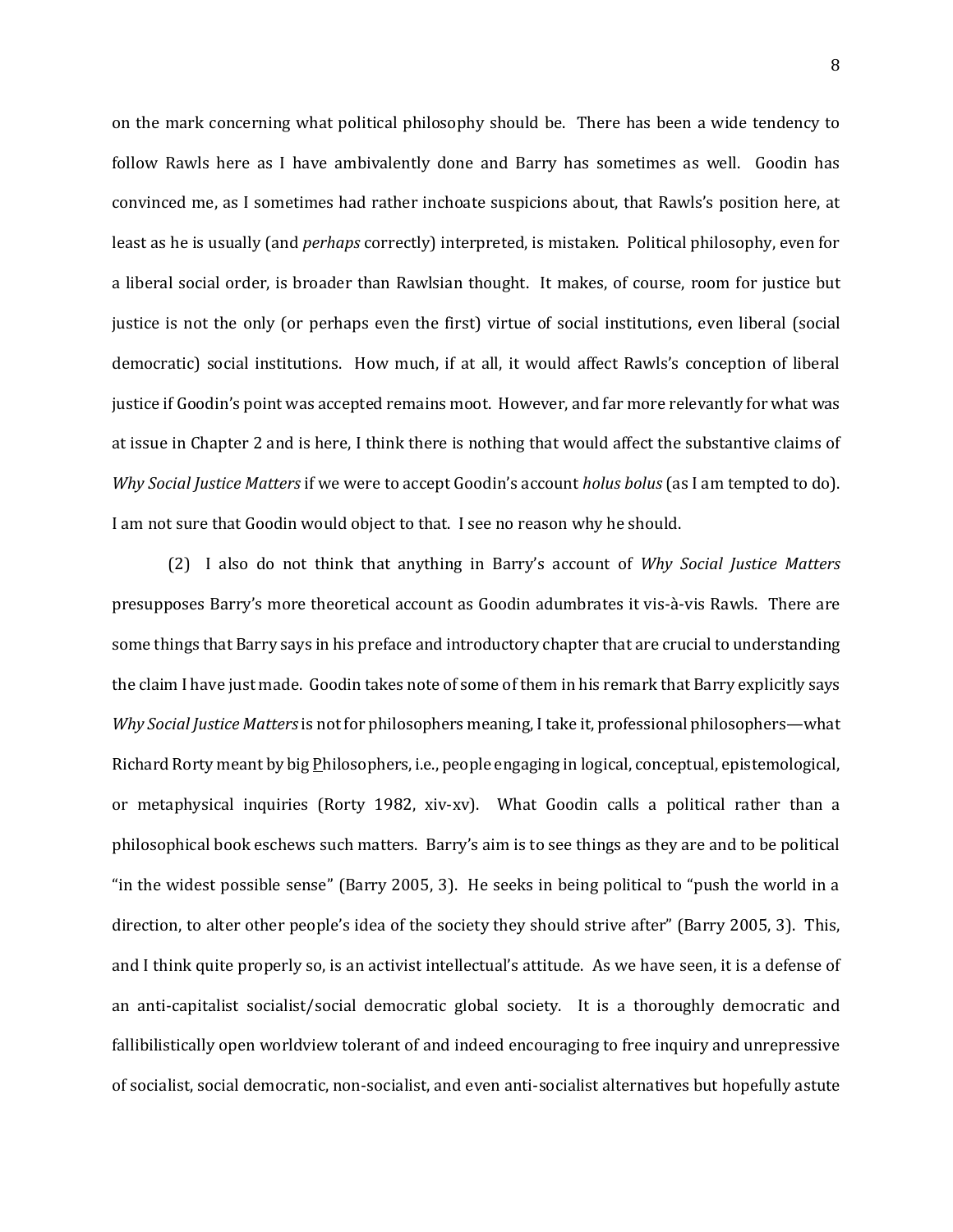on the mark concerning what political philosophy should be. There has been a wide tendency to follow Rawls here as I have ambivalently done and Barry has sometimes as well. Goodin has convinced me, as I sometimes had rather inchoate suspicions about, that Rawls's position here, at least as he is usually (and *perhaps* correctly) interpreted, is mistaken. Political philosophy, even for a liberal social order, is broader than Rawlsian thought. It makes, of course, room for justice but justice is not the only (or perhaps even the first) virtue of social institutions, even liberal (social democratic) social institutions. How much, if at all, it would affect Rawls's conception of liberal justice if Goodin's point was accepted remains moot. However, and far more relevantly for what was at issue in Chapter 2 and is here, I think there is nothing that would affect the substantive claims of *Why Social Justice Matters* if we were to accept Goodin's account *holus bolus* (as I am tempted to do). I am not sure that Goodin would object to that. I see no reason why he should.

(2) I also do not think that anything in Barry's account of *Why Social Justice Matters* presupposes Barry's more theoretical account as Goodin adumbrates it vis-à-vis Rawls. There are some things that Barry says in his preface and introductory chapter that are crucial to understanding the claim I have just made. Goodin takes note of some of them in his remark that Barry explicitly says *Why Social Justice Matters* is not for philosophers meaning, I take it, professional philosophers—what Richard Rorty meant by big <u>P</u>hilosophers, i.e., people engaging in logical, conceptual, epistemological, or metaphysical inquiries (Rorty 1982, xiv-xv). What Goodin calls a political rather than a philosophical book eschews such matters. Barry's aim is to see things as they are and to be political "in the widest possible sense" (Barry 2005, 3). He seeks in being political to "push the world in a direction, to alter other people's idea of the society they should strive after" (Barry 2005, 3). This, and I think quite properly so, is an activist intellectual's attitude. As we have seen, it is a defense of an anti-capitalist socialist/social democratic global society. It is a thoroughly democratic and fallibilistically open worldview tolerant of and indeed encouraging to free inquiry and unrepressive of socialist, social democratic, non-socialist, and even anti-socialist alternatives but hopefully astute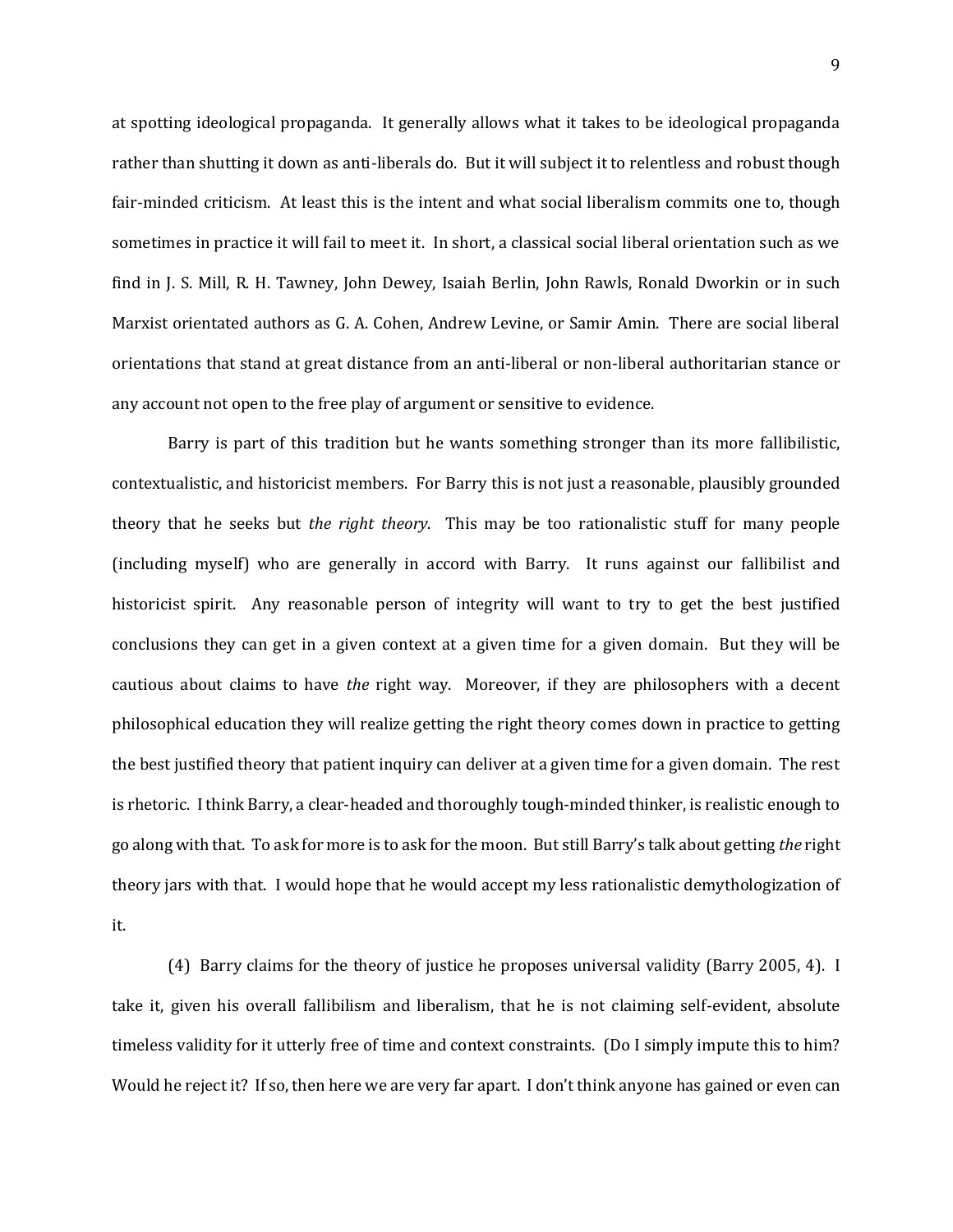at spotting ideological propaganda. It generally allows what it takes to be ideological propaganda rather than shutting it down as anti-liberals do. But it will subject it to relentless and robust though fair-minded criticism. At least this is the intent and what social liberalism commits one to, though sometimes in practice it will fail to meet it. In short, a classical social liberal orientation such as we find in J. S. Mill, R. H. Tawney, John Dewey, Isaiah Berlin, John Rawls, Ronald Dworkin or in such Marxist orientated authors as G. A. Cohen, Andrew Levine, or Samir Amin. There are social liberal orientations that stand at great distance from an anti-liberal or non-liberal authoritarian stance or any account not open to the free play of argument or sensitive to evidence.

Barry is part of this tradition but he wants something stronger than its more fallibilistic, contextualistic, and historicist members. For Barry this is not just a reasonable, plausibly grounded theory that he seeks but *the right theory*. This may be too rationalistic stuff for many people (including myself) who are generally in accord with Barry. It runs against our fallibilist and historicist spirit. Any reasonable person of integrity will want to try to get the best justified conclusions they can get in a given context at a given time for a given domain. But they will be cautious about claims to have *the* right way. Moreover, if they are philosophers with a decent philosophical education they will realize getting the right theory comes down in practice to getting the best justified theory that patient inquiry can deliver at a given time for a given domain. The rest is rhetoric. I think Barry, a clear-headed and thoroughly tough-minded thinker, is realistic enough to go along with that. To ask for more is to ask for the moon. But still Barry's talk about getting *the* right theory jars with that. I would hope that he would accept my less rationalistic demythologization of it.

(4) Barry claims for the theory of justice he proposes universal validity (Barry 2005, 4). I take it, given his overall fallibilism and liberalism, that he is not claiming self-evident, absolute timeless validity for it utterly free of time and context constraints. (Do I simply impute this to him? Would he reject it? If so, then here we are very far apart. I don't think anyone has gained or even can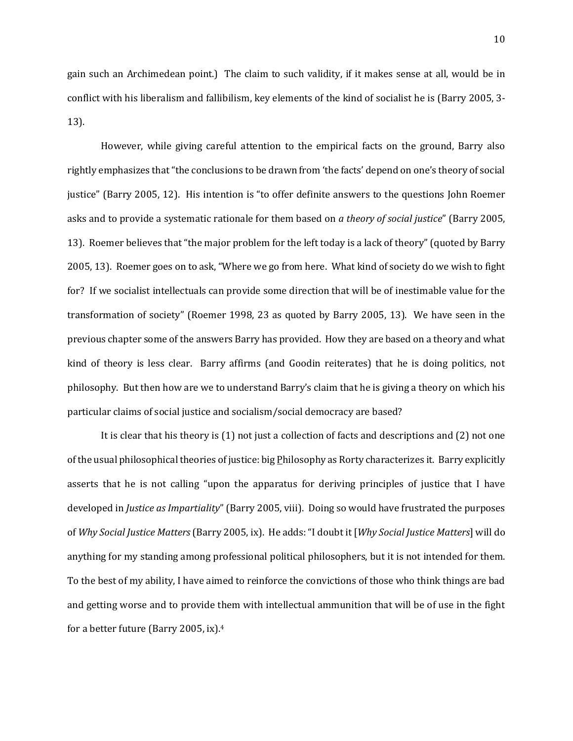gain such an Archimedean point.) The claim to such validity, if it makes sense at all, would be in conflict with his liberalism and fallibilism, key elements of the kind of socialist he is (Barry 2005, 3-13).

However, while giving careful attention to the empirical facts on the ground, Barry also rightly emphasizes that "the conclusions to be drawn from 'the facts' depend on one's theory of social justice" (Barry 2005, 12). His intention is "to offer definite answers to the questions John Roemer asks and to provide a systematic rationale for them based on *a theory of social justice*" (Barry 2005, 13). Roemer believes that "the major problem for the left today is a lack of theory" (quoted by Barry 2005, 13). Roemer goes on to ask, "Where we go from here. What kind of society do we wish to fight for? If we socialist intellectuals can provide some direction that will be of inestimable value for the transformation of society" (Roemer 1998, 23 as quoted by Barry 2005, 13). We have seen in the previous chapter some of the answers Barry has provided. How they are based on a theory and what kind of theory is less clear. Barry affirms (and Goodin reiterates) that he is doing politics, not philosophy. But then how are we to understand Barry's claim that he is giving a theory on which his particular claims of social justice and socialism/social democracy are based?

It is clear that his theory is (1) not just a collection of facts and descriptions and (2) not one of the usual philosophical theories of justice: big Philosophy as Rorty characterizes it. Barry explicitly asserts that he is not calling "upon the apparatus for deriving principles of justice that I have developed in *Justice as Impartiality*" (Barry 2005, viii). Doing so would have frustrated the purposes of *Why Social Justice Matters* (Barry 2005, ix). He adds: "I doubt it [*Why Social Justice Matters*] will do anything for my standing among professional political philosophers, but it is not intended for them. To the best of my ability, I have aimed to reinforce the convictions of those who think things are bad and getting worse and to provide them with intellectual ammunition that will be of use in the fight for a better future (Barry 2005, ix).[4]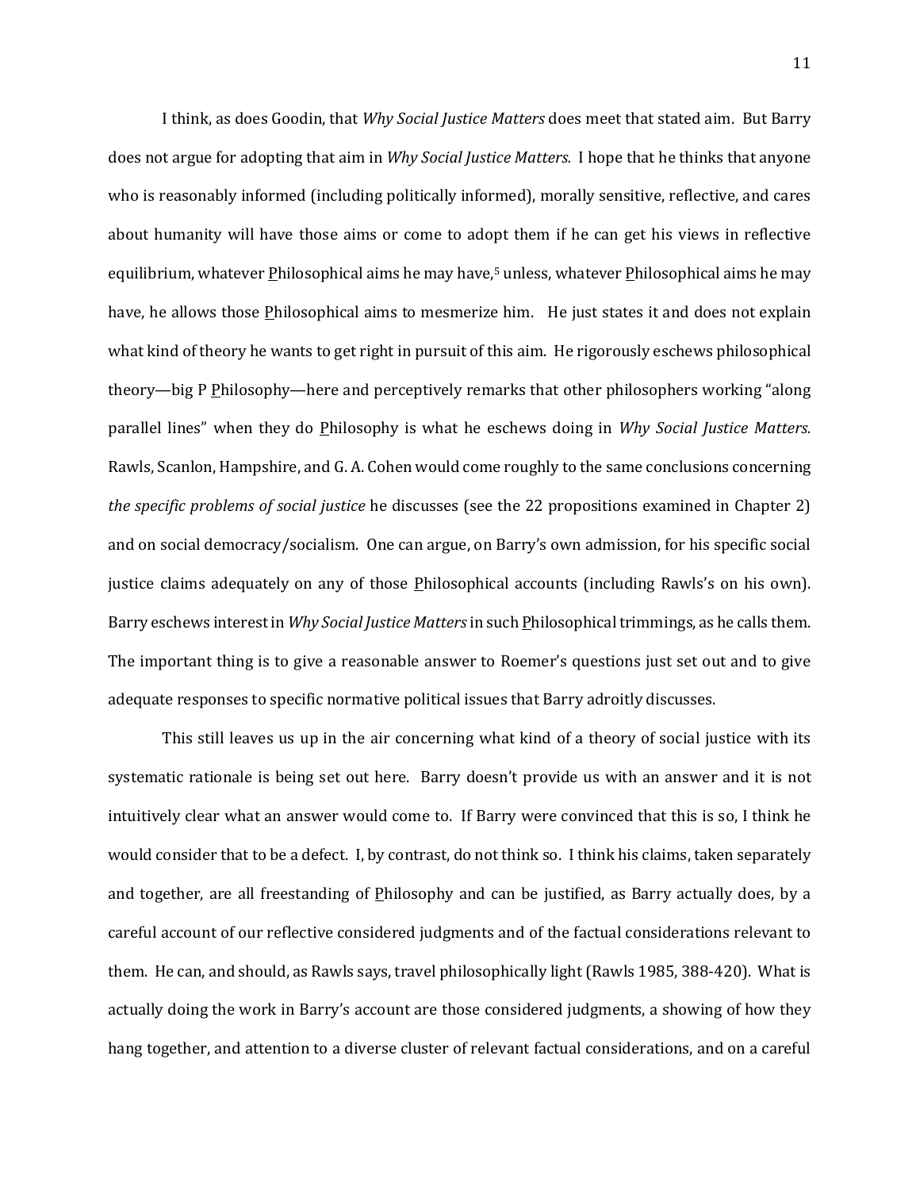I think, as does Goodin, that *Why Social Justice Matters* does meet that stated aim. But Barry does not argue for adopting that aim in *Why Social Justice Matters.* I hope that he thinks that anyone who is reasonably informed (including politically informed), morally sensitive, reflective, and cares about humanity will have those aims or come to adopt them if he can get his views in reflective equilibrium, whatever Philosophical aims he may have,[5] unless, whatever Philosophical aims he may have, he allows those Philosophical aims to mesmerize him. He just states it and does not explain what kind of theory he wants to get right in pursuit of this aim. He rigorously eschews philosophical theory—big P Philosophy—here and perceptively remarks that other philosophers working "along parallel lines" when they do Philosophy is what he eschews doing in *Why Social Justice Matters.* Rawls, Scanlon, Hampshire, and G. A. Cohen would come roughly to the same conclusions concerning *the specific problems of social justice* he discusses (see the 22 propositions examined in Chapter 2) and on social democracy/socialism. One can argue, on Barry's own admission, for his specific social justice claims adequately on any of those Philosophical accounts (including Rawls's on his own). Barry eschews interest in *Why Social Justice Matters* in such Philosophical trimmings, as he calls them. The important thing is to give a reasonable answer to Roemer's questions just set out and to give adequate responses to specific normative political issues that Barry adroitly discusses.

This still leaves us up in the air concerning what kind of a theory of social justice with its systematic rationale is being set out here. Barry doesn't provide us with an answer and it is not intuitively clear what an answer would come to. If Barry were convinced that this is so, I think he would consider that to be a defect. I, by contrast, do not think so. I think his claims, taken separately and together, are all freestanding of Philosophy and can be justified, as Barry actually does, by a careful account of our reflective considered judgments and of the factual considerations relevant to them. He can, and should, as Rawls says, travel philosophically light (Rawls 1985, 388-420). What is actually doing the work in Barry's account are those considered judgments, a showing of how they hang together, and attention to a diverse cluster of relevant factual considerations, and on a careful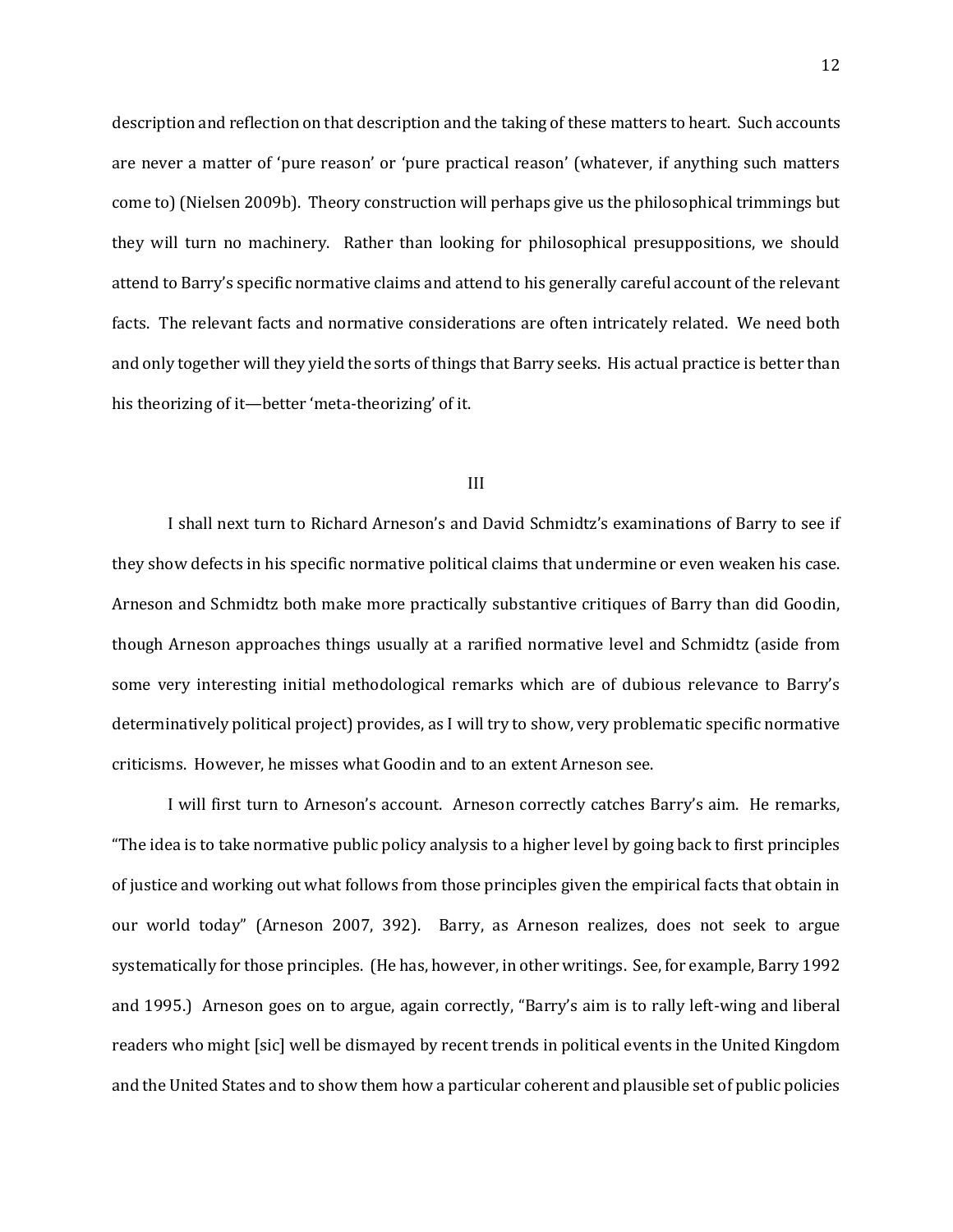description and reflection on that description and the taking of these matters to heart. Such accounts are never a matter of 'pure reason' or 'pure practical reason' (whatever, if anything such matters come to) (Nielsen 2009b). Theory construction will perhaps give us the philosophical trimmings but they will turn no machinery. Rather than looking for philosophical presuppositions, we should attend to Barry's specific normative claims and attend to his generally careful account of the relevant facts. The relevant facts and normative considerations are often intricately related. We need both and only together will they yield the sorts of things that Barry seeks. His actual practice is better than his theorizing of it—better 'meta-theorizing' of it.

## III

I shall next turn to Richard Arneson's and David Schmidtz's examinations of Barry to see if they show defects in his specific normative political claims that undermine or even weaken his case. Arneson and Schmidtz both make more practically substantive critiques of Barry than did Goodin, though Arneson approaches things usually at a rarified normative level and Schmidtz (aside from some very interesting initial methodological remarks which are of dubious relevance to Barry's determinatively political project) provides, as I will try to show, very problematic specific normative criticisms. However, he misses what Goodin and to an extent Arneson see.

I will first turn to Arneson's account. Arneson correctly catches Barry's aim. He remarks, "The idea is to take normative public policy analysis to a higher level by going back to first principles of justice and working out what follows from those principles given the empirical facts that obtain in our world today" (Arneson 2007, 392). Barry, as Arneson realizes, does not seek to argue systematically for those principles. (He has, however, in other writings. See, for example, Barry 1992 and 1995.) Arneson goes on to argue, again correctly, "Barry's aim is to rally left-wing and liberal readers who might [sic] well be dismayed by recent trends in political events in the United Kingdom and the United States and to show them how a particular coherent and plausible set of public policies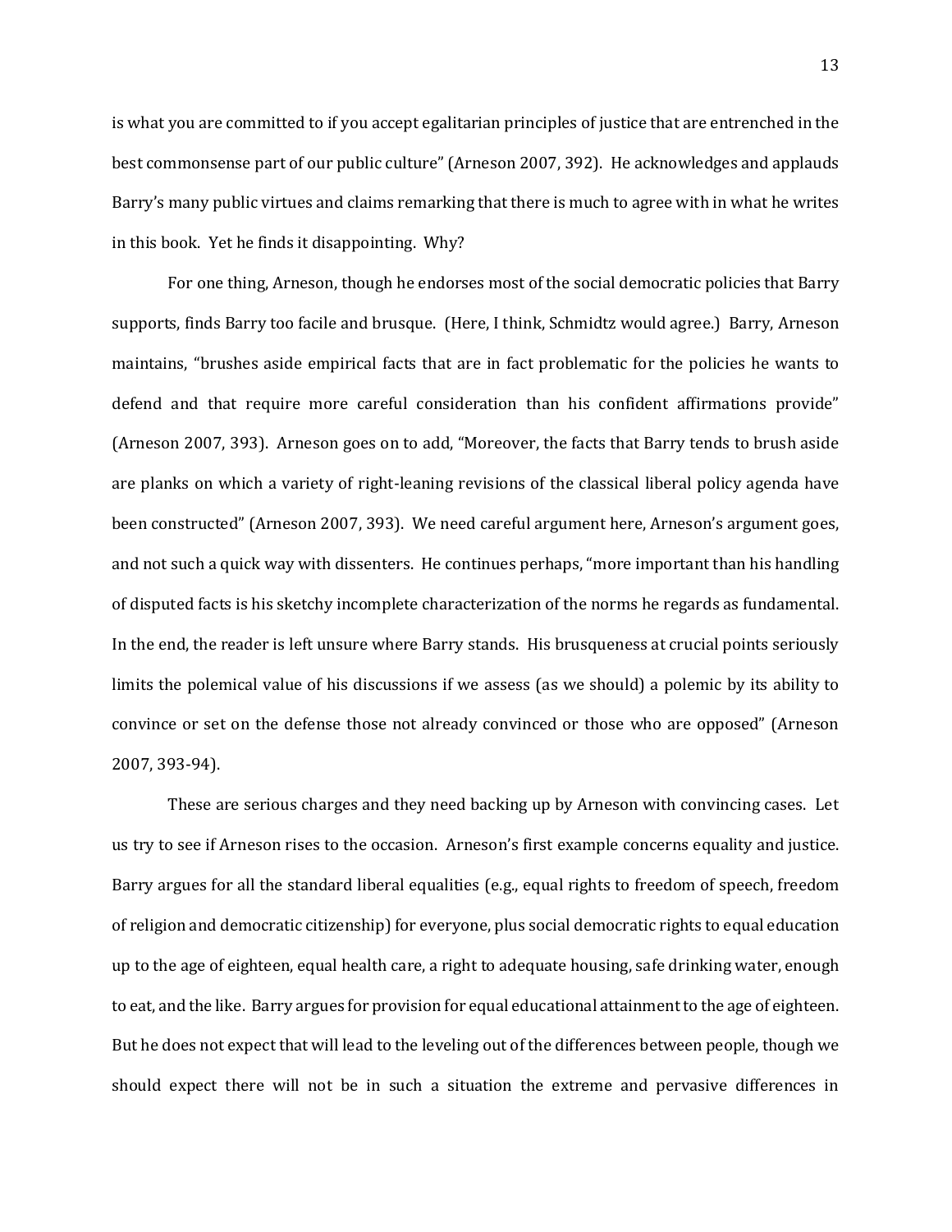is what you are committed to if you accept egalitarian principles of justice that are entrenched in the best commonsense part of our public culture" (Arneson 2007, 392). He acknowledges and applauds Barry's many public virtues and claims remarking that there is much to agree with in what he writes in this book. Yet he finds it disappointing. Why?

For one thing, Arneson, though he endorses most of the social democratic policies that Barry supports, finds Barry too facile and brusque. (Here, I think, Schmidtz would agree.) Barry, Arneson maintains, "brushes aside empirical facts that are in fact problematic for the policies he wants to defend and that require more careful consideration than his confident affirmations provide" (Arneson 2007, 393). Arneson goes on to add, "Moreover, the facts that Barry tends to brush aside are planks on which a variety of right-leaning revisions of the classical liberal policy agenda have been constructed" (Arneson 2007, 393). We need careful argument here, Arneson's argument goes, and not such a quick way with dissenters. He continues perhaps, "more important than his handling of disputed facts is his sketchy incomplete characterization of the norms he regards as fundamental. In the end, the reader is left unsure where Barry stands. His brusqueness at crucial points seriously limits the polemical value of his discussions if we assess (as we should) a polemic by its ability to convince or set on the defense those not already convinced or those who are opposed" (Arneson 2007, 393-94).

These are serious charges and they need backing up by Arneson with convincing cases. Let us try to see if Arneson rises to the occasion. Arneson's first example concerns equality and justice. Barry argues for all the standard liberal equalities (e.g., equal rights to freedom of speech, freedom of religion and democratic citizenship) for everyone, plus social democratic rights to equal education up to the age of eighteen, equal health care, a right to adequate housing, safe drinking water, enough to eat, and the like. Barry argues for provision for equal educational attainment to the age of eighteen. But he does not expect that will lead to the leveling out of the differences between people, though we should expect there will not be in such a situation the extreme and pervasive differences in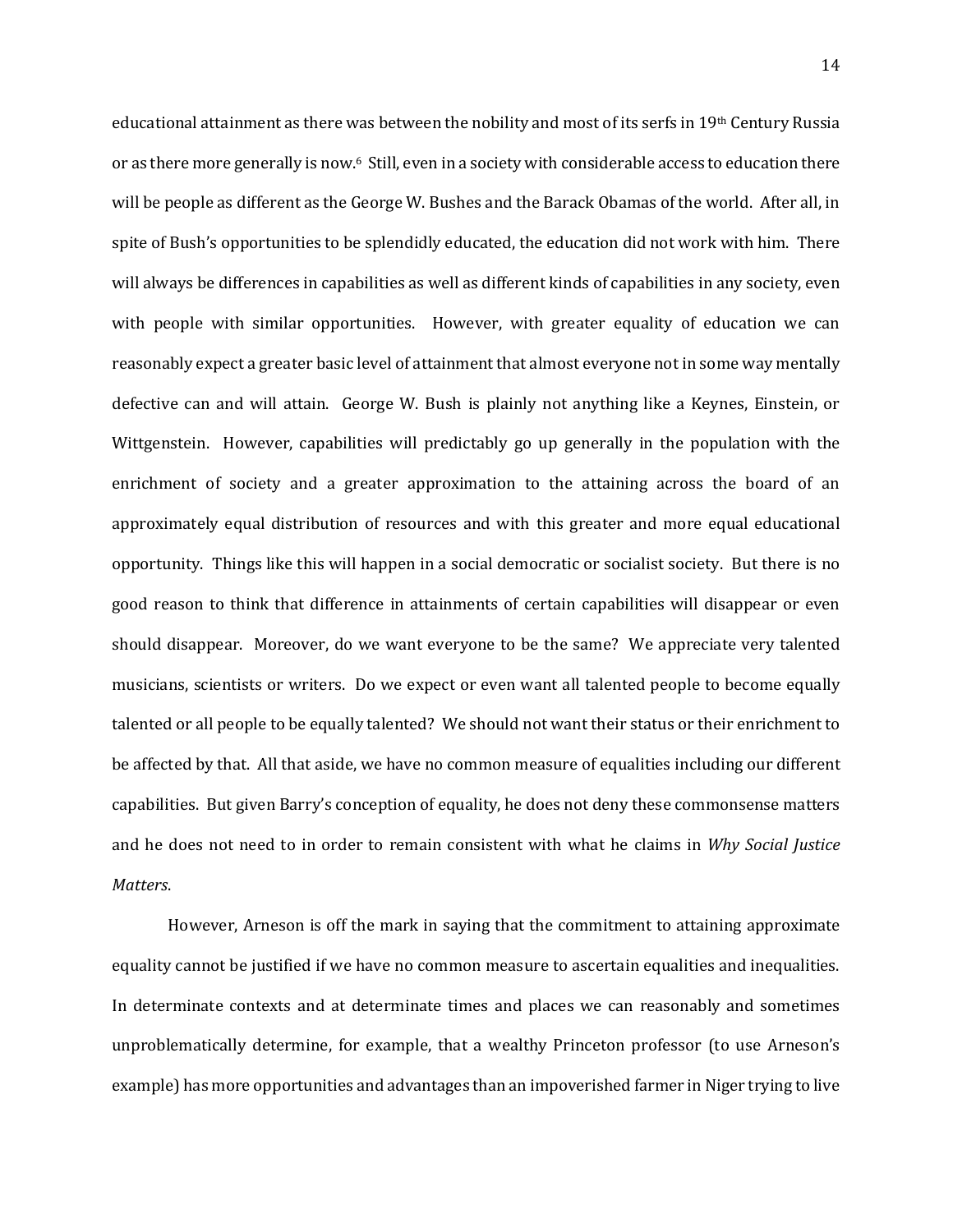educational attainment as there was between the nobility and most of its serfs in 19th Century Russia or as there more generally is now.[6] Still, even in a society with considerable access to education there will be people as different as the George W. Bushes and the Barack Obamas of the world. After all, in spite of Bush's opportunities to be splendidly educated, the education did not work with him. There will always be differences in capabilities as well as different kinds of capabilities in any society, even with people with similar opportunities. However, with greater equality of education we can reasonably expect a greater basic level of attainment that almost everyone not in some way mentally defective can and will attain. George W. Bush is plainly not anything like a Keynes, Einstein, or Wittgenstein. However, capabilities will predictably go up generally in the population with the enrichment of society and a greater approximation to the attaining across the board of an approximately equal distribution of resources and with this greater and more equal educational opportunity. Things like this will happen in a social democratic or socialist society. But there is no good reason to think that difference in attainments of certain capabilities will disappear or even should disappear. Moreover, do we want everyone to be the same? We appreciate very talented musicians, scientists or writers. Do we expect or even want all talented people to become equally talented or all people to be equally talented? We should not want their status or their enrichment to be affected by that. All that aside, we have no common measure of equalities including our different capabilities. But given Barry's conception of equality, he does not deny these commonsense matters and he does not need to in order to remain consistent with what he claims in *Why Social Justice Matters*.

However, Arneson is off the mark in saying that the commitment to attaining approximate equality cannot be justified if we have no common measure to ascertain equalities and inequalities. In determinate contexts and at determinate times and places we can reasonably and sometimes unproblematically determine, for example, that a wealthy Princeton professor (to use Arneson's example) has more opportunities and advantages than an impoverished farmer in Niger trying to live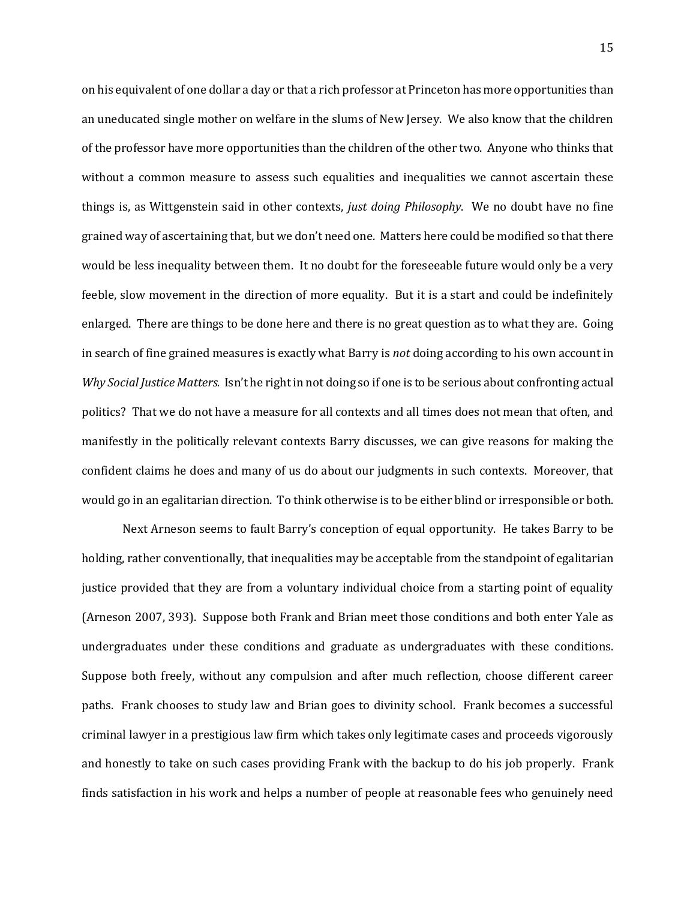on his equivalent of one dollar a day or that a rich professor at Princeton has more opportunities than an uneducated single mother on welfare in the slums of New Jersey. We also know that the children of the professor have more opportunities than the children of the other two. Anyone who thinks that without a common measure to assess such equalities and inequalities we cannot ascertain these things is, as Wittgenstein said in other contexts, *just doing Philosophy*. We no doubt have no fine grained way of ascertaining that, but we don't need one. Matters here could be modified so that there would be less inequality between them. It no doubt for the foreseeable future would only be a very feeble, slow movement in the direction of more equality. But it is a start and could be indefinitely enlarged. There are things to be done here and there is no great question as to what they are. Going in search of fine grained measures is exactly what Barry is *not* doing according to his own account in *Why Social Justice Matters.* Isn't he right in not doing so if one is to be serious about confronting actual politics? That we do not have a measure for all contexts and all times does not mean that often, and manifestly in the politically relevant contexts Barry discusses, we can give reasons for making the confident claims he does and many of us do about our judgments in such contexts. Moreover, that would go in an egalitarian direction. To think otherwise is to be either blind or irresponsible or both.

Next Arneson seems to fault Barry's conception of equal opportunity. He takes Barry to be holding, rather conventionally, that inequalities may be acceptable from the standpoint of egalitarian justice provided that they are from a voluntary individual choice from a starting point of equality (Arneson 2007, 393). Suppose both Frank and Brian meet those conditions and both enter Yale as undergraduates under these conditions and graduate as undergraduates with these conditions. Suppose both freely, without any compulsion and after much reflection, choose different career paths. Frank chooses to study law and Brian goes to divinity school. Frank becomes a successful criminal lawyer in a prestigious law firm which takes only legitimate cases and proceeds vigorously and honestly to take on such cases providing Frank with the backup to do his job properly. Frank finds satisfaction in his work and helps a number of people at reasonable fees who genuinely need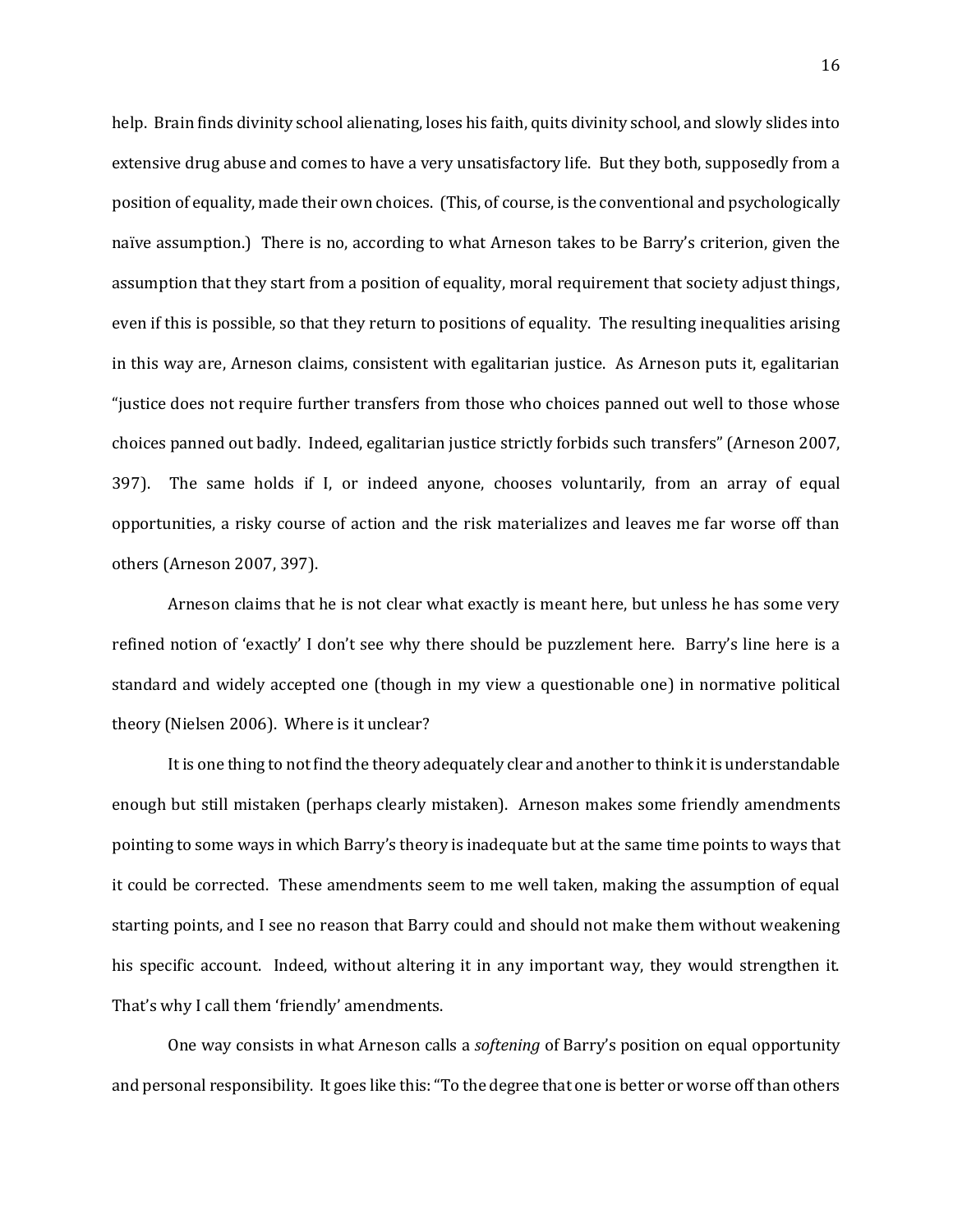help. Brain finds divinity school alienating, loses his faith, quits divinity school, and slowly slides into extensive drug abuse and comes to have a very unsatisfactory life. But they both, supposedly from a position of equality, made their own choices. (This, of course, is the conventional and psychologically naïve assumption.) There is no, according to what Arneson takes to be Barry's criterion, given the assumption that they start from a position of equality, moral requirement that society adjust things, even if this is possible, so that they return to positions of equality. The resulting inequalities arising in this way are, Arneson claims, consistent with egalitarian justice. As Arneson puts it, egalitarian "justice does not require further transfers from those who choices panned out well to those whose choices panned out badly. Indeed, egalitarian justice strictly forbids such transfers" (Arneson 2007, 397). The same holds if I, or indeed anyone, chooses voluntarily, from an array of equal opportunities, a risky course of action and the risk materializes and leaves me far worse off than others (Arneson 2007, 397).

Arneson claims that he is not clear what exactly is meant here, but unless he has some very refined notion of 'exactly' I don't see why there should be puzzlement here. Barry's line here is a standard and widely accepted one (though in my view a questionable one) in normative political theory (Nielsen 2006). Where is it unclear?

It is one thing to not find the theory adequately clear and another to think it is understandable enough but still mistaken (perhaps clearly mistaken). Arneson makes some friendly amendments pointing to some ways in which Barry's theory is inadequate but at the same time points to ways that it could be corrected. These amendments seem to me well taken, making the assumption of equal starting points, and I see no reason that Barry could and should not make them without weakening his specific account. Indeed, without altering it in any important way, they would strengthen it. That's why I call them 'friendly' amendments.

One way consists in what Arneson calls a *softening* of Barry's position on equal opportunity and personal responsibility. It goes like this: "To the degree that one is better or worse off than others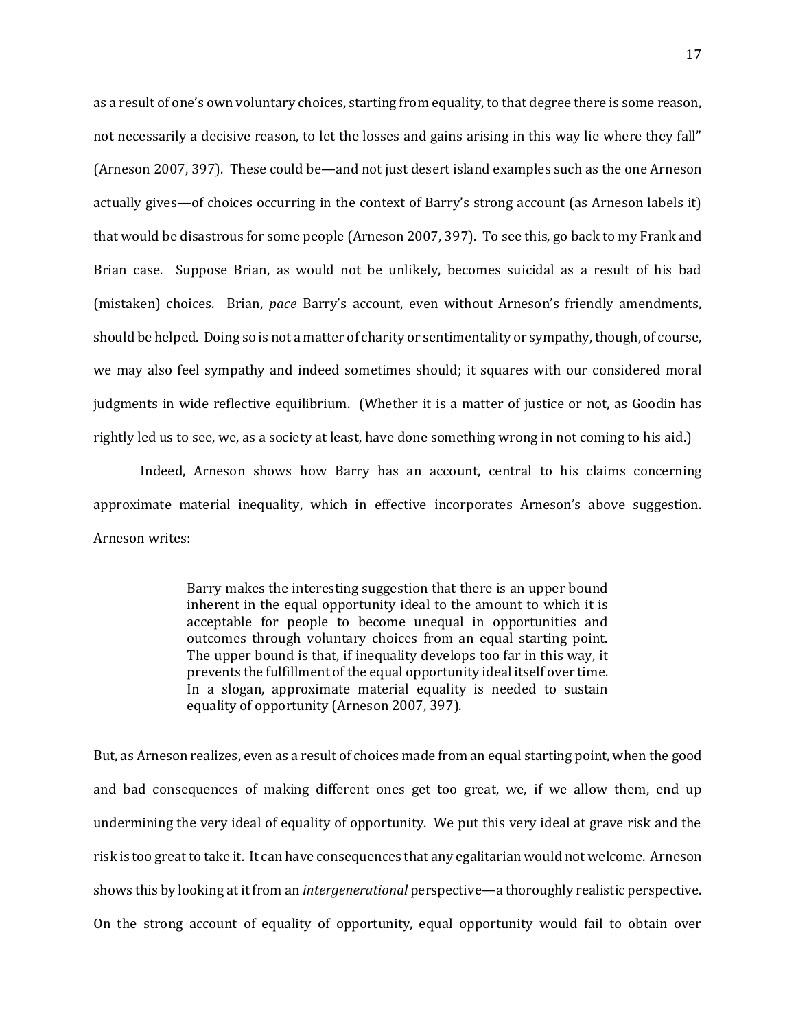as a result of one's own voluntary choices, starting from equality, to that degree there is some reason, not necessarily a decisive reason, to let the losses and gains arising in this way lie where they fall" (Arneson 2007, 397). These could be—and not just desert island examples such as the one Arneson actually gives—of choices occurring in the context of Barry's strong account (as Arneson labels it) that would be disastrous for some people (Arneson 2007, 397). To see this, go back to my Frank and Brian case. Suppose Brian, as would not be unlikely, becomes suicidal as a result of his bad (mistaken) choices. Brian, *pace* Barry's account, even without Arneson's friendly amendments, should be helped. Doing so is not a matter of charity or sentimentality or sympathy, though, of course, we may also feel sympathy and indeed sometimes should; it squares with our considered moral judgments in wide reflective equilibrium. (Whether it is a matter of justice or not, as Goodin has rightly led us to see, we, as a society at least, have done something wrong in not coming to his aid.)

Indeed, Arneson shows how Barry has an account, central to his claims concerning approximate material inequality, which in effective incorporates Arneson's above suggestion. Arneson writes:

> Barry makes the interesting suggestion that there is an upper bound inherent in the equal opportunity ideal to the amount to which it is acceptable for people to become unequal in opportunities and outcomes through voluntary choices from an equal starting point. The upper bound is that, if inequality develops too far in this way, it prevents the fulfillment of the equal opportunity ideal itself over time. In a slogan, approximate material equality is needed to sustain equality of opportunity (Arneson 2007, 397).

But, as Arneson realizes, even as a result of choices made from an equal starting point, when the good and bad consequences of making different ones get too great, we, if we allow them, end up undermining the very ideal of equality of opportunity. We put this very ideal at grave risk and the risk is too great to take it. It can have consequences that any egalitarian would not welcome. Arneson shows this by looking at it from an *intergenerational* perspective—a thoroughly realistic perspective. On the strong account of equality of opportunity, equal opportunity would fail to obtain over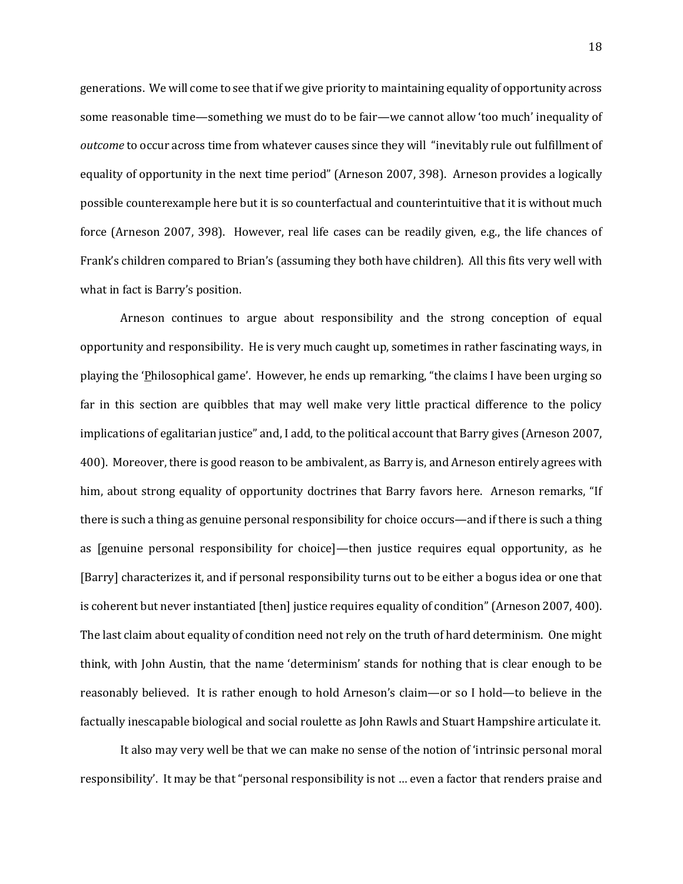generations. We will come to see that if we give priority to maintaining equality of opportunity across some reasonable time—something we must do to be fair—we cannot allow 'too much' inequality of *outcome* to occur across time from whatever causes since they will "inevitably rule out fulfillment of equality of opportunity in the next time period" (Arneson 2007, 398). Arneson provides a logically possible counterexample here but it is so counterfactual and counterintuitive that it is without much force (Arneson 2007, 398). However, real life cases can be readily given, e.g., the life chances of Frank's children compared to Brian's (assuming they both have children). All this fits very well with what in fact is Barry's position.

Arneson continues to argue about responsibility and the strong conception of equal opportunity and responsibility. He is very much caught up, sometimes in rather fascinating ways, in playing the 'Philosophical game'. However, he ends up remarking, "the claims I have been urging so far in this section are quibbles that may well make very little practical difference to the policy implications of egalitarian justice" and, I add, to the political account that Barry gives (Arneson 2007, 400). Moreover, there is good reason to be ambivalent, as Barry is, and Arneson entirely agrees with him, about strong equality of opportunity doctrines that Barry favors here. Arneson remarks, "If there is such a thing as genuine personal responsibility for choice occurs—and if there is such a thing as [genuine personal responsibility for choice]—then justice requires equal opportunity, as he [Barry] characterizes it, and if personal responsibility turns out to be either a bogus idea or one that is coherent but never instantiated [then] justice requires equality of condition" (Arneson 2007, 400). The last claim about equality of condition need not rely on the truth of hard determinism. One might think, with John Austin, that the name 'determinism' stands for nothing that is clear enough to be reasonably believed. It is rather enough to hold Arneson's claim—or so I hold—to believe in the factually inescapable biological and social roulette as John Rawls and Stuart Hampshire articulate it.

It also may very well be that we can make no sense of the notion of 'intrinsic personal moral responsibility'. It may be that "personal responsibility is not … even a factor that renders praise and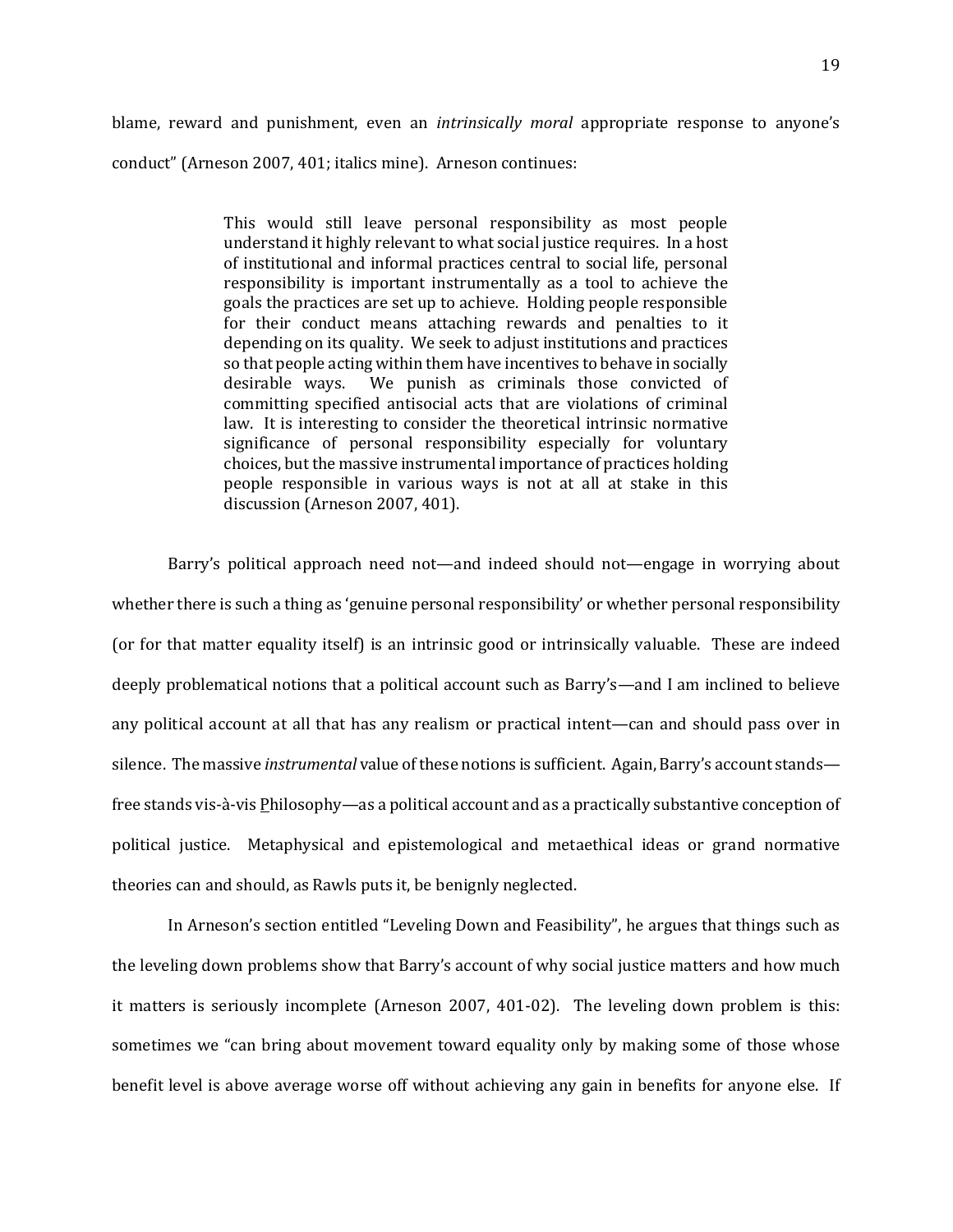blame, reward and punishment, even an *intrinsically moral* appropriate response to anyone's conduct" (Arneson 2007, 401; italics mine). Arneson continues:

> This would still leave personal responsibility as most people understand it highly relevant to what social justice requires. In a host of institutional and informal practices central to social life, personal responsibility is important instrumentally as a tool to achieve the goals the practices are set up to achieve. Holding people responsible for their conduct means attaching rewards and penalties to it depending on its quality. We seek to adjust institutions and practices so that people acting within them have incentives to behave in socially desirable ways. We punish as criminals those convicted of committing specified antisocial acts that are violations of criminal law. It is interesting to consider the theoretical intrinsic normative significance of personal responsibility especially for voluntary choices, but the massive instrumental importance of practices holding people responsible in various ways is not at all at stake in this discussion (Arneson 2007, 401).

Barry's political approach need not—and indeed should not—engage in worrying about whether there is such a thing as 'genuine personal responsibility' or whether personal responsibility (or for that matter equality itself) is an intrinsic good or intrinsically valuable. These are indeed deeply problematical notions that a political account such as Barry's—and I am inclined to believe any political account at all that has any realism or practical intent—can and should pass over in silence. The massive *instrumental* value of these notions is sufficient. Again, Barry's account stands—free stands vis-à-vis Philosophy—as a political account and as a practically substantive conception of political justice. Metaphysical and epistemological and metaethical ideas or grand normative theories can and should, as Rawls puts it, be benignly neglected.

In Arneson's section entitled "Leveling Down and Feasibility", he argues that things such as the leveling down problems show that Barry's account of why social justice matters and how much it matters is seriously incomplete (Arneson 2007, 401-02). The leveling down problem is this: sometimes we "can bring about movement toward equality only by making some of those whose benefit level is above average worse off without achieving any gain in benefits for anyone else. If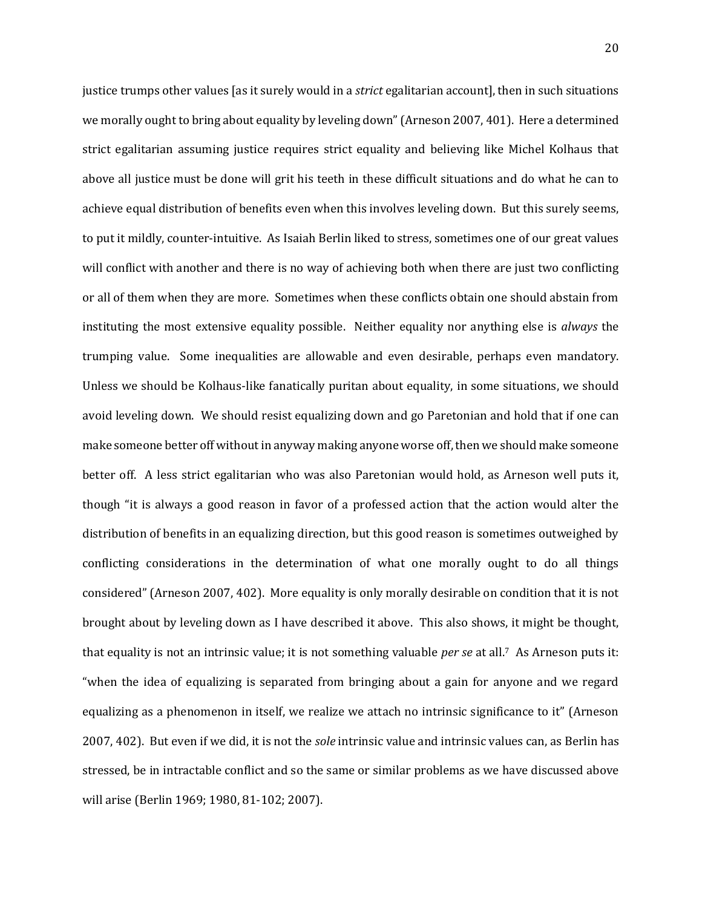justice trumps other values [as it surely would in a *strict* egalitarian account], then in such situations we morally ought to bring about equality by leveling down" (Arneson 2007, 401). Here a determined strict egalitarian assuming justice requires strict equality and believing like Michel Kolhaus that above all justice must be done will grit his teeth in these difficult situations and do what he can to achieve equal distribution of benefits even when this involves leveling down. But this surely seems, to put it mildly, counter-intuitive. As Isaiah Berlin liked to stress, sometimes one of our great values will conflict with another and there is no way of achieving both when there are just two conflicting or all of them when they are more. Sometimes when these conflicts obtain one should abstain from instituting the most extensive equality possible. Neither equality nor anything else is *always* the trumping value. Some inequalities are allowable and even desirable, perhaps even mandatory. Unless we should be Kolhaus-like fanatically puritan about equality, in some situations, we should avoid leveling down. We should resist equalizing down and go Paretonian and hold that if one can make someone better off without in anyway making anyone worse off, then we should make someone better off. A less strict egalitarian who was also Paretonian would hold, as Arneson well puts it, though "it is always a good reason in favor of a professed action that the action would alter the distribution of benefits in an equalizing direction, but this good reason is sometimes outweighed by conflicting considerations in the determination of what one morally ought to do all things considered" (Arneson 2007, 402). More equality is only morally desirable on condition that it is not brought about by leveling down as I have described it above. This also shows, it might be thought, that equality is not an intrinsic value; it is not something valuable *per se* at all.[7] As Arneson puts it: "when the idea of equalizing is separated from bringing about a gain for anyone and we regard equalizing as a phenomenon in itself, we realize we attach no intrinsic significance to it" (Arneson 2007, 402). But even if we did, it is not the *sole* intrinsic value and intrinsic values can, as Berlin has stressed, be in intractable conflict and so the same or similar problems as we have discussed above will arise (Berlin 1969; 1980, 81-102; 2007).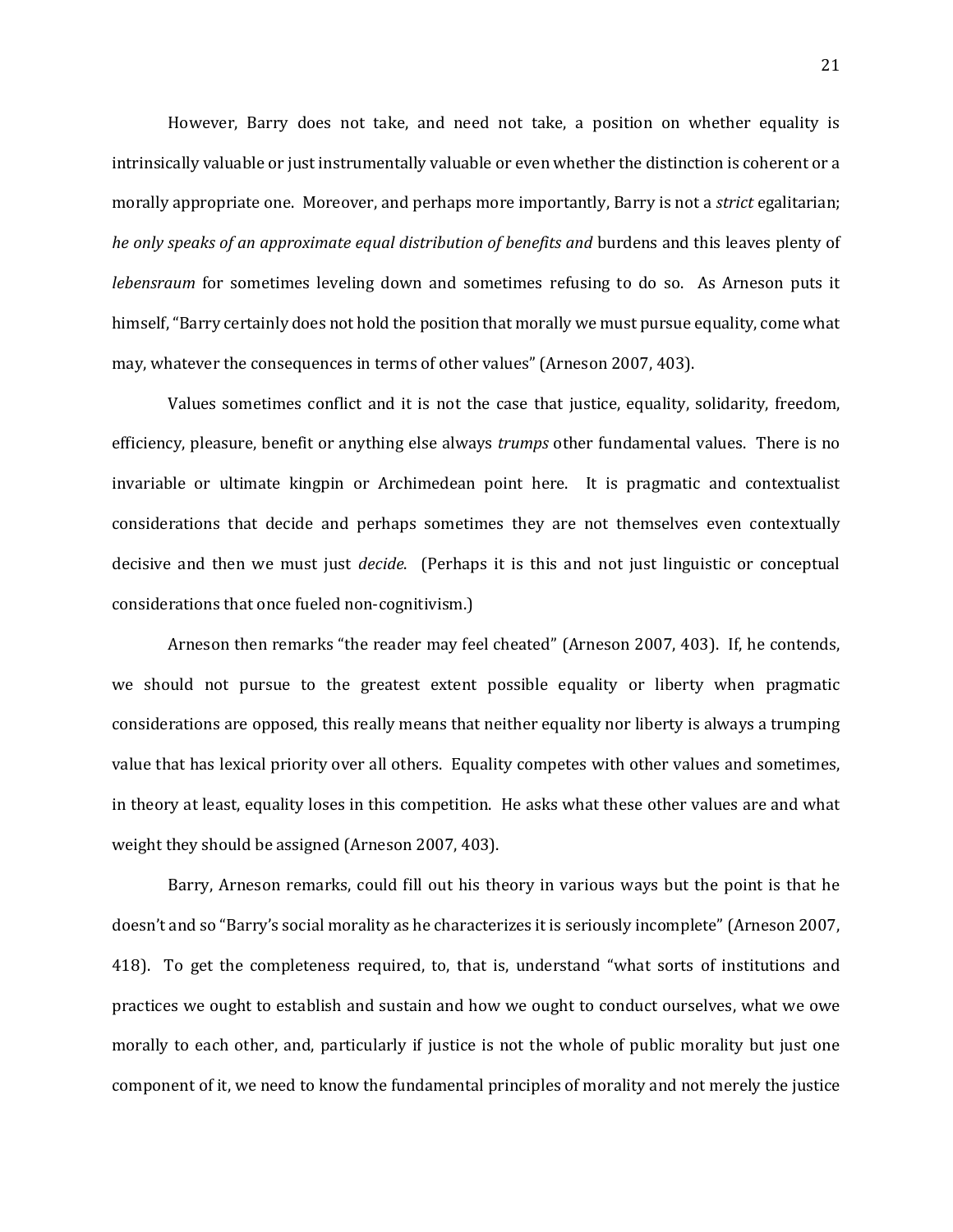However, Barry does not take, and need not take, a position on whether equality is intrinsically valuable or just instrumentally valuable or even whether the distinction is coherent or a morally appropriate one. Moreover, and perhaps more importantly, Barry is not a *strict* egalitarian; *he only speaks of an approximate equal distribution of benefits and* burdens and this leaves plenty of *lebensraum* for sometimes leveling down and sometimes refusing to do so. As Arneson puts it himself, "Barry certainly does not hold the position that morally we must pursue equality, come what may, whatever the consequences in terms of other values" (Arneson 2007, 403).

Values sometimes conflict and it is not the case that justice, equality, solidarity, freedom, efficiency, pleasure, benefit or anything else always *trumps* other fundamental values. There is no invariable or ultimate kingpin or Archimedean point here. It is pragmatic and contextualist considerations that decide and perhaps sometimes they are not themselves even contextually decisive and then we must just *decide*. (Perhaps it is this and not just linguistic or conceptual considerations that once fueled non-cognitivism.)

Arneson then remarks "the reader may feel cheated" (Arneson 2007, 403). If, he contends, we should not pursue to the greatest extent possible equality or liberty when pragmatic considerations are opposed, this really means that neither equality nor liberty is always a trumping value that has lexical priority over all others. Equality competes with other values and sometimes, in theory at least, equality loses in this competition. He asks what these other values are and what weight they should be assigned (Arneson 2007, 403).

Barry, Arneson remarks, could fill out his theory in various ways but the point is that he doesn't and so "Barry's social morality as he characterizes it is seriously incomplete" (Arneson 2007, 418). To get the completeness required, to, that is, understand "what sorts of institutions and practices we ought to establish and sustain and how we ought to conduct ourselves, what we owe morally to each other, and, particularly if justice is not the whole of public morality but just one component of it, we need to know the fundamental principles of morality and not merely the justice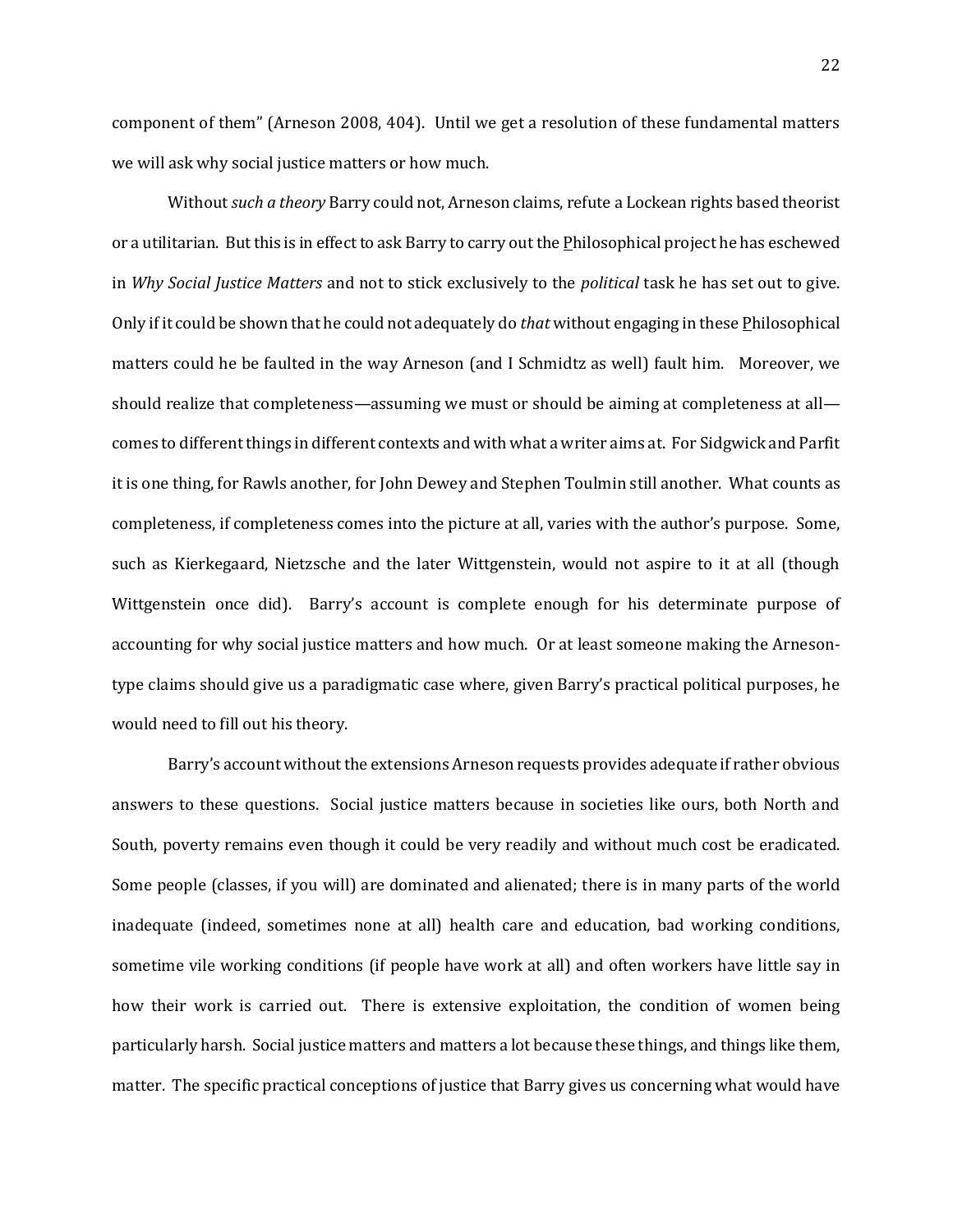component of them" (Arneson 2008, 404). Until we get a resolution of these fundamental matters we will ask why social justice matters or how much.

Without *such a theory* Barry could not, Arneson claims, refute a Lockean rights based theorist or a utilitarian. But this is in effect to ask Barry to carry out the Philosophical project he has eschewed in *Why Social Justice Matters* and not to stick exclusively to the *political* task he has set out to give. Only if it could be shown that he could not adequately do *that* without engaging in these Philosophical matters could he be faulted in the way Arneson (and I Schmidtz as well) fault him. Moreover, we should realize that completeness—assuming we must or should be aiming at completeness at all—comes to different things in different contexts and with what a writer aims at. For Sidgwick and Parfit it is one thing, for Rawls another, for John Dewey and Stephen Toulmin still another. What counts as completeness, if completeness comes into the picture at all, varies with the author's purpose. Some, such as Kierkegaard, Nietzsche and the later Wittgenstein, would not aspire to it at all (though Wittgenstein once did). Barry's account is complete enough for his determinate purpose of accounting for why social justice matters and how much. Or at least someone making the Arneson-type claims should give us a paradigmatic case where, given Barry's practical political purposes, he would need to fill out his theory.

Barry's account without the extensions Arneson requests provides adequate if rather obvious answers to these questions. Social justice matters because in societies like ours, both North and South, poverty remains even though it could be very readily and without much cost be eradicated. Some people (classes, if you will) are dominated and alienated; there is in many parts of the world inadequate (indeed, sometimes none at all) health care and education, bad working conditions, sometime vile working conditions (if people have work at all) and often workers have little say in how their work is carried out. There is extensive exploitation, the condition of women being particularly harsh. Social justice matters and matters a lot because these things, and things like them, matter. The specific practical conceptions of justice that Barry gives us concerning what would have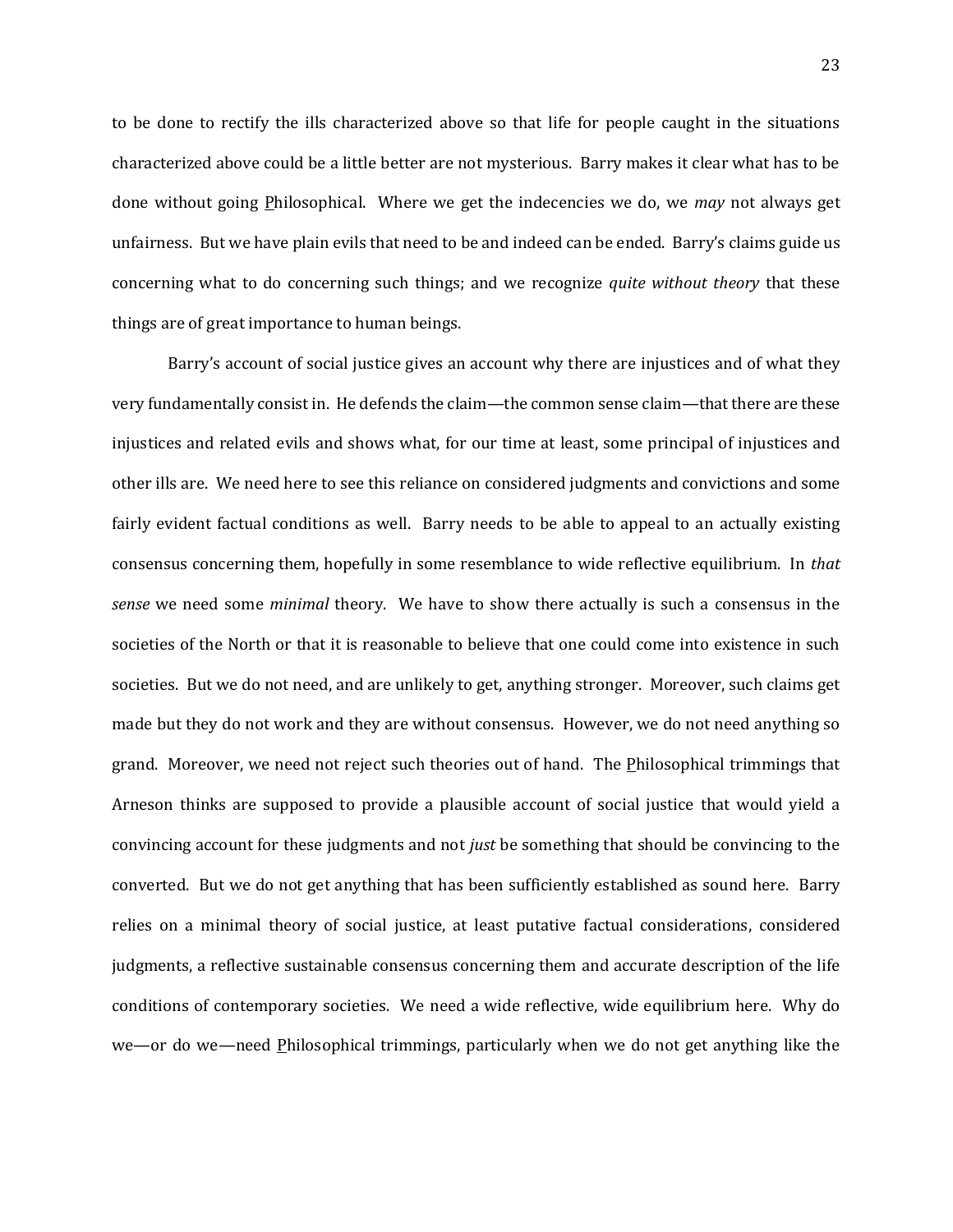to be done to rectify the ills characterized above so that life for people caught in the situations characterized above could be a little better are not mysterious. Barry makes it clear what has to be done without going <u>P</u>hilosophical. Where we get the indecencies we do, we *may* not always get unfairness. But we have plain evils that need to be and indeed can be ended. Barry's claims guide us concerning what to do concerning such things; and we recognize *quite without theory* that these things are of great importance to human beings.

Barry's account of social justice gives an account why there are injustices and of what they very fundamentally consist in. He defends the claim—the common sense claim—that there are these injustices and related evils and shows what, for our time at least, some principal of injustices and other ills are. We need here to see this reliance on considered judgments and convictions and some fairly evident factual conditions as well. Barry needs to be able to appeal to an actually existing consensus concerning them, hopefully in some resemblance to wide reflective equilibrium. In *that sense* we need some *minimal* theory. We have to show there actually is such a consensus in the societies of the North or that it is reasonable to believe that one could come into existence in such societies. But we do not need, and are unlikely to get, anything stronger. Moreover, such claims get made but they do not work and they are without consensus. However, we do not need anything so grand. Moreover, we need not reject such theories out of hand. The <u>P</u>hilosophical trimmings that Arneson thinks are supposed to provide a plausible account of social justice that would yield a convincing account for these judgments and not *just* be something that should be convincing to the converted. But we do not get anything that has been sufficiently established as sound here. Barry relies on a minimal theory of social justice, at least putative factual considerations, considered judgments, a reflective sustainable consensus concerning them and accurate description of the life conditions of contemporary societies. We need a wide reflective, wide equilibrium here. Why do we—or do we—need <u>P</u>hilosophical trimmings, particularly when we do not get anything like the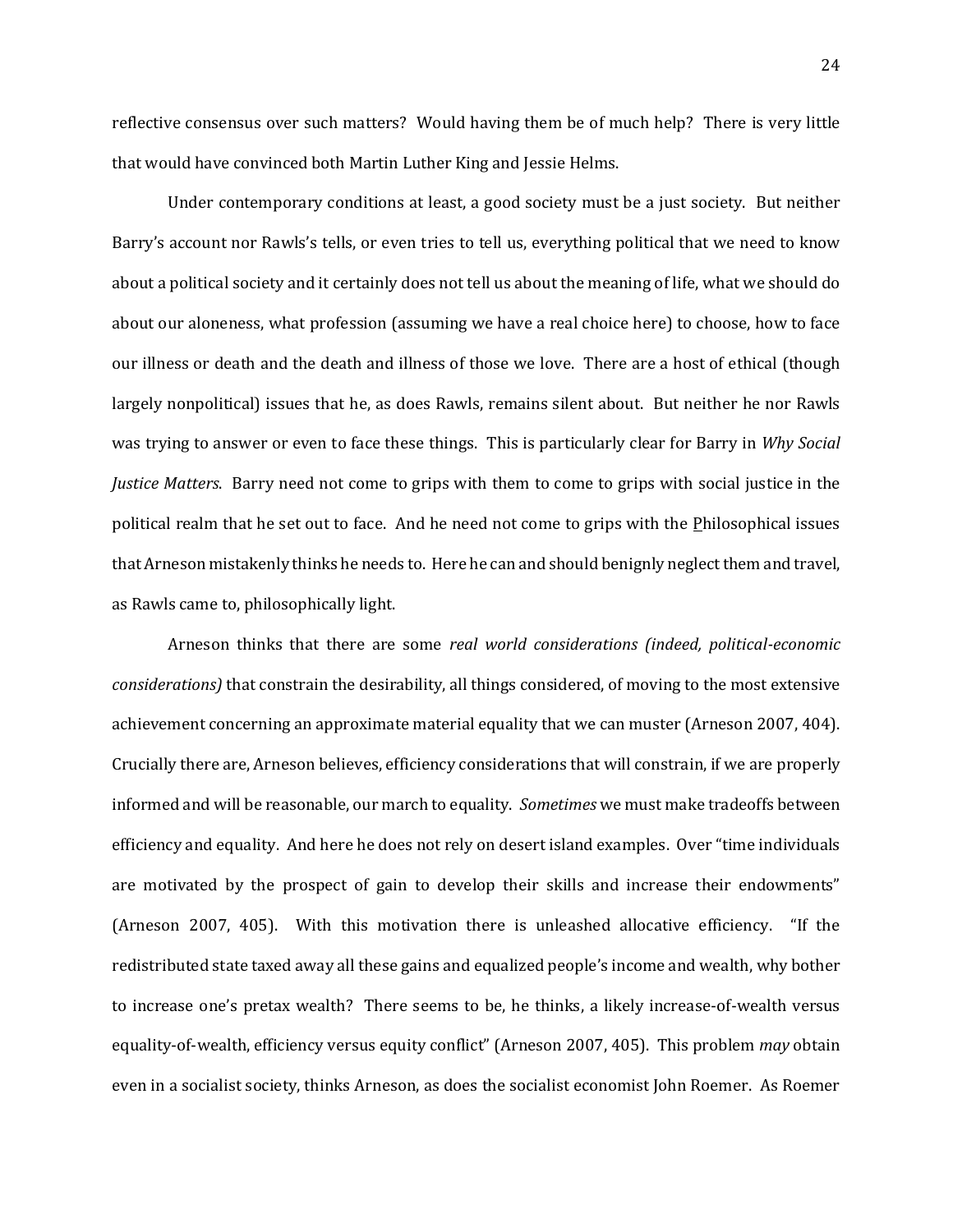reflective consensus over such matters? Would having them be of much help? There is very little that would have convinced both Martin Luther King and Jessie Helms.

Under contemporary conditions at least, a good society must be a just society. But neither Barry's account nor Rawls's tells, or even tries to tell us, everything political that we need to know about a political society and it certainly does not tell us about the meaning of life, what we should do about our aloneness, what profession (assuming we have a real choice here) to choose, how to face our illness or death and the death and illness of those we love. There are a host of ethical (though largely nonpolitical) issues that he, as does Rawls, remains silent about. But neither he nor Rawls was trying to answer or even to face these things. This is particularly clear for Barry in *Why Social Justice Matters*. Barry need not come to grips with them to come to grips with social justice in the political realm that he set out to face. And he need not come to grips with the Philosophical issues that Arneson mistakenly thinks he needs to. Here he can and should benignly neglect them and travel, as Rawls came to, philosophically light.

Arneson thinks that there are some *real world considerations (indeed, political-economic considerations)* that constrain the desirability, all things considered, of moving to the most extensive achievement concerning an approximate material equality that we can muster (Arneson 2007, 404). Crucially there are, Arneson believes, efficiency considerations that will constrain, if we are properly informed and will be reasonable, our march to equality. *Sometimes* we must make tradeoffs between efficiency and equality. And here he does not rely on desert island examples. Over "time individuals are motivated by the prospect of gain to develop their skills and increase their endowments" (Arneson 2007, 405). With this motivation there is unleashed allocative efficiency. "If the redistributed state taxed away all these gains and equalized people's income and wealth, why bother to increase one's pretax wealth? There seems to be, he thinks, a likely increase-of-wealth versus equality-of-wealth, efficiency versus equity conflict" (Arneson 2007, 405). This problem *may* obtain even in a socialist society, thinks Arneson, as does the socialist economist John Roemer. As Roemer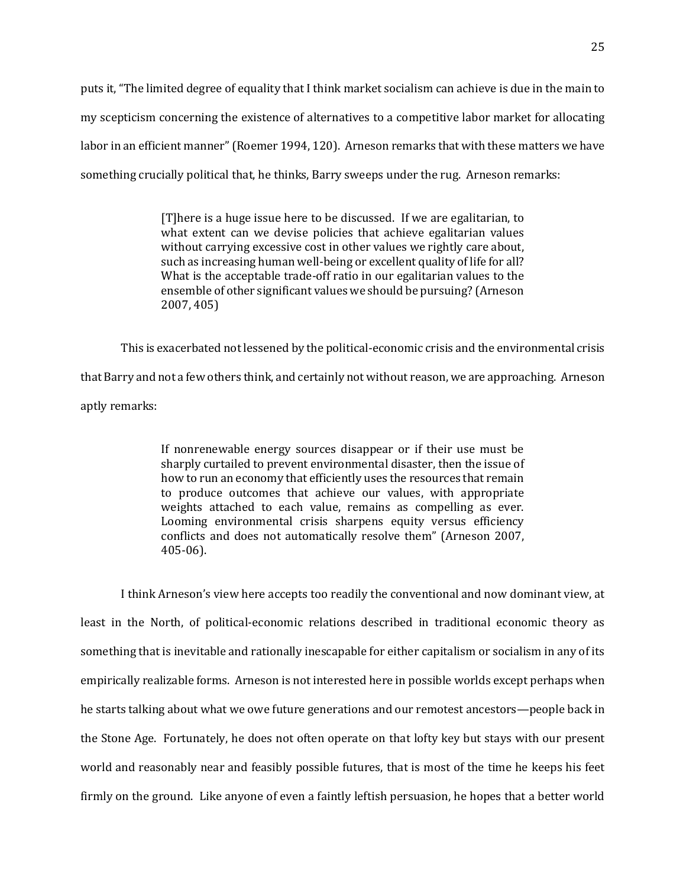puts it, "The limited degree of equality that I think market socialism can achieve is due in the main to my scepticism concerning the existence of alternatives to a competitive labor market for allocating labor in an efficient manner" (Roemer 1994, 120). Arneson remarks that with these matters we have something crucially political that, he thinks, Barry sweeps under the rug. Arneson remarks:

> [T]here is a huge issue here to be discussed. If we are egalitarian, to what extent can we devise policies that achieve egalitarian values without carrying excessive cost in other values we rightly care about, such as increasing human well-being or excellent quality of life for all? What is the acceptable trade-off ratio in our egalitarian values to the ensemble of other significant values we should be pursuing? (Arneson 2007, 405)

This is exacerbated not lessened by the political-economic crisis and the environmental crisis that Barry and not a few others think, and certainly not without reason, we are approaching. Arneson aptly remarks:

> If nonrenewable energy sources disappear or if their use must be sharply curtailed to prevent environmental disaster, then the issue of how to run an economy that efficiently uses the resources that remain to produce outcomes that achieve our values, with appropriate weights attached to each value, remains as compelling as ever. Looming environmental crisis sharpens equity versus efficiency conflicts and does not automatically resolve them" (Arneson 2007, 405-06).

I think Arneson's view here accepts too readily the conventional and now dominant view, at least in the North, of political-economic relations described in traditional economic theory as something that is inevitable and rationally inescapable for either capitalism or socialism in any of its empirically realizable forms. Arneson is not interested here in possible worlds except perhaps when he starts talking about what we owe future generations and our remotest ancestors—people back in the Stone Age. Fortunately, he does not often operate on that lofty key but stays with our present world and reasonably near and feasibly possible futures, that is most of the time he keeps his feet firmly on the ground. Like anyone of even a faintly leftish persuasion, he hopes that a better world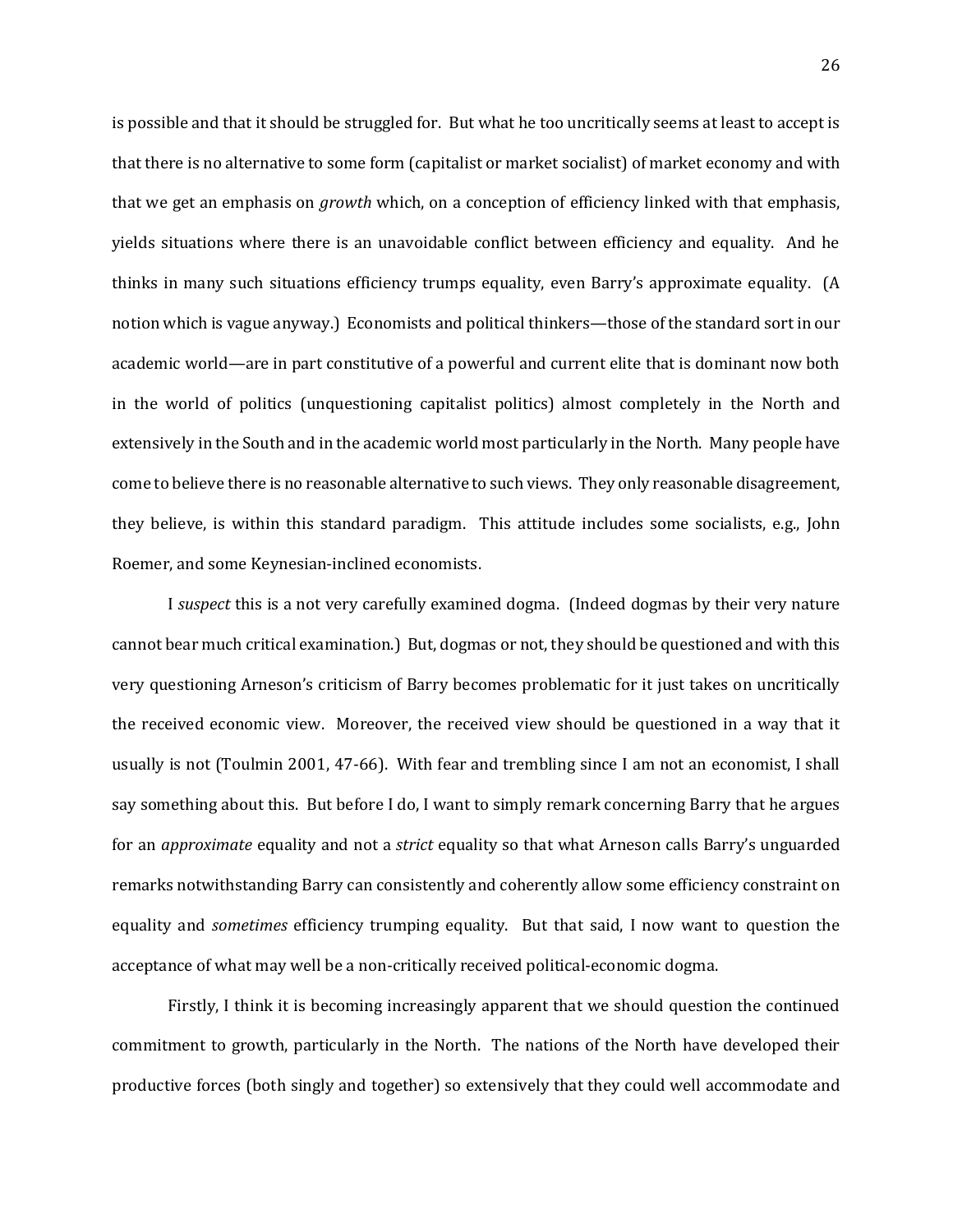is possible and that it should be struggled for. But what he too uncritically seems at least to accept is that there is no alternative to some form (capitalist or market socialist) of market economy and with that we get an emphasis on *growth* which, on a conception of efficiency linked with that emphasis, yields situations where there is an unavoidable conflict between efficiency and equality. And he thinks in many such situations efficiency trumps equality, even Barry's approximate equality. (A notion which is vague anyway.) Economists and political thinkers—those of the standard sort in our academic world—are in part constitutive of a powerful and current elite that is dominant now both in the world of politics (unquestioning capitalist politics) almost completely in the North and extensively in the South and in the academic world most particularly in the North. Many people have come to believe there is no reasonable alternative to such views. They only reasonable disagreement, they believe, is within this standard paradigm. This attitude includes some socialists, e.g., John Roemer, and some Keynesian-inclined economists.

I *suspect* this is a not very carefully examined dogma. (Indeed dogmas by their very nature cannot bear much critical examination.) But, dogmas or not, they should be questioned and with this very questioning Arneson's criticism of Barry becomes problematic for it just takes on uncritically the received economic view. Moreover, the received view should be questioned in a way that it usually is not (Toulmin 2001, 47-66). With fear and trembling since I am not an economist, I shall say something about this. But before I do, I want to simply remark concerning Barry that he argues for an *approximate* equality and not a *strict* equality so that what Arneson calls Barry's unguarded remarks notwithstanding Barry can consistently and coherently allow some efficiency constraint on equality and *sometimes* efficiency trumping equality. But that said, I now want to question the acceptance of what may well be a non-critically received political-economic dogma.

Firstly, I think it is becoming increasingly apparent that we should question the continued commitment to growth, particularly in the North. The nations of the North have developed their productive forces (both singly and together) so extensively that they could well accommodate and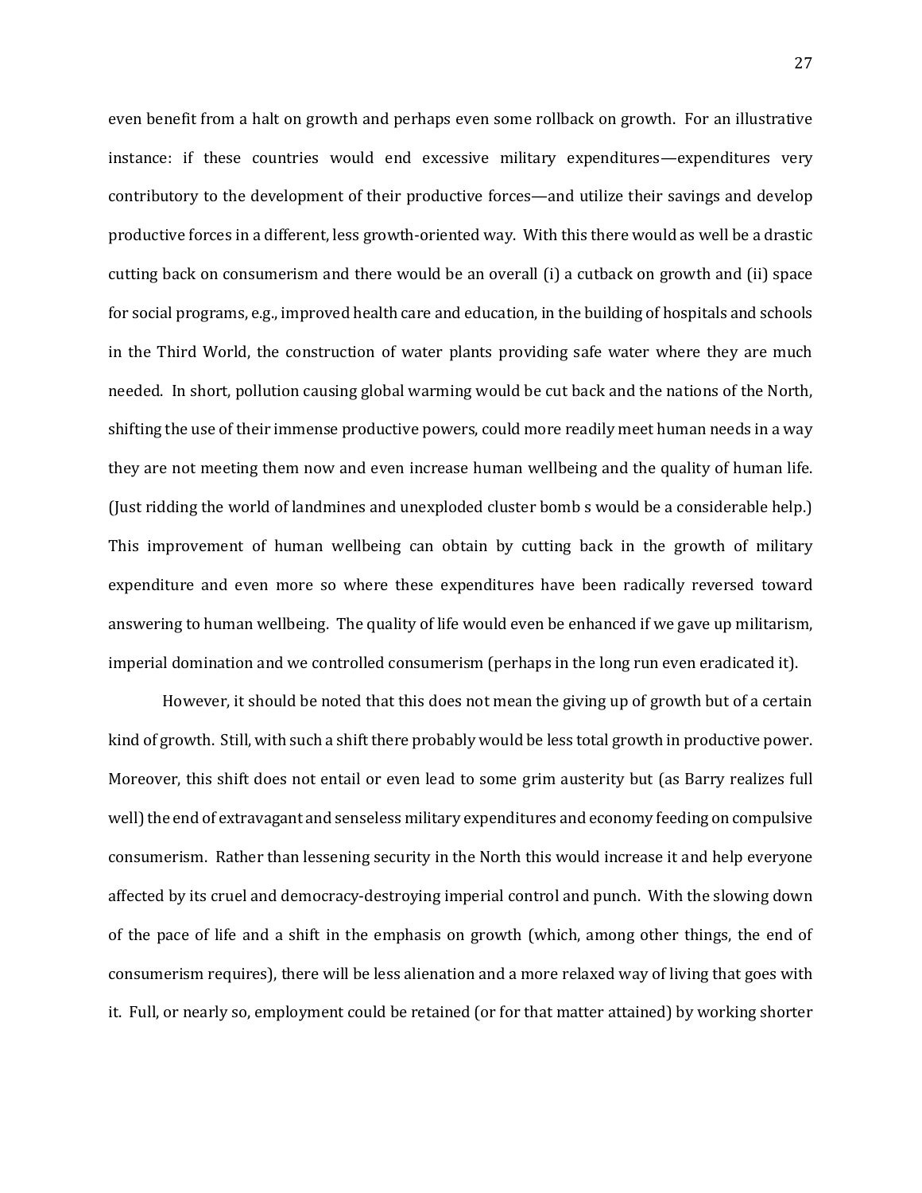even benefit from a halt on growth and perhaps even some rollback on growth. For an illustrative instance: if these countries would end excessive military expenditures—expenditures very contributory to the development of their productive forces—and utilize their savings and develop productive forces in a different, less growth-oriented way. With this there would as well be a drastic cutting back on consumerism and there would be an overall (i) a cutback on growth and (ii) space for social programs, e.g., improved health care and education, in the building of hospitals and schools in the Third World, the construction of water plants providing safe water where they are much needed. In short, pollution causing global warming would be cut back and the nations of the North, shifting the use of their immense productive powers, could more readily meet human needs in a way they are not meeting them now and even increase human wellbeing and the quality of human life. (Just ridding the world of landmines and unexploded cluster bomb s would be a considerable help.) This improvement of human wellbeing can obtain by cutting back in the growth of military expenditure and even more so where these expenditures have been radically reversed toward answering to human wellbeing. The quality of life would even be enhanced if we gave up militarism, imperial domination and we controlled consumerism (perhaps in the long run even eradicated it).

However, it should be noted that this does not mean the giving up of growth but of a certain kind of growth. Still, with such a shift there probably would be less total growth in productive power. Moreover, this shift does not entail or even lead to some grim austerity but (as Barry realizes full well) the end of extravagant and senseless military expenditures and economy feeding on compulsive consumerism. Rather than lessening security in the North this would increase it and help everyone affected by its cruel and democracy-destroying imperial control and punch. With the slowing down of the pace of life and a shift in the emphasis on growth (which, among other things, the end of consumerism requires), there will be less alienation and a more relaxed way of living that goes with it. Full, or nearly so, employment could be retained (or for that matter attained) by working shorter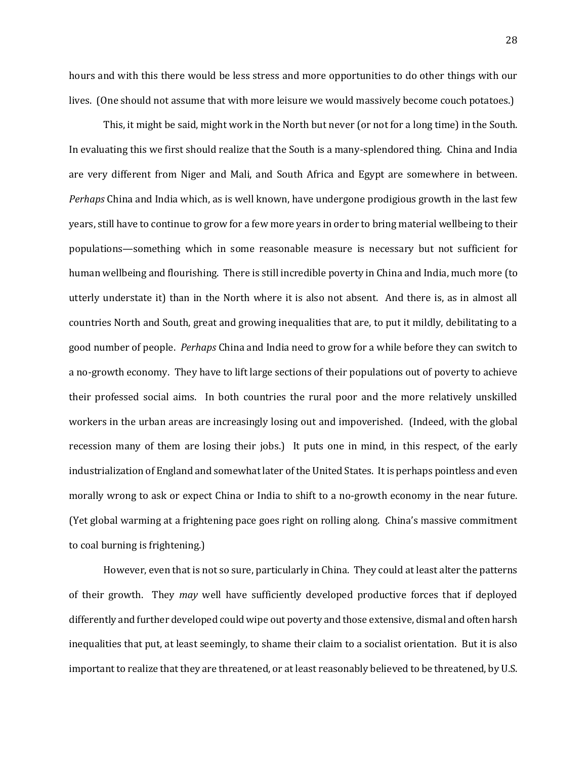hours and with this there would be less stress and more opportunities to do other things with our lives. (One should not assume that with more leisure we would massively become couch potatoes.)

This, it might be said, might work in the North but never (or not for a long time) in the South. In evaluating this we first should realize that the South is a many-splendored thing. China and India are very different from Niger and Mali, and South Africa and Egypt are somewhere in between. *Perhaps* China and India which, as is well known, have undergone prodigious growth in the last few years, still have to continue to grow for a few more years in order to bring material wellbeing to their populations—something which in some reasonable measure is necessary but not sufficient for human wellbeing and flourishing. There is still incredible poverty in China and India, much more (to utterly understate it) than in the North where it is also not absent. And there is, as in almost all countries North and South, great and growing inequalities that are, to put it mildly, debilitating to a good number of people. *Perhaps* China and India need to grow for a while before they can switch to a no-growth economy. They have to lift large sections of their populations out of poverty to achieve their professed social aims. In both countries the rural poor and the more relatively unskilled workers in the urban areas are increasingly losing out and impoverished. (Indeed, with the global recession many of them are losing their jobs.) It puts one in mind, in this respect, of the early industrialization of England and somewhat later of the United States. It is perhaps pointless and even morally wrong to ask or expect China or India to shift to a no-growth economy in the near future. (Yet global warming at a frightening pace goes right on rolling along. China's massive commitment to coal burning is frightening.)

However, even that is not so sure, particularly in China. They could at least alter the patterns of their growth. They *may* well have sufficiently developed productive forces that if deployed differently and further developed could wipe out poverty and those extensive, dismal and often harsh inequalities that put, at least seemingly, to shame their claim to a socialist orientation. But it is also important to realize that they are threatened, or at least reasonably believed to be threatened, by U.S.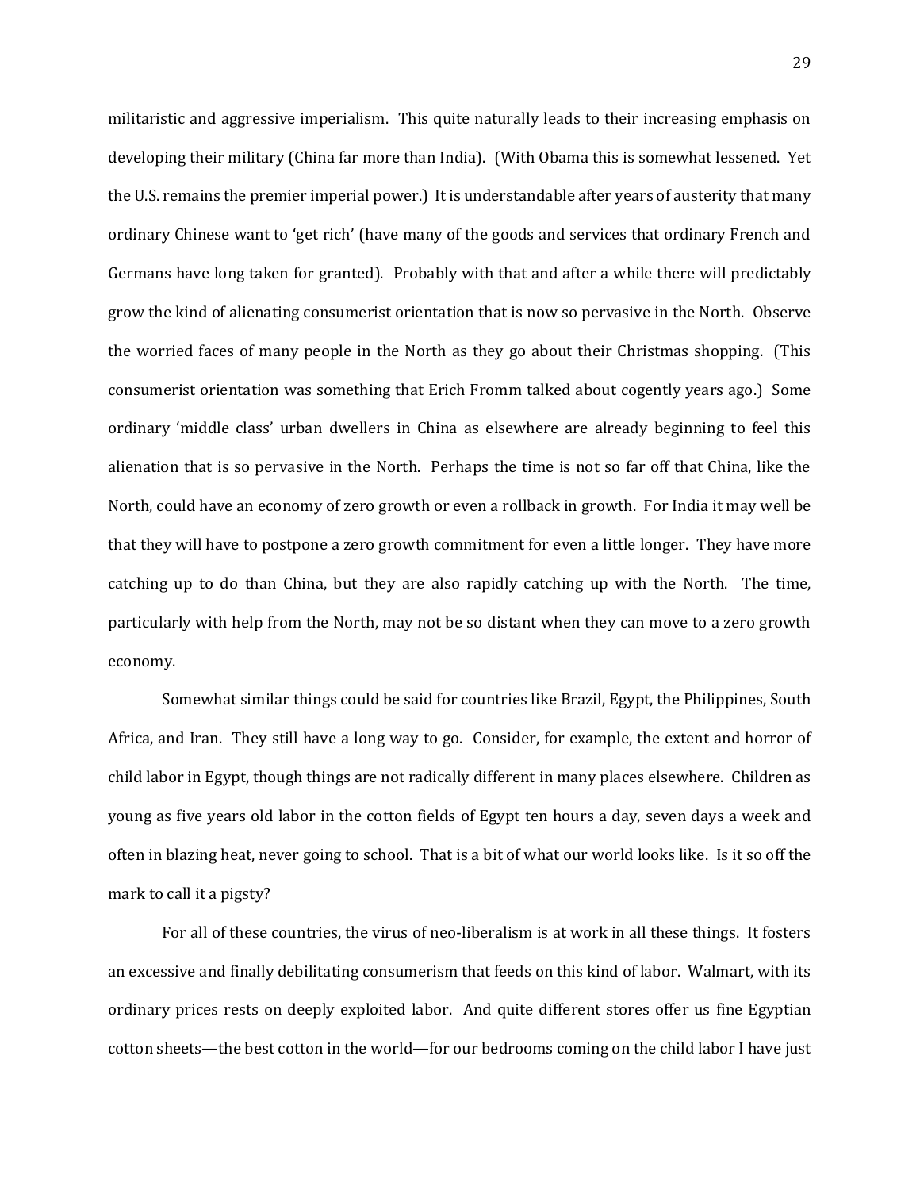militaristic and aggressive imperialism. This quite naturally leads to their increasing emphasis on developing their military (China far more than India). (With Obama this is somewhat lessened. Yet the U.S. remains the premier imperial power.) It is understandable after years of austerity that many ordinary Chinese want to 'get rich' (have many of the goods and services that ordinary French and Germans have long taken for granted). Probably with that and after a while there will predictably grow the kind of alienating consumerist orientation that is now so pervasive in the North. Observe the worried faces of many people in the North as they go about their Christmas shopping. (This consumerist orientation was something that Erich Fromm talked about cogently years ago.) Some ordinary 'middle class' urban dwellers in China as elsewhere are already beginning to feel this alienation that is so pervasive in the North. Perhaps the time is not so far off that China, like the North, could have an economy of zero growth or even a rollback in growth. For India it may well be that they will have to postpone a zero growth commitment for even a little longer. They have more catching up to do than China, but they are also rapidly catching up with the North. The time, particularly with help from the North, may not be so distant when they can move to a zero growth economy.

Somewhat similar things could be said for countries like Brazil, Egypt, the Philippines, South Africa, and Iran. They still have a long way to go. Consider, for example, the extent and horror of child labor in Egypt, though things are not radically different in many places elsewhere. Children as young as five years old labor in the cotton fields of Egypt ten hours a day, seven days a week and often in blazing heat, never going to school. That is a bit of what our world looks like. Is it so off the mark to call it a pigsty?

For all of these countries, the virus of neo-liberalism is at work in all these things. It fosters an excessive and finally debilitating consumerism that feeds on this kind of labor. Walmart, with its ordinary prices rests on deeply exploited labor. And quite different stores offer us fine Egyptian cotton sheets—the best cotton in the world—for our bedrooms coming on the child labor I have just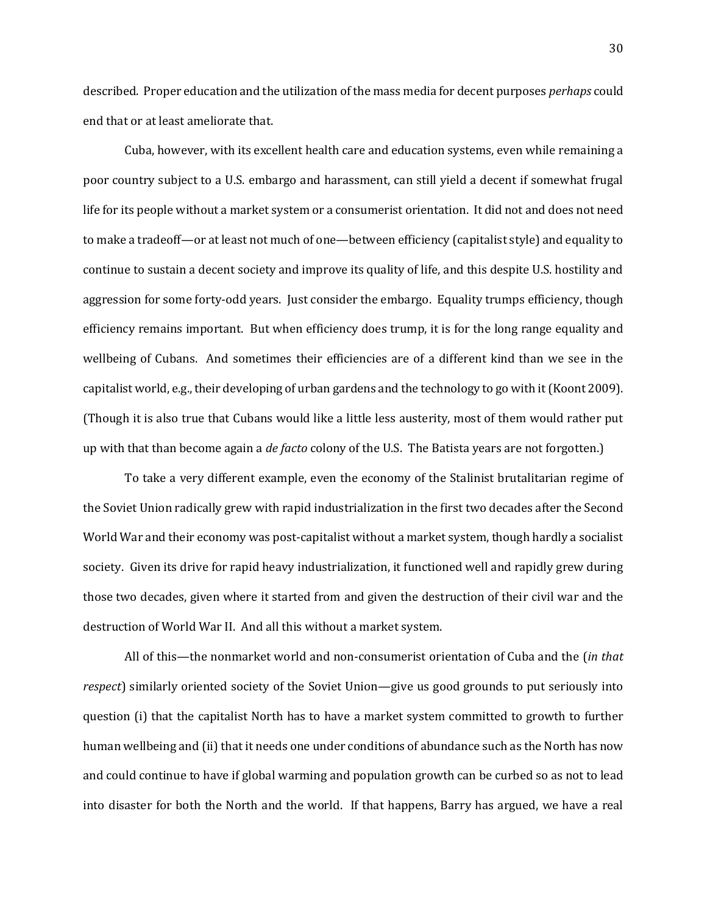described. Proper education and the utilization of the mass media for decent purposes *perhaps* could end that or at least ameliorate that.

Cuba, however, with its excellent health care and education systems, even while remaining a poor country subject to a U.S. embargo and harassment, can still yield a decent if somewhat frugal life for its people without a market system or a consumerist orientation. It did not and does not need to make a tradeoff—or at least not much of one—between efficiency (capitalist style) and equality to continue to sustain a decent society and improve its quality of life, and this despite U.S. hostility and aggression for some forty-odd years. Just consider the embargo. Equality trumps efficiency, though efficiency remains important. But when efficiency does trump, it is for the long range equality and wellbeing of Cubans. And sometimes their efficiencies are of a different kind than we see in the capitalist world, e.g., their developing of urban gardens and the technology to go with it (Koont 2009). (Though it is also true that Cubans would like a little less austerity, most of them would rather put up with that than become again a *de facto* colony of the U.S. The Batista years are not forgotten.)

To take a very different example, even the economy of the Stalinist brutalitarian regime of the Soviet Union radically grew with rapid industrialization in the first two decades after the Second World War and their economy was post-capitalist without a market system, though hardly a socialist society. Given its drive for rapid heavy industrialization, it functioned well and rapidly grew during those two decades, given where it started from and given the destruction of their civil war and the destruction of World War II. And all this without a market system.

All of this—the nonmarket world and non-consumerist orientation of Cuba and the (*in that respect*) similarly oriented society of the Soviet Union—give us good grounds to put seriously into question (i) that the capitalist North has to have a market system committed to growth to further human wellbeing and (ii) that it needs one under conditions of abundance such as the North has now and could continue to have if global warming and population growth can be curbed so as not to lead into disaster for both the North and the world. If that happens, Barry has argued, we have a real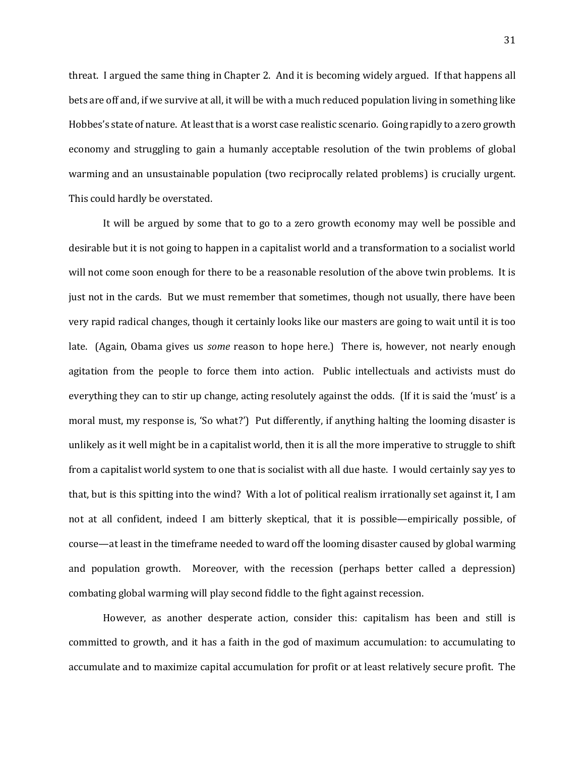threat. I argued the same thing in Chapter 2. And it is becoming widely argued. If that happens all bets are off and, if we survive at all, it will be with a much reduced population living in something like Hobbes's state of nature. At least that is a worst case realistic scenario. Going rapidly to a zero growth economy and struggling to gain a humanly acceptable resolution of the twin problems of global warming and an unsustainable population (two reciprocally related problems) is crucially urgent. This could hardly be overstated.

It will be argued by some that to go to a zero growth economy may well be possible and desirable but it is not going to happen in a capitalist world and a transformation to a socialist world will not come soon enough for there to be a reasonable resolution of the above twin problems. It is just not in the cards. But we must remember that sometimes, though not usually, there have been very rapid radical changes, though it certainly looks like our masters are going to wait until it is too late. (Again, Obama gives us *some* reason to hope here.) There is, however, not nearly enough agitation from the people to force them into action. Public intellectuals and activists must do everything they can to stir up change, acting resolutely against the odds. (If it is said the 'must' is a moral must, my response is, 'So what?') Put differently, if anything halting the looming disaster is unlikely as it well might be in a capitalist world, then it is all the more imperative to struggle to shift from a capitalist world system to one that is socialist with all due haste. I would certainly say yes to that, but is this spitting into the wind? With a lot of political realism irrationally set against it, I am not at all confident, indeed I am bitterly skeptical, that it is possible—empirically possible, of course—at least in the timeframe needed to ward off the looming disaster caused by global warming and population growth. Moreover, with the recession (perhaps better called a depression) combating global warming will play second fiddle to the fight against recession.

However, as another desperate action, consider this: capitalism has been and still is committed to growth, and it has a faith in the god of maximum accumulation: to accumulating to accumulate and to maximize capital accumulation for profit or at least relatively secure profit. The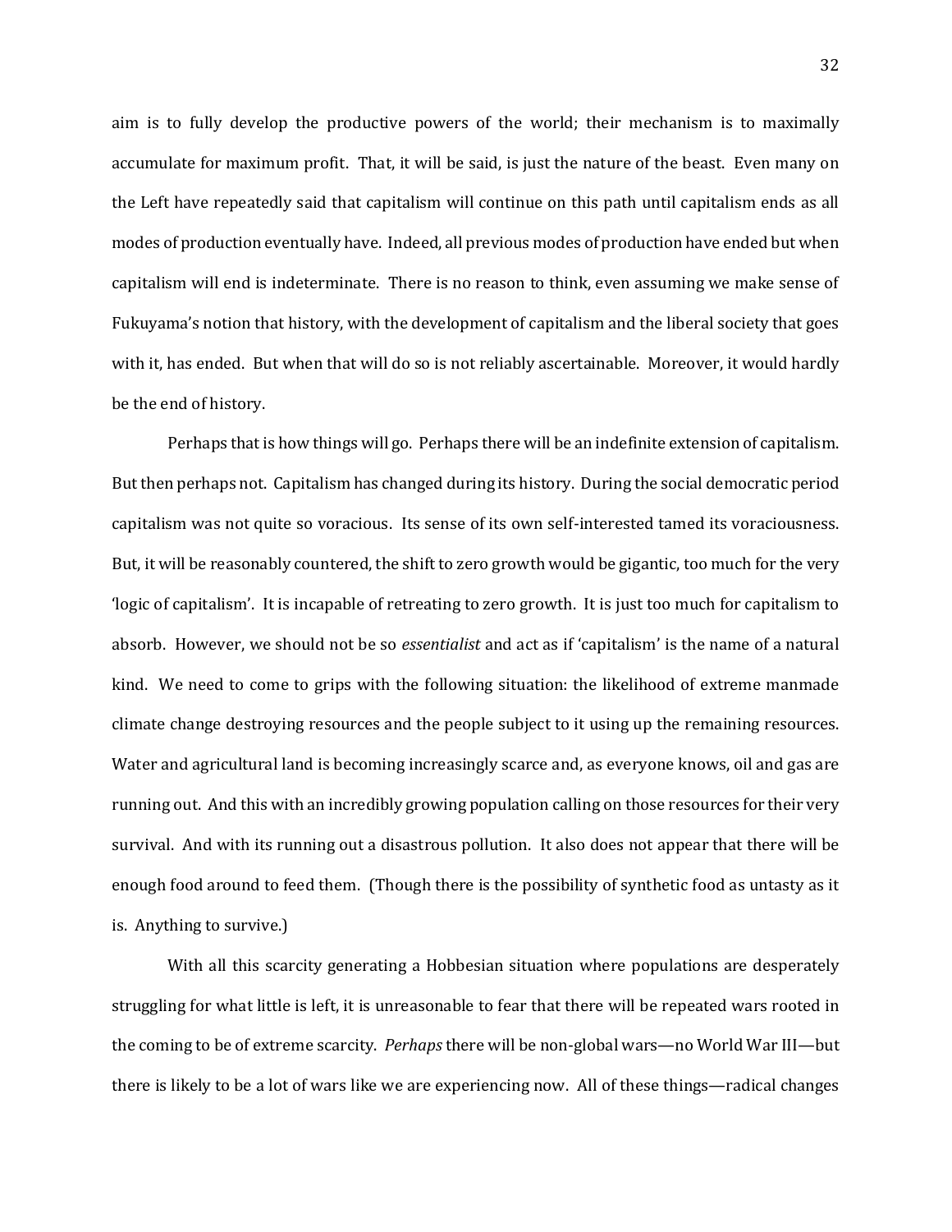aim is to fully develop the productive powers of the world; their mechanism is to maximally accumulate for maximum profit. That, it will be said, is just the nature of the beast. Even many on the Left have repeatedly said that capitalism will continue on this path until capitalism ends as all modes of production eventually have. Indeed, all previous modes of production have ended but when capitalism will end is indeterminate. There is no reason to think, even assuming we make sense of Fukuyama's notion that history, with the development of capitalism and the liberal society that goes with it, has ended. But when that will do so is not reliably ascertainable. Moreover, it would hardly be the end of history.

Perhaps that is how things will go. Perhaps there will be an indefinite extension of capitalism. But then perhaps not. Capitalism has changed during its history. During the social democratic period capitalism was not quite so voracious. Its sense of its own self-interested tamed its voraciousness. But, it will be reasonably countered, the shift to zero growth would be gigantic, too much for the very 'logic of capitalism'. It is incapable of retreating to zero growth. It is just too much for capitalism to absorb. However, we should not be so *essentialist* and act as if 'capitalism' is the name of a natural kind. We need to come to grips with the following situation: the likelihood of extreme manmade climate change destroying resources and the people subject to it using up the remaining resources. Water and agricultural land is becoming increasingly scarce and, as everyone knows, oil and gas are running out. And this with an incredibly growing population calling on those resources for their very survival. And with its running out a disastrous pollution. It also does not appear that there will be enough food around to feed them. (Though there is the possibility of synthetic food as untasty as it is. Anything to survive.)

With all this scarcity generating a Hobbesian situation where populations are desperately struggling for what little is left, it is unreasonable to fear that there will be repeated wars rooted in the coming to be of extreme scarcity. *Perhaps* there will be non-global wars—no World War III—but there is likely to be a lot of wars like we are experiencing now. All of these things—radical changes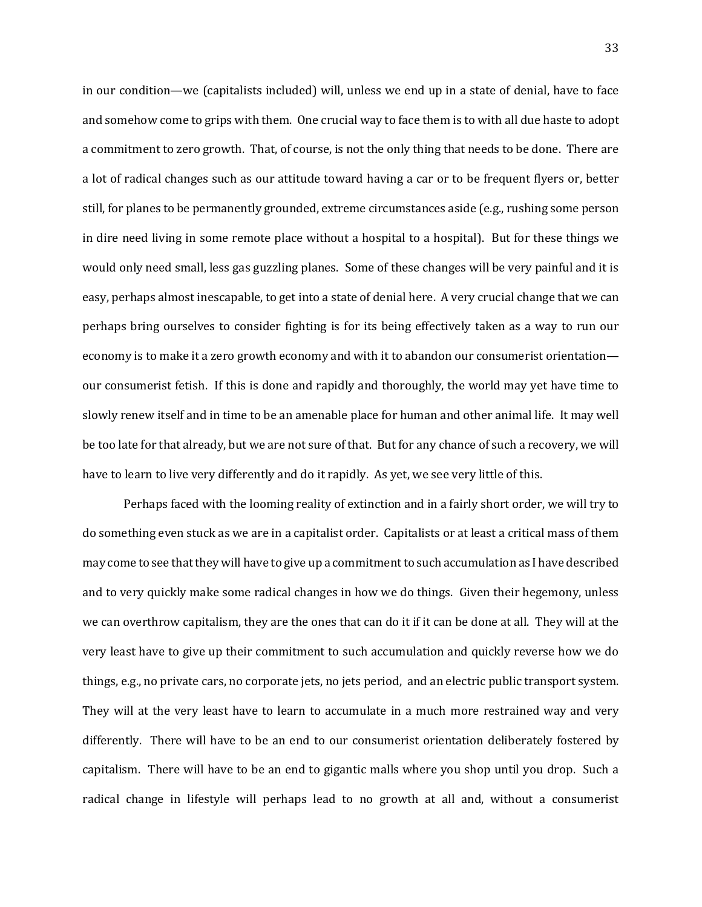in our condition—we (capitalists included) will, unless we end up in a state of denial, have to face and somehow come to grips with them. One crucial way to face them is to with all due haste to adopt a commitment to zero growth. That, of course, is not the only thing that needs to be done. There are a lot of radical changes such as our attitude toward having a car or to be frequent flyers or, better still, for planes to be permanently grounded, extreme circumstances aside (e.g., rushing some person in dire need living in some remote place without a hospital to a hospital). But for these things we would only need small, less gas guzzling planes. Some of these changes will be very painful and it is easy, perhaps almost inescapable, to get into a state of denial here. A very crucial change that we can perhaps bring ourselves to consider fighting is for its being effectively taken as a way to run our economy is to make it a zero growth economy and with it to abandon our consumerist orientation—our consumerist fetish. If this is done and rapidly and thoroughly, the world may yet have time to slowly renew itself and in time to be an amenable place for human and other animal life. It may well be too late for that already, but we are not sure of that. But for any chance of such a recovery, we will have to learn to live very differently and do it rapidly. As yet, we see very little of this.

Perhaps faced with the looming reality of extinction and in a fairly short order, we will try to do something even stuck as we are in a capitalist order. Capitalists or at least a critical mass of them may come to see that they will have to give up a commitment to such accumulation as I have described and to very quickly make some radical changes in how we do things. Given their hegemony, unless we can overthrow capitalism, they are the ones that can do it if it can be done at all. They will at the very least have to give up their commitment to such accumulation and quickly reverse how we do things, e.g., no private cars, no corporate jets, no jets period, and an electric public transport system. They will at the very least have to learn to accumulate in a much more restrained way and very differently. There will have to be an end to our consumerist orientation deliberately fostered by capitalism. There will have to be an end to gigantic malls where you shop until you drop. Such a radical change in lifestyle will perhaps lead to no growth at all and, without a consumerist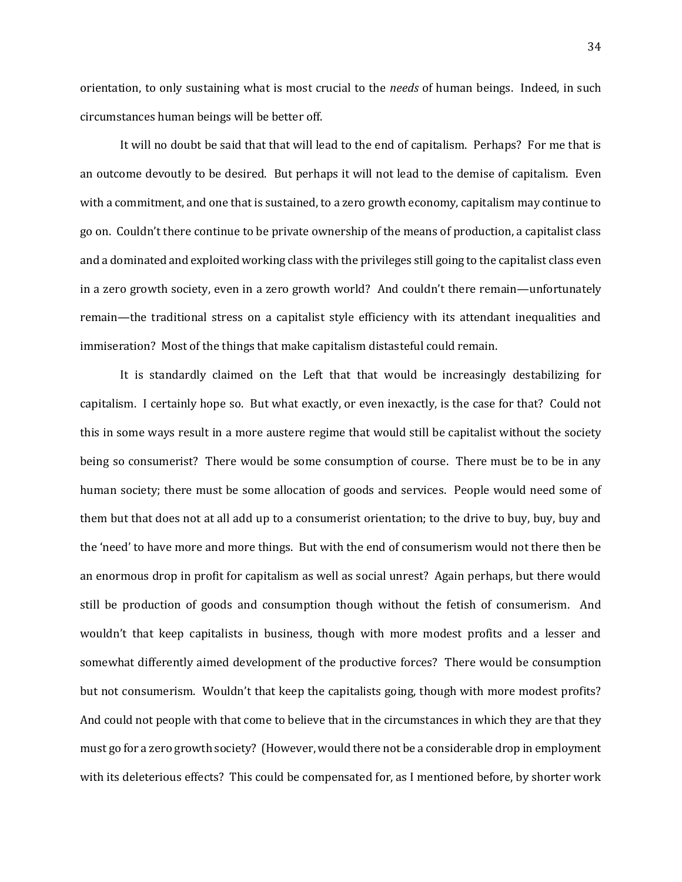orientation, to only sustaining what is most crucial to the *needs* of human beings. Indeed, in such circumstances human beings will be better off.

It will no doubt be said that that will lead to the end of capitalism. Perhaps? For me that is an outcome devoutly to be desired. But perhaps it will not lead to the demise of capitalism. Even with a commitment, and one that is sustained, to a zero growth economy, capitalism may continue to go on. Couldn't there continue to be private ownership of the means of production, a capitalist class and a dominated and exploited working class with the privileges still going to the capitalist class even in a zero growth society, even in a zero growth world? And couldn't there remain—unfortunately remain—the traditional stress on a capitalist style efficiency with its attendant inequalities and immiseration? Most of the things that make capitalism distasteful could remain.

It is standardly claimed on the Left that that would be increasingly destabilizing for capitalism. I certainly hope so. But what exactly, or even inexactly, is the case for that? Could not this in some ways result in a more austere regime that would still be capitalist without the society being so consumerist? There would be some consumption of course. There must be to be in any human society; there must be some allocation of goods and services. People would need some of them but that does not at all add up to a consumerist orientation; to the drive to buy, buy, buy and the 'need' to have more and more things. But with the end of consumerism would not there then be an enormous drop in profit for capitalism as well as social unrest? Again perhaps, but there would still be production of goods and consumption though without the fetish of consumerism. And wouldn't that keep capitalists in business, though with more modest profits and a lesser and somewhat differently aimed development of the productive forces? There would be consumption but not consumerism. Wouldn't that keep the capitalists going, though with more modest profits? And could not people with that come to believe that in the circumstances in which they are that they must go for a zero growth society? (However, would there not be a considerable drop in employment with its deleterious effects? This could be compensated for, as I mentioned before, by shorter work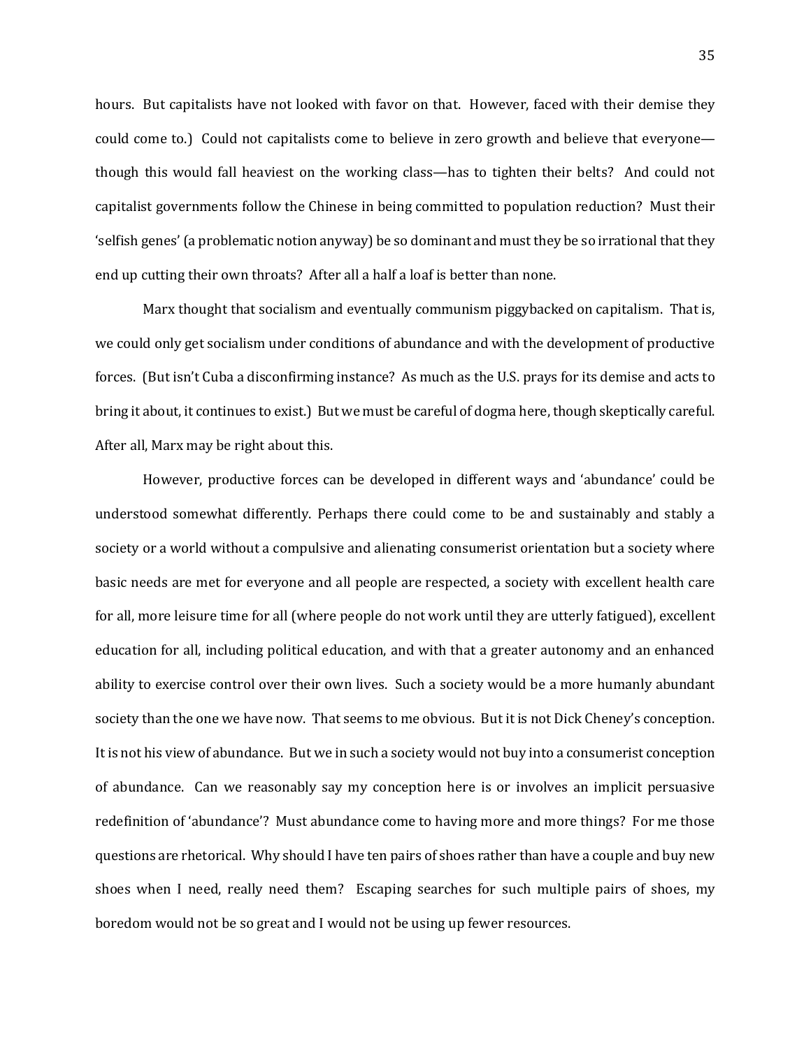hours. But capitalists have not looked with favor on that. However, faced with their demise they could come to.) Could not capitalists come to believe in zero growth and believe that everyone—though this would fall heaviest on the working class—has to tighten their belts? And could not capitalist governments follow the Chinese in being committed to population reduction? Must their 'selfish genes' (a problematic notion anyway) be so dominant and must they be so irrational that they end up cutting their own throats? After all a half a loaf is better than none.

Marx thought that socialism and eventually communism piggybacked on capitalism. That is, we could only get socialism under conditions of abundance and with the development of productive forces. (But isn't Cuba a disconfirming instance? As much as the U.S. prays for its demise and acts to bring it about, it continues to exist.) But we must be careful of dogma here, though skeptically careful. After all, Marx may be right about this.

However, productive forces can be developed in different ways and 'abundance' could be understood somewhat differently. Perhaps there could come to be and sustainably and stably a society or a world without a compulsive and alienating consumerist orientation but a society where basic needs are met for everyone and all people are respected, a society with excellent health care for all, more leisure time for all (where people do not work until they are utterly fatigued), excellent education for all, including political education, and with that a greater autonomy and an enhanced ability to exercise control over their own lives. Such a society would be a more humanly abundant society than the one we have now. That seems to me obvious. But it is not Dick Cheney's conception. It is not his view of abundance. But we in such a society would not buy into a consumerist conception of abundance. Can we reasonably say my conception here is or involves an implicit persuasive redefinition of 'abundance'? Must abundance come to having more and more things? For me those questions are rhetorical. Why should I have ten pairs of shoes rather than have a couple and buy new shoes when I need, really need them? Escaping searches for such multiple pairs of shoes, my boredom would not be so great and I would not be using up fewer resources.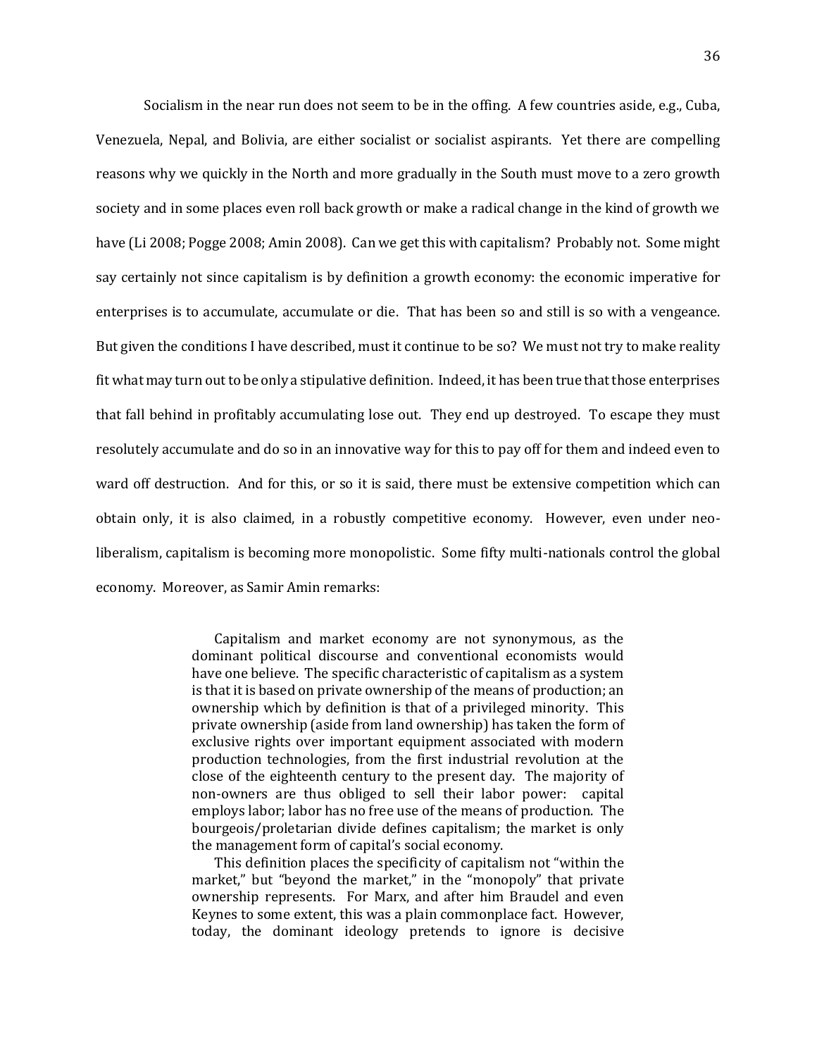Socialism in the near run does not seem to be in the offing. A few countries aside, e.g., Cuba, Venezuela, Nepal, and Bolivia, are either socialist or socialist aspirants. Yet there are compelling reasons why we quickly in the North and more gradually in the South must move to a zero growth society and in some places even roll back growth or make a radical change in the kind of growth we have (Li 2008; Pogge 2008; Amin 2008). Can we get this with capitalism? Probably not. Some might say certainly not since capitalism is by definition a growth economy: the economic imperative for enterprises is to accumulate, accumulate or die. That has been so and still is so with a vengeance. But given the conditions I have described, must it continue to be so? We must not try to make reality fit what may turn out to be only a stipulative definition. Indeed, it has been true that those enterprises that fall behind in profitably accumulating lose out. They end up destroyed. To escape they must resolutely accumulate and do so in an innovative way for this to pay off for them and indeed even to ward off destruction. And for this, or so it is said, there must be extensive competition which can obtain only, it is also claimed, in a robustly competitive economy. However, even under neo-liberalism, capitalism is becoming more monopolistic. Some fifty multi-nationals control the global economy. Moreover, as Samir Amin remarks:

> Capitalism and market economy are not synonymous, as the dominant political discourse and conventional economists would have one believe. The specific characteristic of capitalism as a system is that it is based on private ownership of the means of production; an ownership which by definition is that of a privileged minority. This private ownership (aside from land ownership) has taken the form of exclusive rights over important equipment associated with modern production technologies, from the first industrial revolution at the close of the eighteenth century to the present day. The majority of non-owners are thus obliged to sell their labor power: capital employs labor; labor has no free use of the means of production. The bourgeois/proletarian divide defines capitalism; the market is only the management form of capital's social economy.
>
> This definition places the specificity of capitalism not "within the market," but "beyond the market," in the "monopoly" that private ownership represents. For Marx, and after him Braudel and even Keynes to some extent, this was a plain commonplace fact. However, today, the dominant ideology pretends to ignore is decisive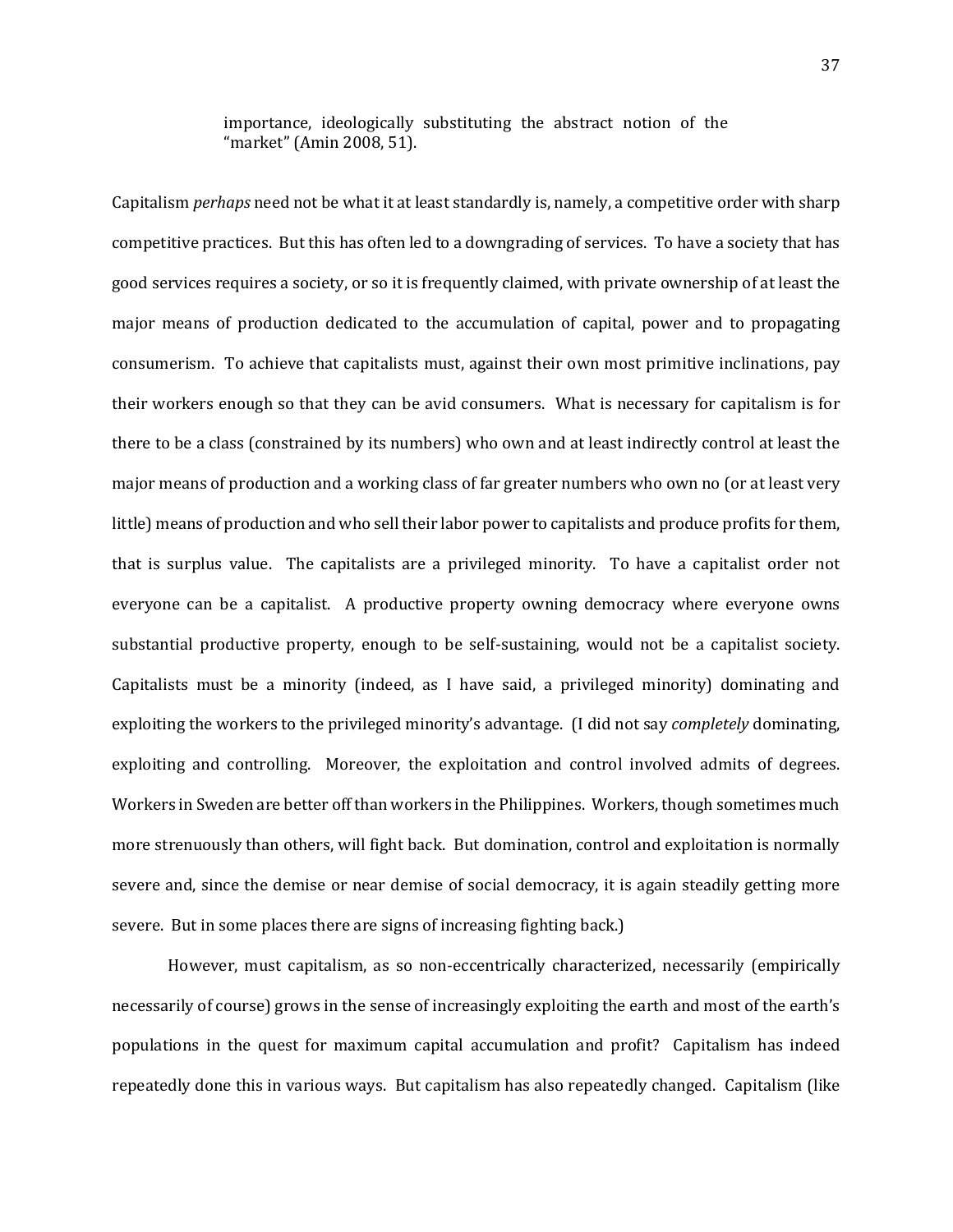> importance, ideologically substituting the abstract notion of the "market" (Amin 2008, 51).

Capitalism *perhaps* need not be what it at least standardly is, namely, a competitive order with sharp competitive practices. But this has often led to a downgrading of services. To have a society that has good services requires a society, or so it is frequently claimed, with private ownership of at least the major means of production dedicated to the accumulation of capital, power and to propagating consumerism. To achieve that capitalists must, against their own most primitive inclinations, pay their workers enough so that they can be avid consumers. What is necessary for capitalism is for there to be a class (constrained by its numbers) who own and at least indirectly control at least the major means of production and a working class of far greater numbers who own no (or at least very little) means of production and who sell their labor power to capitalists and produce profits for them, that is surplus value. The capitalists are a privileged minority. To have a capitalist order not everyone can be a capitalist. A productive property owning democracy where everyone owns substantial productive property, enough to be self-sustaining, would not be a capitalist society. Capitalists must be a minority (indeed, as I have said, a privileged minority) dominating and exploiting the workers to the privileged minority's advantage. (I did not say *completely* dominating, exploiting and controlling. Moreover, the exploitation and control involved admits of degrees. Workers in Sweden are better off than workers in the Philippines. Workers, though sometimes much more strenuously than others, will fight back. But domination, control and exploitation is normally severe and, since the demise or near demise of social democracy, it is again steadily getting more severe. But in some places there are signs of increasing fighting back.)

However, must capitalism, as so non-eccentrically characterized, necessarily (empirically necessarily of course) grows in the sense of increasingly exploiting the earth and most of the earth's populations in the quest for maximum capital accumulation and profit? Capitalism has indeed repeatedly done this in various ways. But capitalism has also repeatedly changed. Capitalism (like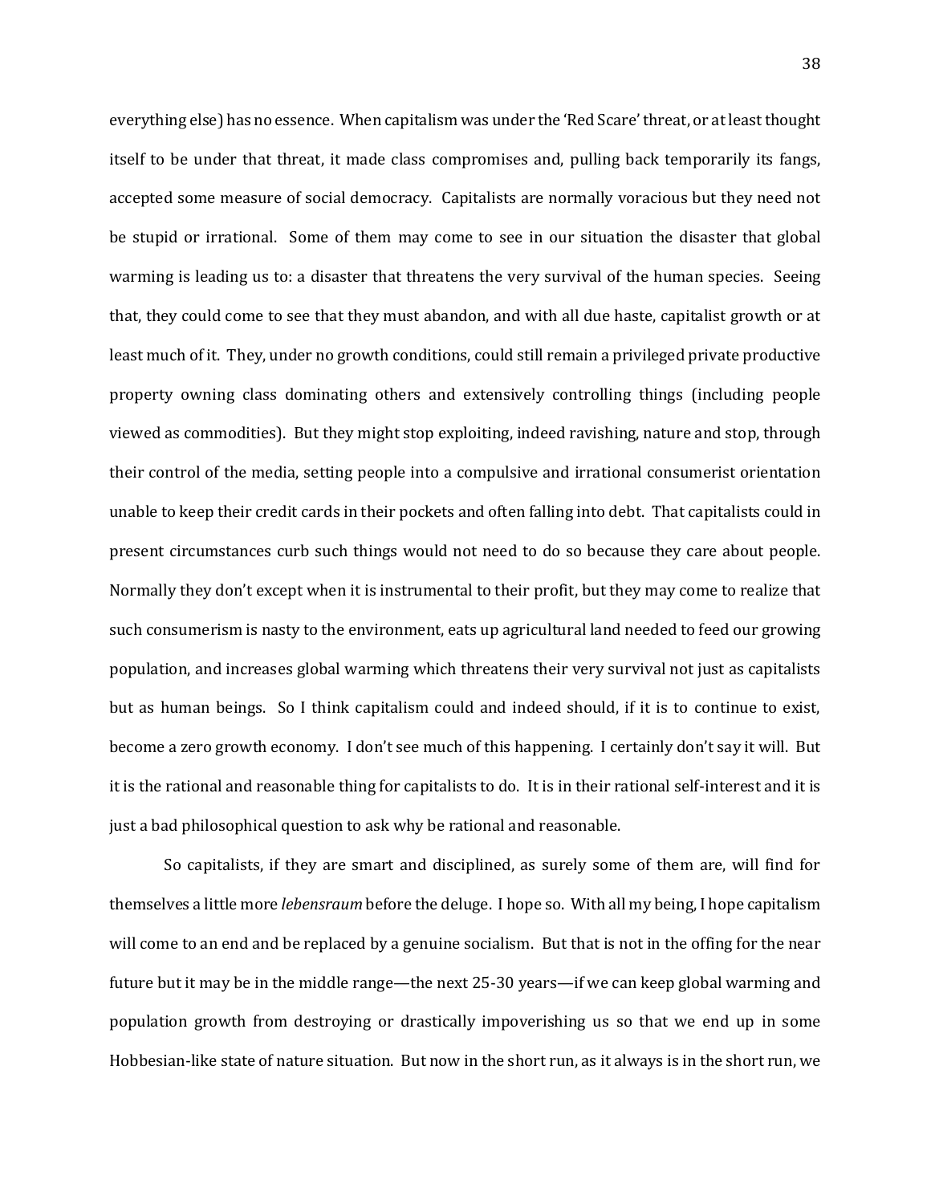everything else) has no essence. When capitalism was under the 'Red Scare' threat, or at least thought itself to be under that threat, it made class compromises and, pulling back temporarily its fangs, accepted some measure of social democracy. Capitalists are normally voracious but they need not be stupid or irrational. Some of them may come to see in our situation the disaster that global warming is leading us to: a disaster that threatens the very survival of the human species. Seeing that, they could come to see that they must abandon, and with all due haste, capitalist growth or at least much of it. They, under no growth conditions, could still remain a privileged private productive property owning class dominating others and extensively controlling things (including people viewed as commodities). But they might stop exploiting, indeed ravishing, nature and stop, through their control of the media, setting people into a compulsive and irrational consumerist orientation unable to keep their credit cards in their pockets and often falling into debt. That capitalists could in present circumstances curb such things would not need to do so because they care about people. Normally they don't except when it is instrumental to their profit, but they may come to realize that such consumerism is nasty to the environment, eats up agricultural land needed to feed our growing population, and increases global warming which threatens their very survival not just as capitalists but as human beings. So I think capitalism could and indeed should, if it is to continue to exist, become a zero growth economy. I don't see much of this happening. I certainly don't say it will. But it is the rational and reasonable thing for capitalists to do. It is in their rational self-interest and it is just a bad philosophical question to ask why be rational and reasonable.

So capitalists, if they are smart and disciplined, as surely some of them are, will find for themselves a little more *lebensraum* before the deluge. I hope so. With all my being, I hope capitalism will come to an end and be replaced by a genuine socialism. But that is not in the offing for the near future but it may be in the middle range—the next 25-30 years—if we can keep global warming and population growth from destroying or drastically impoverishing us so that we end up in some Hobbesian-like state of nature situation. But now in the short run, as it always is in the short run, we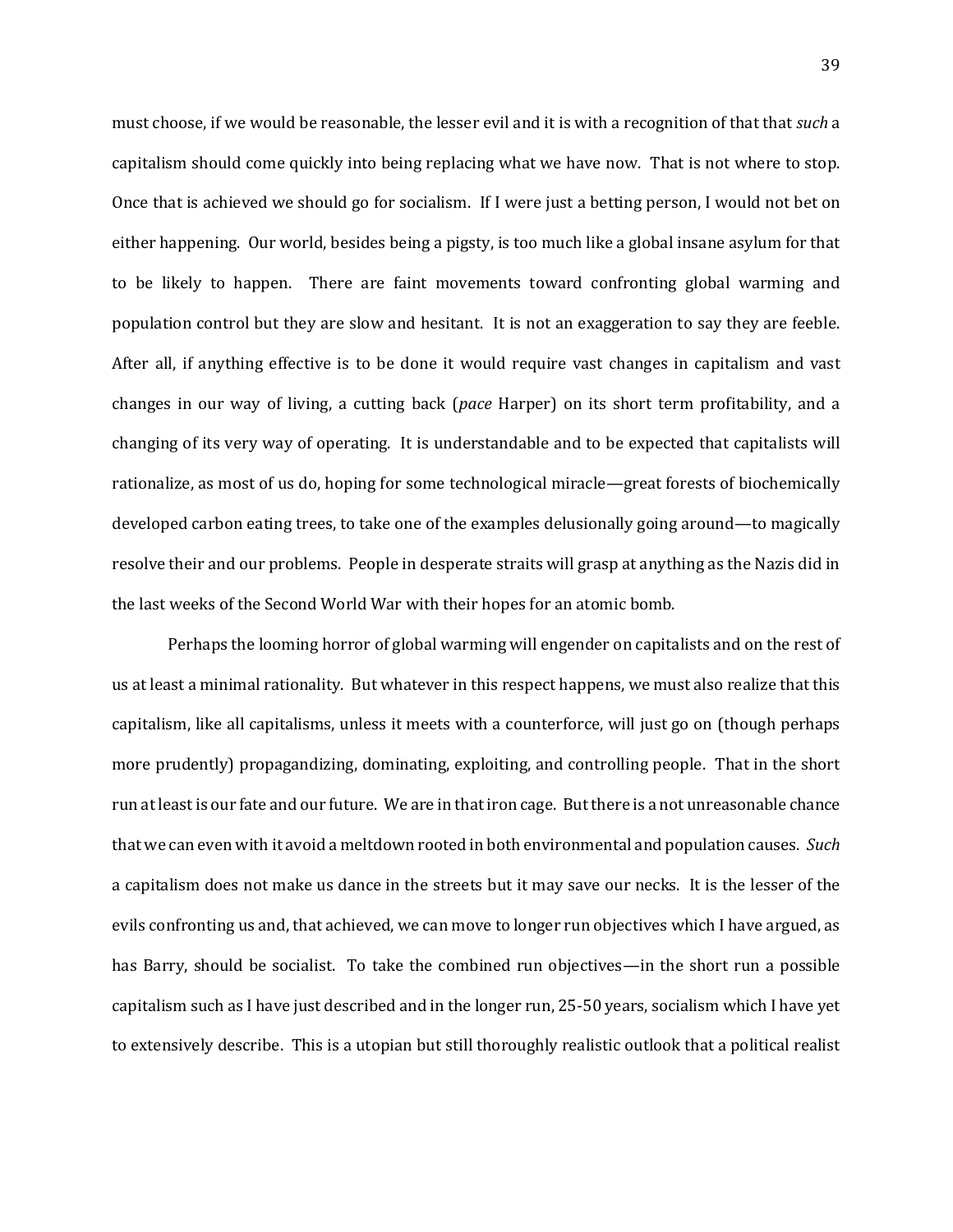must choose, if we would be reasonable, the lesser evil and it is with a recognition of that that *such* a capitalism should come quickly into being replacing what we have now. That is not where to stop. Once that is achieved we should go for socialism. If I were just a betting person, I would not bet on either happening. Our world, besides being a pigsty, is too much like a global insane asylum for that to be likely to happen. There are faint movements toward confronting global warming and population control but they are slow and hesitant. It is not an exaggeration to say they are feeble. After all, if anything effective is to be done it would require vast changes in capitalism and vast changes in our way of living, a cutting back (*pace* Harper) on its short term profitability, and a changing of its very way of operating. It is understandable and to be expected that capitalists will rationalize, as most of us do, hoping for some technological miracle—great forests of biochemically developed carbon eating trees, to take one of the examples delusionally going around—to magically resolve their and our problems. People in desperate straits will grasp at anything as the Nazis did in the last weeks of the Second World War with their hopes for an atomic bomb.

Perhaps the looming horror of global warming will engender on capitalists and on the rest of us at least a minimal rationality. But whatever in this respect happens, we must also realize that this capitalism, like all capitalisms, unless it meets with a counterforce, will just go on (though perhaps more prudently) propagandizing, dominating, exploiting, and controlling people. That in the short run at least is our fate and our future. We are in that iron cage. But there is a not unreasonable chance that we can even with it avoid a meltdown rooted in both environmental and population causes. *Such* a capitalism does not make us dance in the streets but it may save our necks. It is the lesser of the evils confronting us and, that achieved, we can move to longer run objectives which I have argued, as has Barry, should be socialist. To take the combined run objectives—in the short run a possible capitalism such as I have just described and in the longer run, 25-50 years, socialism which I have yet to extensively describe. This is a utopian but still thoroughly realistic outlook that a political realist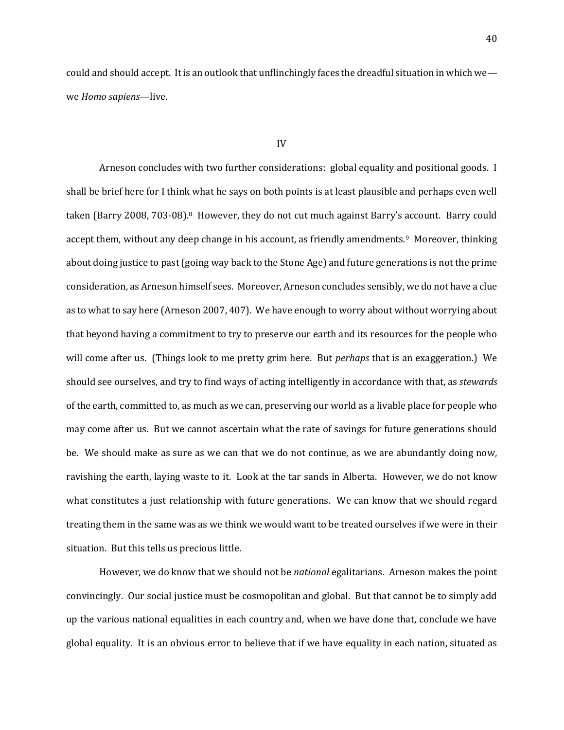could and should accept. It is an outlook that unflinchingly faces the dreadful situation in which we—we *Homo sapiens*—live.

## IV

Arneson concludes with two further considerations: global equality and positional goods. I shall be brief here for I think what he says on both points is at least plausible and perhaps even well taken (Barry 2008, 703-08).[8] However, they do not cut much against Barry's account. Barry could accept them, without any deep change in his account, as friendly amendments.[9] Moreover, thinking about doing justice to past (going way back to the Stone Age) and future generations is not the prime consideration, as Arneson himself sees. Moreover, Arneson concludes sensibly, we do not have a clue as to what to say here (Arneson 2007, 407). We have enough to worry about without worrying about that beyond having a commitment to try to preserve our earth and its resources for the people who will come after us. (Things look to me pretty grim here. But *perhaps* that is an exaggeration.) We should see ourselves, and try to find ways of acting intelligently in accordance with that, as *stewards* of the earth, committed to, as much as we can, preserving our world as a livable place for people who may come after us. But we cannot ascertain what the rate of savings for future generations should be. We should make as sure as we can that we do not continue, as we are abundantly doing now, ravishing the earth, laying waste to it. Look at the tar sands in Alberta. However, we do not know what constitutes a just relationship with future generations. We can know that we should regard treating them in the same was as we think we would want to be treated ourselves if we were in their situation. But this tells us precious little.

However, we do know that we should not be *national* egalitarians. Arneson makes the point convincingly. Our social justice must be cosmopolitan and global. But that cannot be to simply add up the various national equalities in each country and, when we have done that, conclude we have global equality. It is an obvious error to believe that if we have equality in each nation, situated as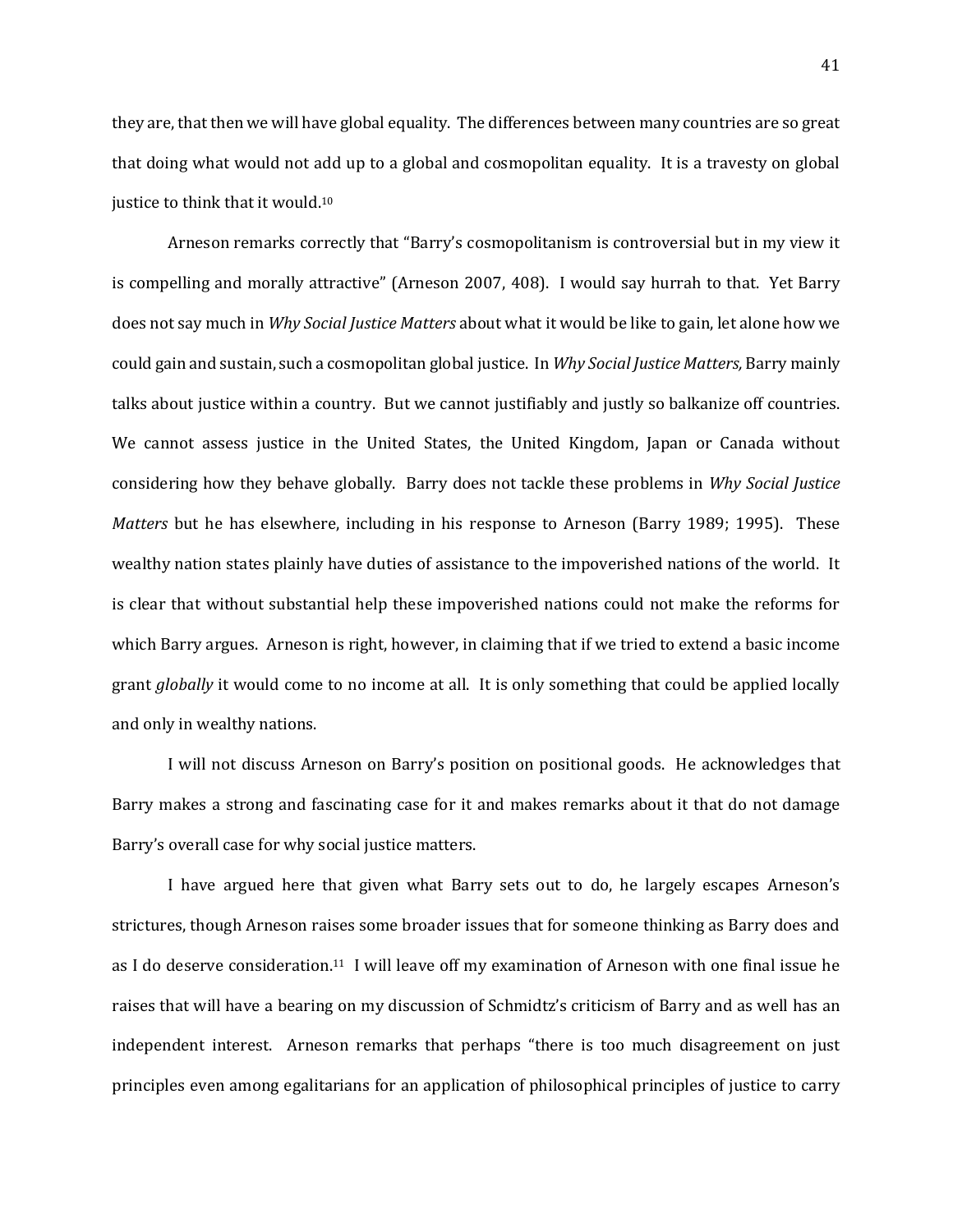they are, that then we will have global equality. The differences between many countries are so great that doing what would not add up to a global and cosmopolitan equality. It is a travesty on global justice to think that it would.[10]

Arneson remarks correctly that "Barry's cosmopolitanism is controversial but in my view it is compelling and morally attractive" (Arneson 2007, 408). I would say hurrah to that. Yet Barry does not say much in *Why Social Justice Matters* about what it would be like to gain, let alone how we could gain and sustain, such a cosmopolitan global justice. In *Why Social Justice Matters,* Barry mainly talks about justice within a country. But we cannot justifiably and justly so balkanize off countries. We cannot assess justice in the United States, the United Kingdom, Japan or Canada without considering how they behave globally. Barry does not tackle these problems in *Why Social Justice Matters* but he has elsewhere, including in his response to Arneson (Barry 1989; 1995). These wealthy nation states plainly have duties of assistance to the impoverished nations of the world. It is clear that without substantial help these impoverished nations could not make the reforms for which Barry argues. Arneson is right, however, in claiming that if we tried to extend a basic income grant *globally* it would come to no income at all. It is only something that could be applied locally and only in wealthy nations.

I will not discuss Arneson on Barry's position on positional goods. He acknowledges that Barry makes a strong and fascinating case for it and makes remarks about it that do not damage Barry's overall case for why social justice matters.

I have argued here that given what Barry sets out to do, he largely escapes Arneson's strictures, though Arneson raises some broader issues that for someone thinking as Barry does and as I do deserve consideration.[11] I will leave off my examination of Arneson with one final issue he raises that will have a bearing on my discussion of Schmidtz's criticism of Barry and as well has an independent interest. Arneson remarks that perhaps "there is too much disagreement on just principles even among egalitarians for an application of philosophical principles of justice to carry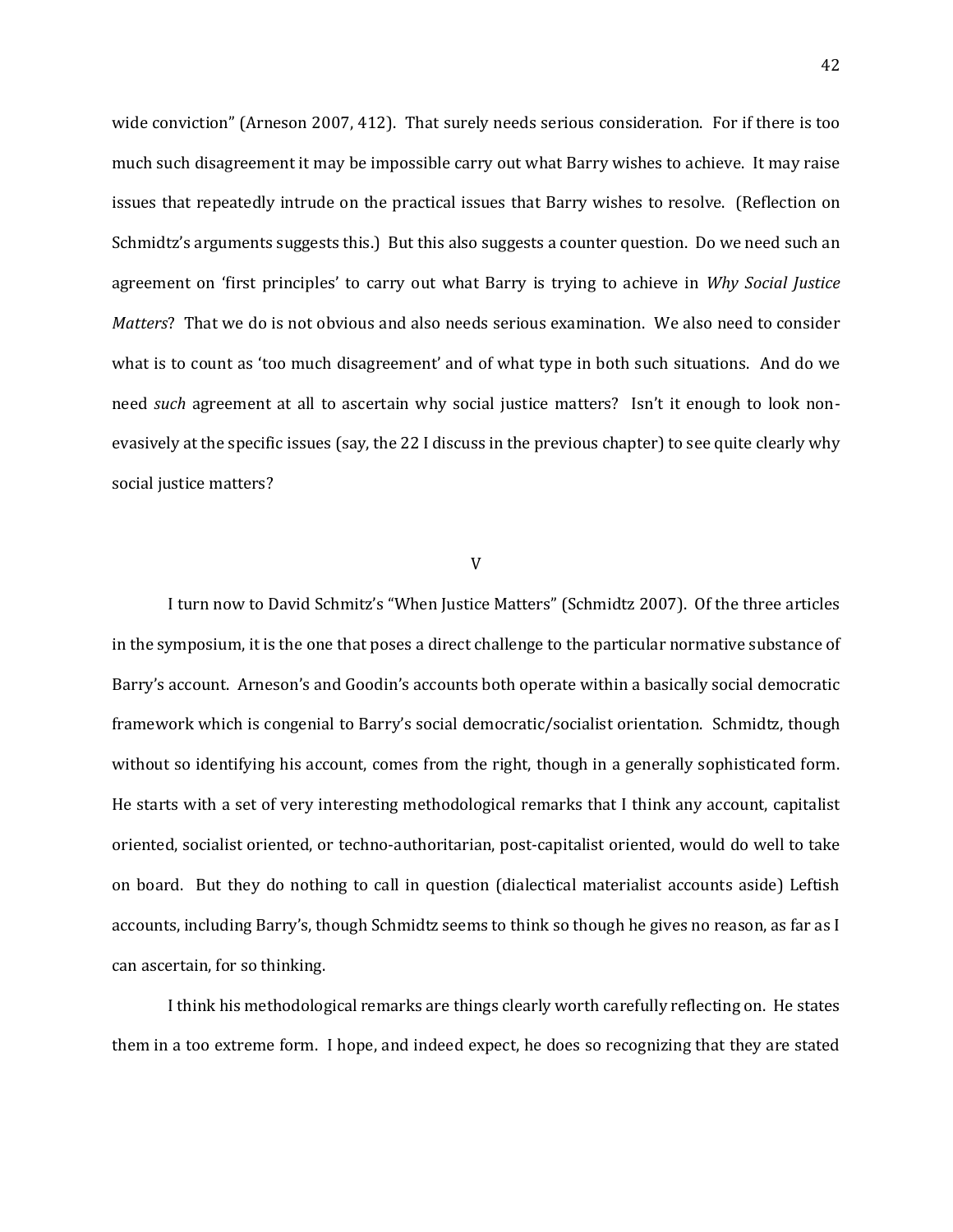wide conviction" (Arneson 2007, 412). That surely needs serious consideration. For if there is too much such disagreement it may be impossible carry out what Barry wishes to achieve. It may raise issues that repeatedly intrude on the practical issues that Barry wishes to resolve. (Reflection on Schmidtz's arguments suggests this.) But this also suggests a counter question. Do we need such an agreement on 'first principles' to carry out what Barry is trying to achieve in *Why Social Justice Matters*? That we do is not obvious and also needs serious examination. We also need to consider what is to count as 'too much disagreement' and of what type in both such situations. And do we need *such* agreement at all to ascertain why social justice matters? Isn't it enough to look non-evasively at the specific issues (say, the 22 I discuss in the previous chapter) to see quite clearly why social justice matters?

## V

I turn now to David Schmitz's "When Justice Matters" (Schmidtz 2007). Of the three articles in the symposium, it is the one that poses a direct challenge to the particular normative substance of Barry's account. Arneson's and Goodin's accounts both operate within a basically social democratic framework which is congenial to Barry's social democratic/socialist orientation. Schmidtz, though without so identifying his account, comes from the right, though in a generally sophisticated form. He starts with a set of very interesting methodological remarks that I think any account, capitalist oriented, socialist oriented, or techno-authoritarian, post-capitalist oriented, would do well to take on board. But they do nothing to call in question (dialectical materialist accounts aside) Leftish accounts, including Barry's, though Schmidtz seems to think so though he gives no reason, as far as I can ascertain, for so thinking.

I think his methodological remarks are things clearly worth carefully reflecting on. He states them in a too extreme form. I hope, and indeed expect, he does so recognizing that they are stated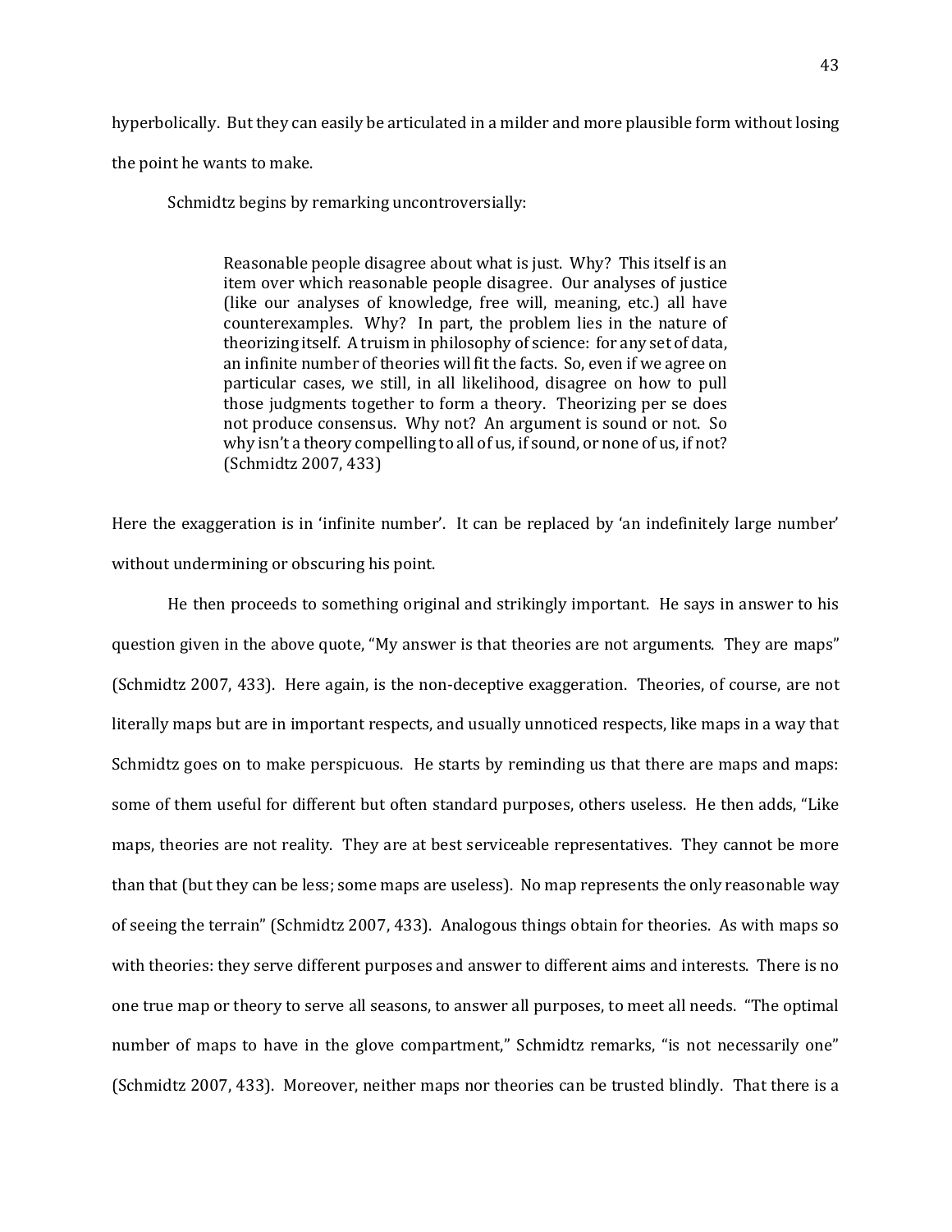hyperbolically. But they can easily be articulated in a milder and more plausible form without losing the point he wants to make.

Schmidtz begins by remarking uncontroversially:

> Reasonable people disagree about what is just. Why? This itself is an item over which reasonable people disagree. Our analyses of justice (like our analyses of knowledge, free will, meaning, etc.) all have counterexamples. Why? In part, the problem lies in the nature of theorizing itself. A truism in philosophy of science: for any set of data, an infinite number of theories will fit the facts. So, even if we agree on particular cases, we still, in all likelihood, disagree on how to pull those judgments together to form a theory. Theorizing per se does not produce consensus. Why not? An argument is sound or not. So why isn't a theory compelling to all of us, if sound, or none of us, if not? (Schmidtz 2007, 433)

Here the exaggeration is in 'infinite number'. It can be replaced by 'an indefinitely large number' without undermining or obscuring his point.

He then proceeds to something original and strikingly important. He says in answer to his question given in the above quote, "My answer is that theories are not arguments. They are maps" (Schmidtz 2007, 433). Here again, is the non-deceptive exaggeration. Theories, of course, are not literally maps but are in important respects, and usually unnoticed respects, like maps in a way that Schmidtz goes on to make perspicuous. He starts by reminding us that there are maps and maps: some of them useful for different but often standard purposes, others useless. He then adds, "Like maps, theories are not reality. They are at best serviceable representatives. They cannot be more than that (but they can be less; some maps are useless). No map represents the only reasonable way of seeing the terrain" (Schmidtz 2007, 433). Analogous things obtain for theories. As with maps so with theories: they serve different purposes and answer to different aims and interests. There is no one true map or theory to serve all seasons, to answer all purposes, to meet all needs. "The optimal number of maps to have in the glove compartment," Schmidtz remarks, "is not necessarily one" (Schmidtz 2007, 433). Moreover, neither maps nor theories can be trusted blindly. That there is a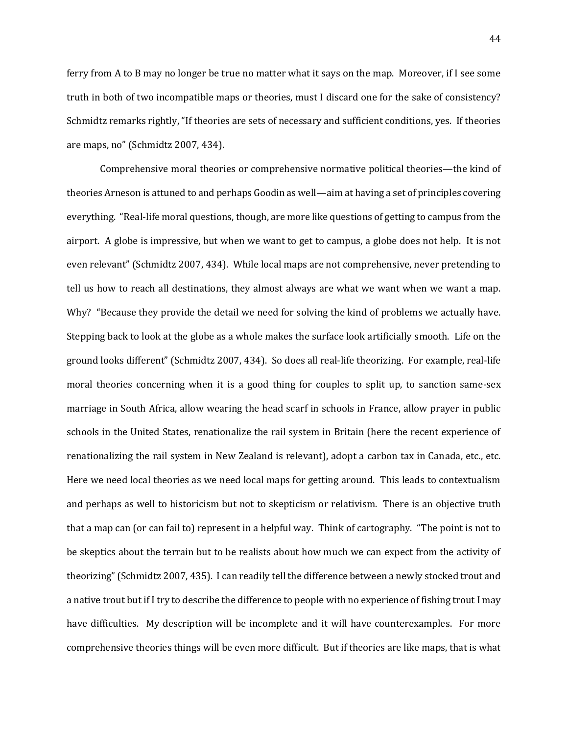ferry from A to B may no longer be true no matter what it says on the map. Moreover, if I see some truth in both of two incompatible maps or theories, must I discard one for the sake of consistency? Schmidtz remarks rightly, "If theories are sets of necessary and sufficient conditions, yes. If theories are maps, no" (Schmidtz 2007, 434).

Comprehensive moral theories or comprehensive normative political theories—the kind of theories Arneson is attuned to and perhaps Goodin as well—aim at having a set of principles covering everything. "Real-life moral questions, though, are more like questions of getting to campus from the airport. A globe is impressive, but when we want to get to campus, a globe does not help. It is not even relevant" (Schmidtz 2007, 434). While local maps are not comprehensive, never pretending to tell us how to reach all destinations, they almost always are what we want when we want a map. Why? "Because they provide the detail we need for solving the kind of problems we actually have. Stepping back to look at the globe as a whole makes the surface look artificially smooth. Life on the ground looks different" (Schmidtz 2007, 434). So does all real-life theorizing. For example, real-life moral theories concerning when it is a good thing for couples to split up, to sanction same-sex marriage in South Africa, allow wearing the head scarf in schools in France, allow prayer in public schools in the United States, renationalize the rail system in Britain (here the recent experience of renationalizing the rail system in New Zealand is relevant), adopt a carbon tax in Canada, etc., etc. Here we need local theories as we need local maps for getting around. This leads to contextualism and perhaps as well to historicism but not to skepticism or relativism. There is an objective truth that a map can (or can fail to) represent in a helpful way. Think of cartography. "The point is not to be skeptics about the terrain but to be realists about how much we can expect from the activity of theorizing" (Schmidtz 2007, 435). I can readily tell the difference between a newly stocked trout and a native trout but if I try to describe the difference to people with no experience of fishing trout I may have difficulties. My description will be incomplete and it will have counterexamples. For more comprehensive theories things will be even more difficult. But if theories are like maps, that is what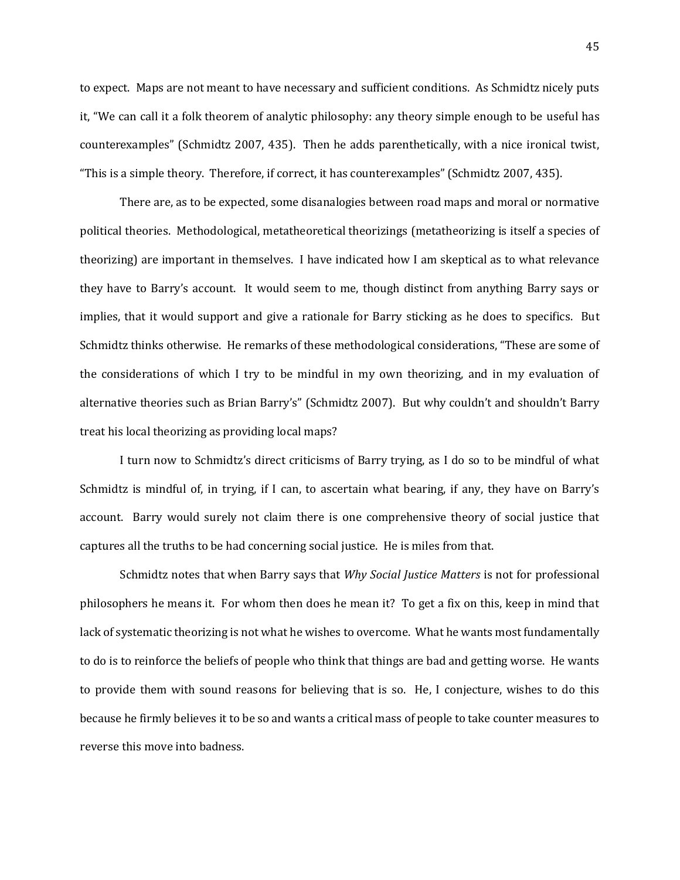to expect. Maps are not meant to have necessary and sufficient conditions. As Schmidtz nicely puts it, "We can call it a folk theorem of analytic philosophy: any theory simple enough to be useful has counterexamples" (Schmidtz 2007, 435). Then he adds parenthetically, with a nice ironical twist, "This is a simple theory. Therefore, if correct, it has counterexamples" (Schmidtz 2007, 435).

There are, as to be expected, some disanalogies between road maps and moral or normative political theories. Methodological, metatheoretical theorizings (metatheorizing is itself a species of theorizing) are important in themselves. I have indicated how I am skeptical as to what relevance they have to Barry's account. It would seem to me, though distinct from anything Barry says or implies, that it would support and give a rationale for Barry sticking as he does to specifics. But Schmidtz thinks otherwise. He remarks of these methodological considerations, "These are some of the considerations of which I try to be mindful in my own theorizing, and in my evaluation of alternative theories such as Brian Barry's" (Schmidtz 2007). But why couldn't and shouldn't Barry treat his local theorizing as providing local maps?

I turn now to Schmidtz's direct criticisms of Barry trying, as I do so to be mindful of what Schmidtz is mindful of, in trying, if I can, to ascertain what bearing, if any, they have on Barry's account. Barry would surely not claim there is one comprehensive theory of social justice that captures all the truths to be had concerning social justice. He is miles from that.

Schmidtz notes that when Barry says that *Why Social Justice Matters* is not for professional philosophers he means it. For whom then does he mean it? To get a fix on this, keep in mind that lack of systematic theorizing is not what he wishes to overcome. What he wants most fundamentally to do is to reinforce the beliefs of people who think that things are bad and getting worse. He wants to provide them with sound reasons for believing that is so. He, I conjecture, wishes to do this because he firmly believes it to be so and wants a critical mass of people to take counter measures to reverse this move into badness.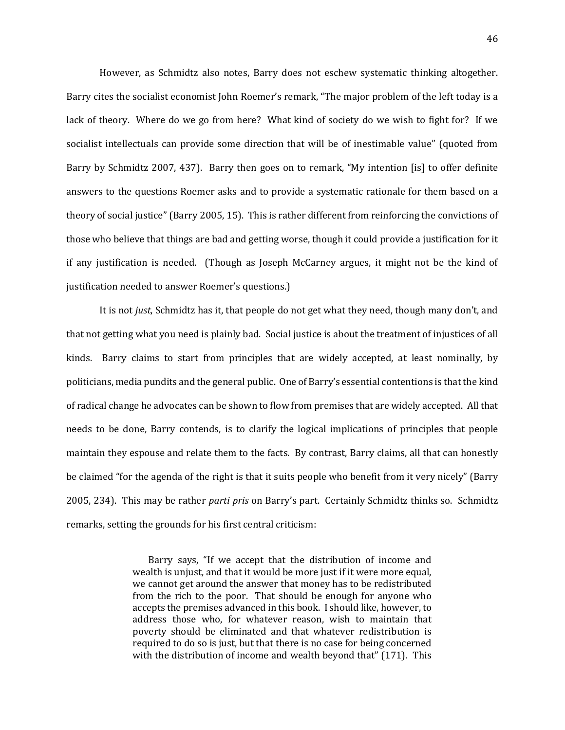However, as Schmidtz also notes, Barry does not eschew systematic thinking altogether. Barry cites the socialist economist John Roemer's remark, "The major problem of the left today is a lack of theory. Where do we go from here? What kind of society do we wish to fight for? If we socialist intellectuals can provide some direction that will be of inestimable value" (quoted from Barry by Schmidtz 2007, 437). Barry then goes on to remark, "My intention [is] to offer definite answers to the questions Roemer asks and to provide a systematic rationale for them based on a theory of social justice" (Barry 2005, 15). This is rather different from reinforcing the convictions of those who believe that things are bad and getting worse, though it could provide a justification for it if any justification is needed. (Though as Joseph McCarney argues, it might not be the kind of justification needed to answer Roemer's questions.)

It is not *just*, Schmidtz has it, that people do not get what they need, though many don't, and that not getting what you need is plainly bad. Social justice is about the treatment of injustices of all kinds. Barry claims to start from principles that are widely accepted, at least nominally, by politicians, media pundits and the general public. One of Barry's essential contentions is that the kind of radical change he advocates can be shown to flow from premises that are widely accepted. All that needs to be done, Barry contends, is to clarify the logical implications of principles that people maintain they espouse and relate them to the facts. By contrast, Barry claims, all that can honestly be claimed "for the agenda of the right is that it suits people who benefit from it very nicely" (Barry 2005, 234). This may be rather *parti pris* on Barry's part. Certainly Schmidtz thinks so. Schmidtz remarks, setting the grounds for his first central criticism:

> Barry says, "If we accept that the distribution of income and wealth is unjust, and that it would be more just if it were more equal, we cannot get around the answer that money has to be redistributed from the rich to the poor. That should be enough for anyone who accepts the premises advanced in this book. I should like, however, to address those who, for whatever reason, wish to maintain that poverty should be eliminated and that whatever redistribution is required to do so is just, but that there is no case for being concerned with the distribution of income and wealth beyond that" (171). This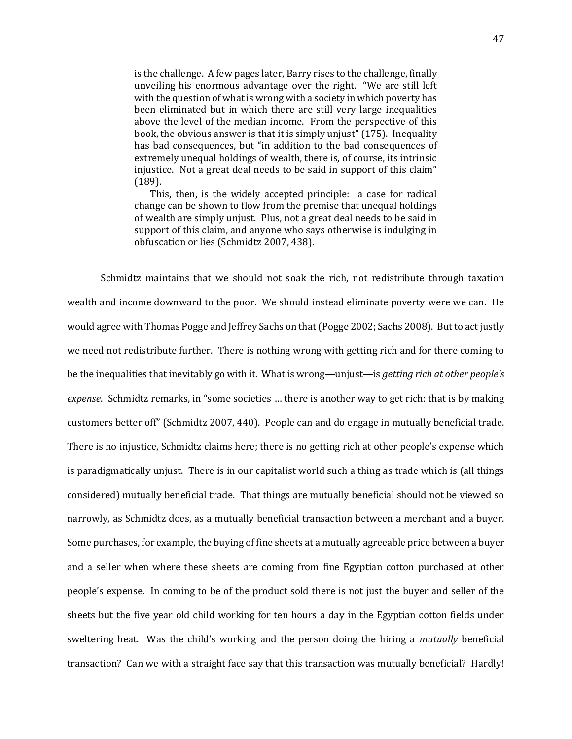> is the challenge. A few pages later, Barry rises to the challenge, finally unveiling his enormous advantage over the right. "We are still left with the question of what is wrong with a society in which poverty has been eliminated but in which there are still very large inequalities above the level of the median income. From the perspective of this book, the obvious answer is that it is simply unjust" (175). Inequality has bad consequences, but "in addition to the bad consequences of extremely unequal holdings of wealth, there is, of course, its intrinsic injustice. Not a great deal needs to be said in support of this claim" (189).
>
> This, then, is the widely accepted principle: a case for radical change can be shown to flow from the premise that unequal holdings of wealth are simply unjust. Plus, not a great deal needs to be said in support of this claim, and anyone who says otherwise is indulging in obfuscation or lies (Schmidtz 2007, 438).

Schmidtz maintains that we should not soak the rich, not redistribute through taxation wealth and income downward to the poor. We should instead eliminate poverty were we can. He would agree with Thomas Pogge and Jeffrey Sachs on that (Pogge 2002; Sachs 2008). But to act justly we need not redistribute further. There is nothing wrong with getting rich and for there coming to be the inequalities that inevitably go with it. What is wrong—unjust—is *getting rich at other people's expense*. Schmidtz remarks, in "some societies … there is another way to get rich: that is by making customers better off" (Schmidtz 2007, 440). People can and do engage in mutually beneficial trade. There is no injustice, Schmidtz claims here; there is no getting rich at other people's expense which is paradigmatically unjust. There is in our capitalist world such a thing as trade which is (all things considered) mutually beneficial trade. That things are mutually beneficial should not be viewed so narrowly, as Schmidtz does, as a mutually beneficial transaction between a merchant and a buyer. Some purchases, for example, the buying of fine sheets at a mutually agreeable price between a buyer and a seller when where these sheets are coming from fine Egyptian cotton purchased at other people's expense. In coming to be of the product sold there is not just the buyer and seller of the sheets but the five year old child working for ten hours a day in the Egyptian cotton fields under sweltering heat. Was the child's working and the person doing the hiring a *mutually* beneficial transaction? Can we with a straight face say that this transaction was mutually beneficial? Hardly!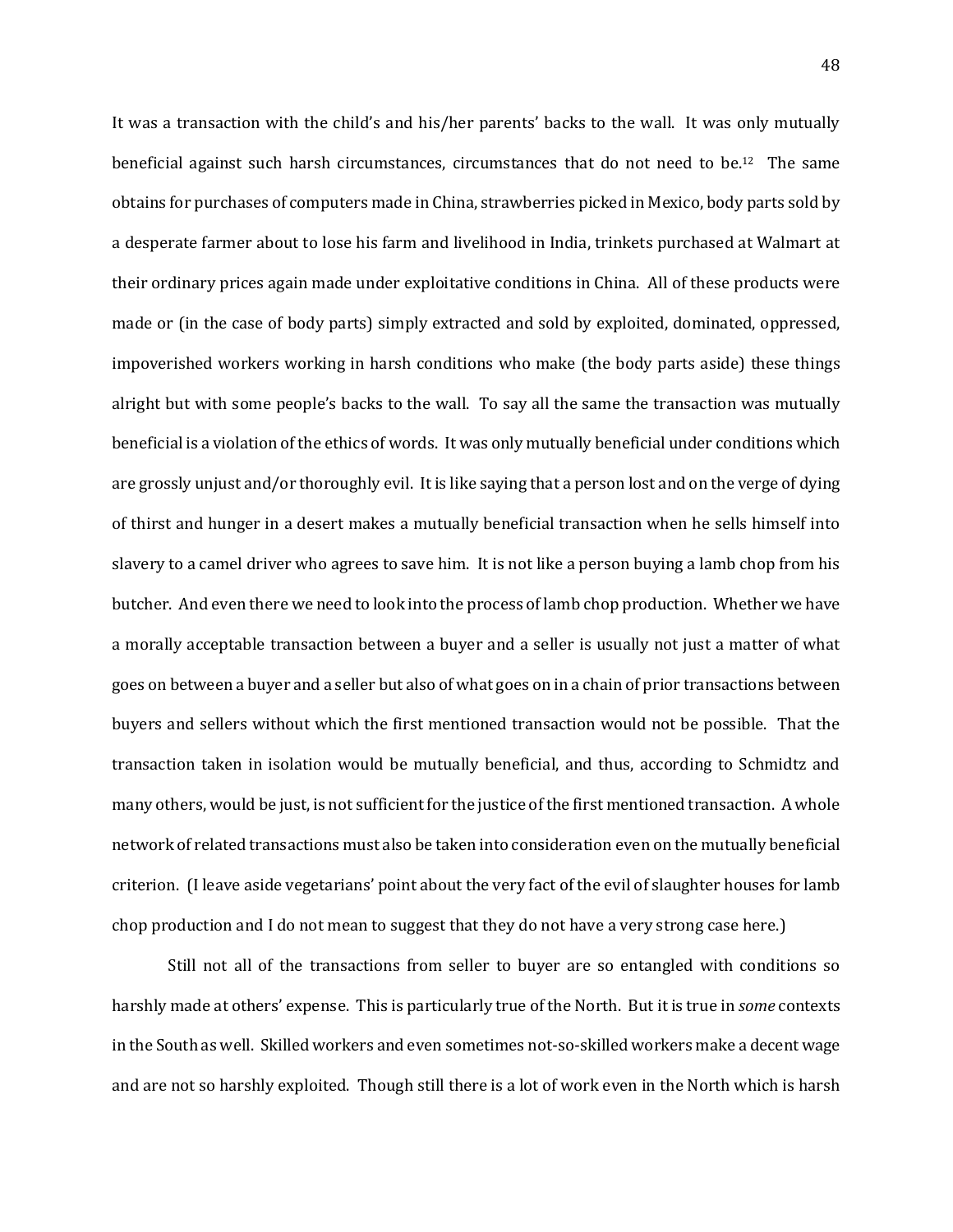It was a transaction with the child's and his/her parents' backs to the wall. It was only mutually beneficial against such harsh circumstances, circumstances that do not need to be.[12] The same obtains for purchases of computers made in China, strawberries picked in Mexico, body parts sold by a desperate farmer about to lose his farm and livelihood in India, trinkets purchased at Walmart at their ordinary prices again made under exploitative conditions in China. All of these products were made or (in the case of body parts) simply extracted and sold by exploited, dominated, oppressed, impoverished workers working in harsh conditions who make (the body parts aside) these things alright but with some people's backs to the wall. To say all the same the transaction was mutually beneficial is a violation of the ethics of words. It was only mutually beneficial under conditions which are grossly unjust and/or thoroughly evil. It is like saying that a person lost and on the verge of dying of thirst and hunger in a desert makes a mutually beneficial transaction when he sells himself into slavery to a camel driver who agrees to save him. It is not like a person buying a lamb chop from his butcher. And even there we need to look into the process of lamb chop production. Whether we have a morally acceptable transaction between a buyer and a seller is usually not just a matter of what goes on between a buyer and a seller but also of what goes on in a chain of prior transactions between buyers and sellers without which the first mentioned transaction would not be possible. That the transaction taken in isolation would be mutually beneficial, and thus, according to Schmidtz and many others, would be just, is not sufficient for the justice of the first mentioned transaction. A whole network of related transactions must also be taken into consideration even on the mutually beneficial criterion. (I leave aside vegetarians' point about the very fact of the evil of slaughter houses for lamb chop production and I do not mean to suggest that they do not have a very strong case here.)

Still not all of the transactions from seller to buyer are so entangled with conditions so harshly made at others' expense. This is particularly true of the North. But it is true in *some* contexts in the South as well. Skilled workers and even sometimes not-so-skilled workers make a decent wage and are not so harshly exploited. Though still there is a lot of work even in the North which is harsh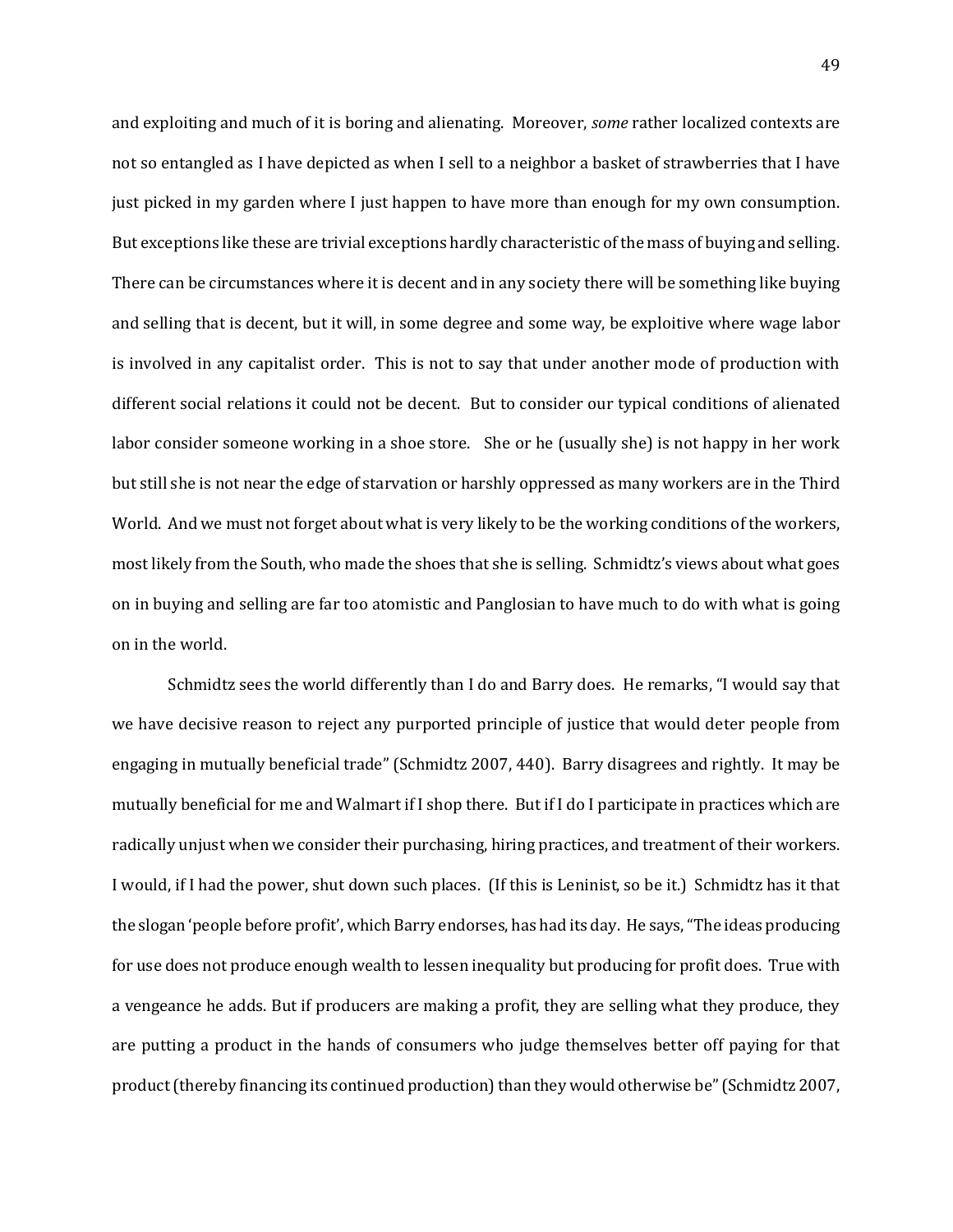and exploiting and much of it is boring and alienating. Moreover, *some* rather localized contexts are not so entangled as I have depicted as when I sell to a neighbor a basket of strawberries that I have just picked in my garden where I just happen to have more than enough for my own consumption. But exceptions like these are trivial exceptions hardly characteristic of the mass of buying and selling. There can be circumstances where it is decent and in any society there will be something like buying and selling that is decent, but it will, in some degree and some way, be exploitive where wage labor is involved in any capitalist order. This is not to say that under another mode of production with different social relations it could not be decent. But to consider our typical conditions of alienated labor consider someone working in a shoe store. She or he (usually she) is not happy in her work but still she is not near the edge of starvation or harshly oppressed as many workers are in the Third World. And we must not forget about what is very likely to be the working conditions of the workers, most likely from the South, who made the shoes that she is selling. Schmidtz's views about what goes on in buying and selling are far too atomistic and Panglosian to have much to do with what is going on in the world.

Schmidtz sees the world differently than I do and Barry does. He remarks, "I would say that we have decisive reason to reject any purported principle of justice that would deter people from engaging in mutually beneficial trade" (Schmidtz 2007, 440). Barry disagrees and rightly. It may be mutually beneficial for me and Walmart if I shop there. But if I do I participate in practices which are radically unjust when we consider their purchasing, hiring practices, and treatment of their workers. I would, if I had the power, shut down such places. (If this is Leninist, so be it.) Schmidtz has it that the slogan 'people before profit', which Barry endorses, has had its day. He says, "The ideas producing for use does not produce enough wealth to lessen inequality but producing for profit does. True with a vengeance he adds. But if producers are making a profit, they are selling what they produce, they are putting a product in the hands of consumers who judge themselves better off paying for that product (thereby financing its continued production) than they would otherwise be" (Schmidtz 2007,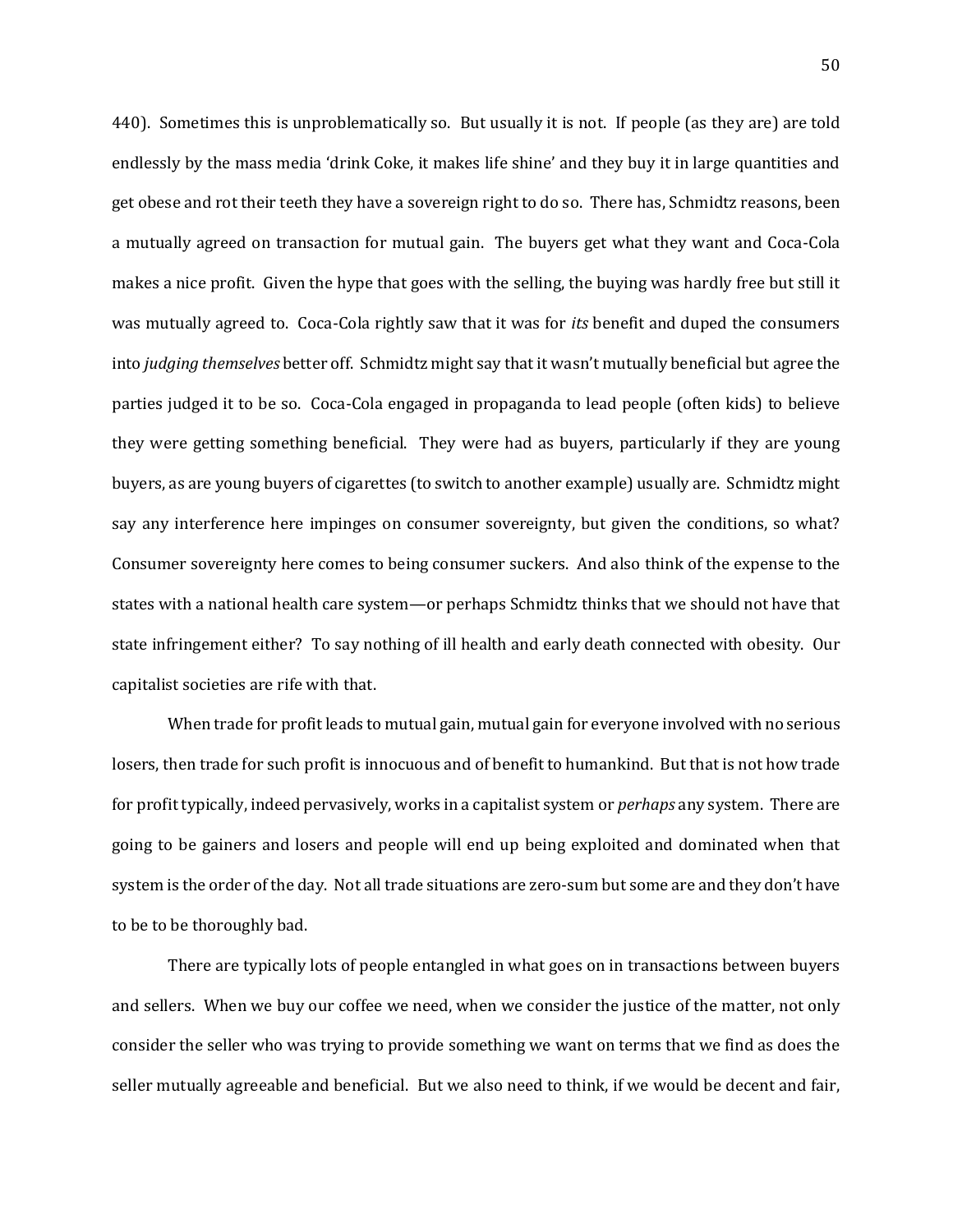440). Sometimes this is unproblematically so. But usually it is not. If people (as they are) are told endlessly by the mass media 'drink Coke, it makes life shine' and they buy it in large quantities and get obese and rot their teeth they have a sovereign right to do so. There has, Schmidtz reasons, been a mutually agreed on transaction for mutual gain. The buyers get what they want and Coca-Cola makes a nice profit. Given the hype that goes with the selling, the buying was hardly free but still it was mutually agreed to. Coca-Cola rightly saw that it was for *its* benefit and duped the consumers into *judging themselves* better off. Schmidtz might say that it wasn't mutually beneficial but agree the parties judged it to be so. Coca-Cola engaged in propaganda to lead people (often kids) to believe they were getting something beneficial. They were had as buyers, particularly if they are young buyers, as are young buyers of cigarettes (to switch to another example) usually are. Schmidtz might say any interference here impinges on consumer sovereignty, but given the conditions, so what? Consumer sovereignty here comes to being consumer suckers. And also think of the expense to the states with a national health care system—or perhaps Schmidtz thinks that we should not have that state infringement either? To say nothing of ill health and early death connected with obesity. Our capitalist societies are rife with that.

When trade for profit leads to mutual gain, mutual gain for everyone involved with no serious losers, then trade for such profit is innocuous and of benefit to humankind. But that is not how trade for profit typically, indeed pervasively, works in a capitalist system or *perhaps* any system. There are going to be gainers and losers and people will end up being exploited and dominated when that system is the order of the day. Not all trade situations are zero-sum but some are and they don't have to be to be thoroughly bad.

There are typically lots of people entangled in what goes on in transactions between buyers and sellers. When we buy our coffee we need, when we consider the justice of the matter, not only consider the seller who was trying to provide something we want on terms that we find as does the seller mutually agreeable and beneficial. But we also need to think, if we would be decent and fair,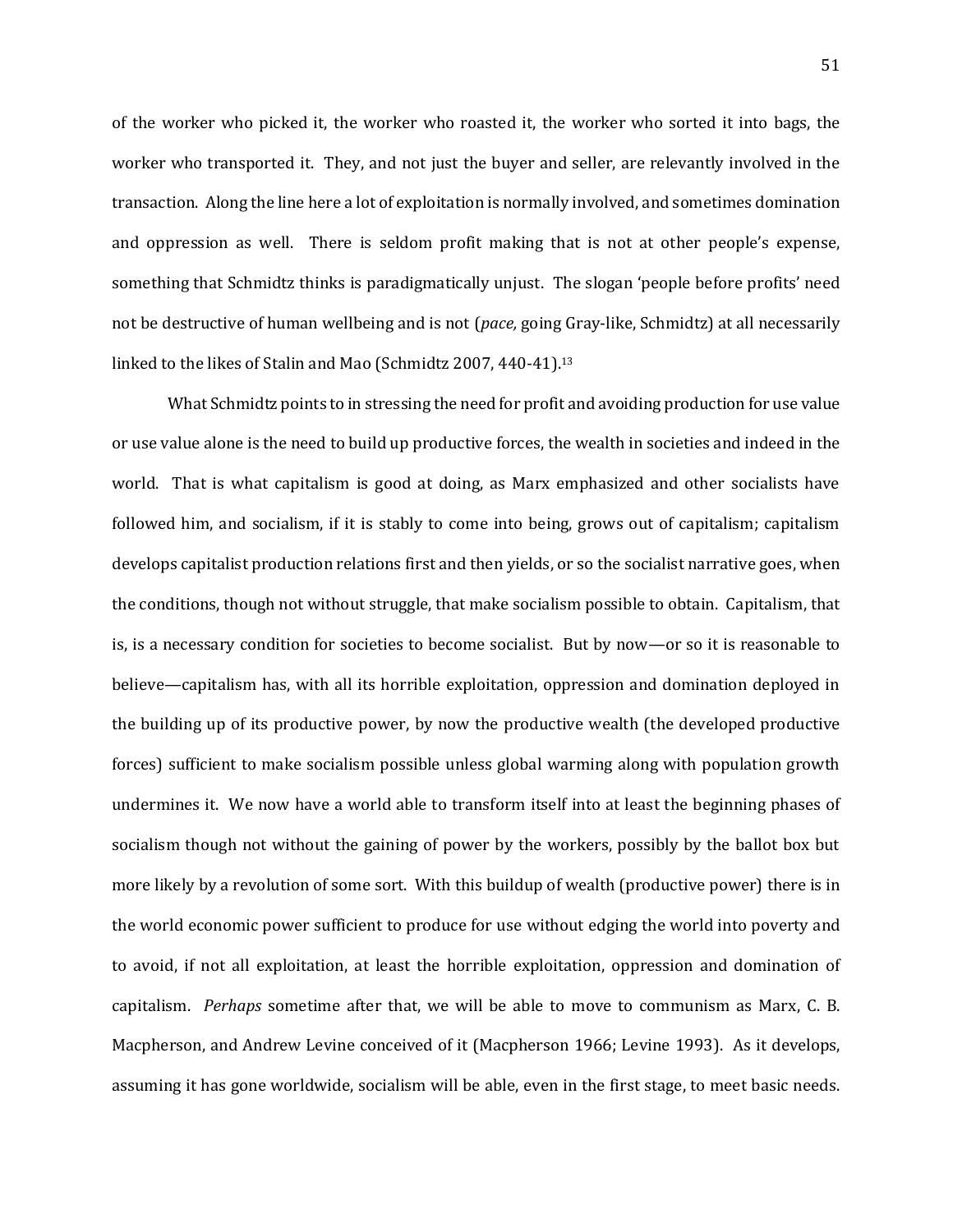of the worker who picked it, the worker who roasted it, the worker who sorted it into bags, the worker who transported it. They, and not just the buyer and seller, are relevantly involved in the transaction. Along the line here a lot of exploitation is normally involved, and sometimes domination and oppression as well. There is seldom profit making that is not at other people's expense, something that Schmidtz thinks is paradigmatically unjust. The slogan 'people before profits' need not be destructive of human wellbeing and is not (*pace,* going Gray-like, Schmidtz) at all necessarily linked to the likes of Stalin and Mao (Schmidtz 2007, 440-41).[13]

What Schmidtz points to in stressing the need for profit and avoiding production for use value or use value alone is the need to build up productive forces, the wealth in societies and indeed in the world. That is what capitalism is good at doing, as Marx emphasized and other socialists have followed him, and socialism, if it is stably to come into being, grows out of capitalism; capitalism develops capitalist production relations first and then yields, or so the socialist narrative goes, when the conditions, though not without struggle, that make socialism possible to obtain. Capitalism, that is, is a necessary condition for societies to become socialist. But by now—or so it is reasonable to believe—capitalism has, with all its horrible exploitation, oppression and domination deployed in the building up of its productive power, by now the productive wealth (the developed productive forces) sufficient to make socialism possible unless global warming along with population growth undermines it. We now have a world able to transform itself into at least the beginning phases of socialism though not without the gaining of power by the workers, possibly by the ballot box but more likely by a revolution of some sort. With this buildup of wealth (productive power) there is in the world economic power sufficient to produce for use without edging the world into poverty and to avoid, if not all exploitation, at least the horrible exploitation, oppression and domination of capitalism. *Perhaps* sometime after that, we will be able to move to communism as Marx, C. B. Macpherson, and Andrew Levine conceived of it (Macpherson 1966; Levine 1993). As it develops, assuming it has gone worldwide, socialism will be able, even in the first stage, to meet basic needs.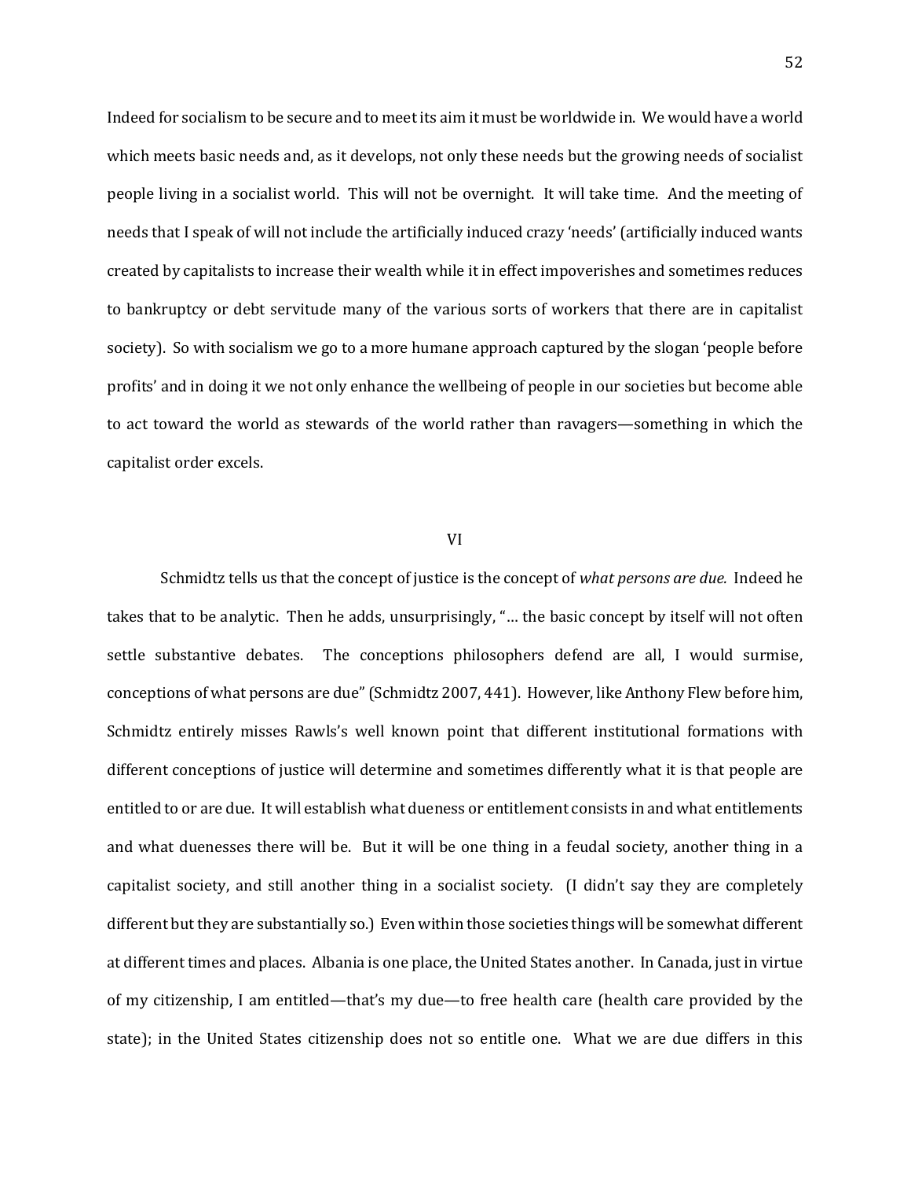Indeed for socialism to be secure and to meet its aim it must be worldwide in. We would have a world which meets basic needs and, as it develops, not only these needs but the growing needs of socialist people living in a socialist world. This will not be overnight. It will take time. And the meeting of needs that I speak of will not include the artificially induced crazy 'needs' (artificially induced wants created by capitalists to increase their wealth while it in effect impoverishes and sometimes reduces to bankruptcy or debt servitude many of the various sorts of workers that there are in capitalist society). So with socialism we go to a more humane approach captured by the slogan 'people before profits' and in doing it we not only enhance the wellbeing of people in our societies but become able to act toward the world as stewards of the world rather than ravagers—something in which the capitalist order excels.

## VI

Schmidtz tells us that the concept of justice is the concept of *what persons are due.* Indeed he takes that to be analytic. Then he adds, unsurprisingly, "… the basic concept by itself will not often settle substantive debates. The conceptions philosophers defend are all, I would surmise, conceptions of what persons are due" (Schmidtz 2007, 441). However, like Anthony Flew before him, Schmidtz entirely misses Rawls's well known point that different institutional formations with different conceptions of justice will determine and sometimes differently what it is that people are entitled to or are due. It will establish what dueness or entitlement consists in and what entitlements and what duenesses there will be. But it will be one thing in a feudal society, another thing in a capitalist society, and still another thing in a socialist society. (I didn't say they are completely different but they are substantially so.) Even within those societies things will be somewhat different at different times and places. Albania is one place, the United States another. In Canada, just in virtue of my citizenship, I am entitled—that's my due—to free health care (health care provided by the state); in the United States citizenship does not so entitle one. What we are due differs in this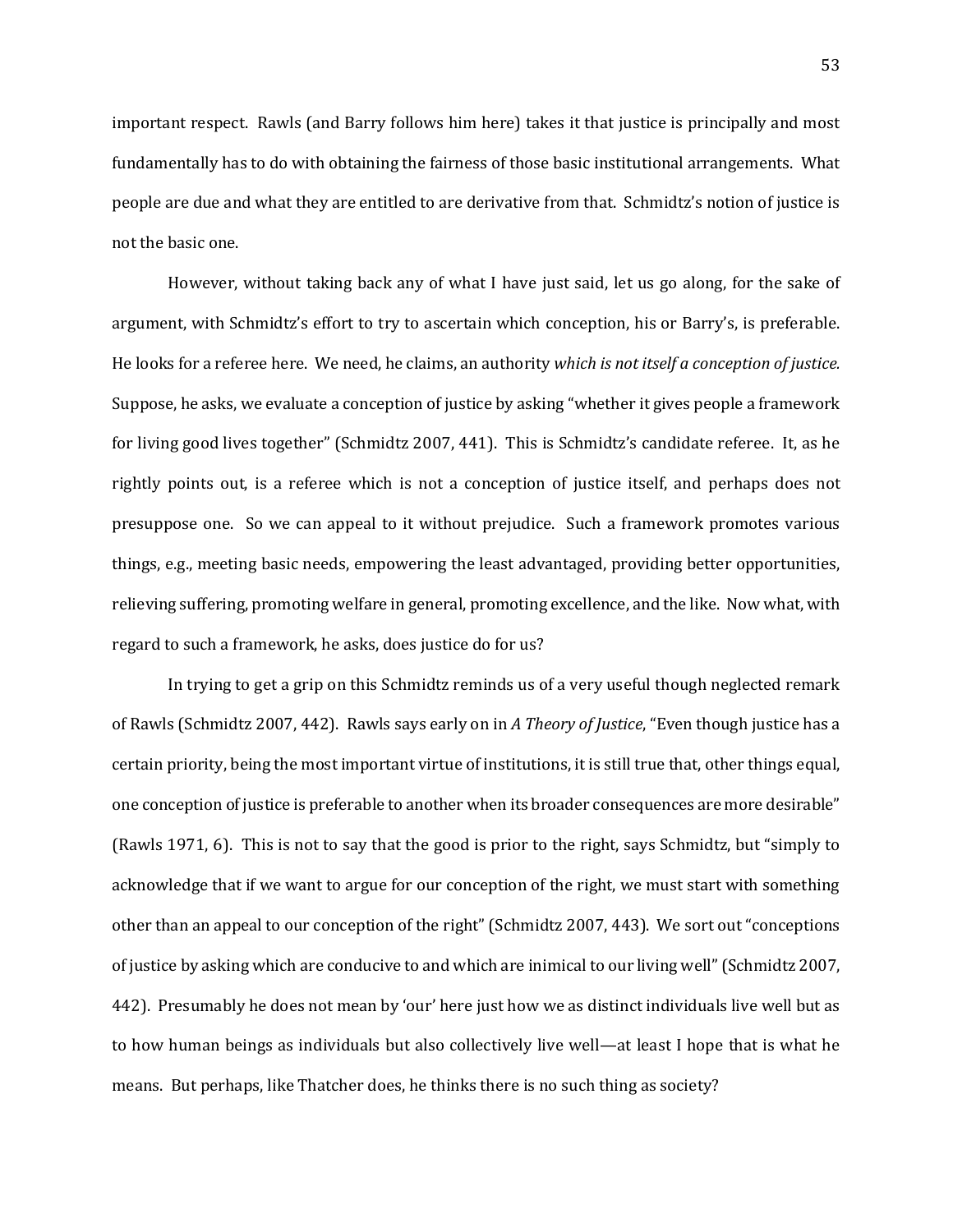important respect. Rawls (and Barry follows him here) takes it that justice is principally and most fundamentally has to do with obtaining the fairness of those basic institutional arrangements. What people are due and what they are entitled to are derivative from that. Schmidtz's notion of justice is not the basic one.

However, without taking back any of what I have just said, let us go along, for the sake of argument, with Schmidtz's effort to try to ascertain which conception, his or Barry's, is preferable. He looks for a referee here. We need, he claims, an authority *which is not itself a conception of justice.* Suppose, he asks, we evaluate a conception of justice by asking "whether it gives people a framework for living good lives together" (Schmidtz 2007, 441). This is Schmidtz's candidate referee. It, as he rightly points out, is a referee which is not a conception of justice itself, and perhaps does not presuppose one. So we can appeal to it without prejudice. Such a framework promotes various things, e.g., meeting basic needs, empowering the least advantaged, providing better opportunities, relieving suffering, promoting welfare in general, promoting excellence, and the like. Now what, with regard to such a framework, he asks, does justice do for us?

In trying to get a grip on this Schmidtz reminds us of a very useful though neglected remark of Rawls (Schmidtz 2007, 442). Rawls says early on in *A Theory of Justice*, "Even though justice has a certain priority, being the most important virtue of institutions, it is still true that, other things equal, one conception of justice is preferable to another when its broader consequences are more desirable" (Rawls 1971, 6). This is not to say that the good is prior to the right, says Schmidtz, but "simply to acknowledge that if we want to argue for our conception of the right, we must start with something other than an appeal to our conception of the right" (Schmidtz 2007, 443). We sort out "conceptions of justice by asking which are conducive to and which are inimical to our living well" (Schmidtz 2007, 442). Presumably he does not mean by 'our' here just how we as distinct individuals live well but as to how human beings as individuals but also collectively live well—at least I hope that is what he means. But perhaps, like Thatcher does, he thinks there is no such thing as society?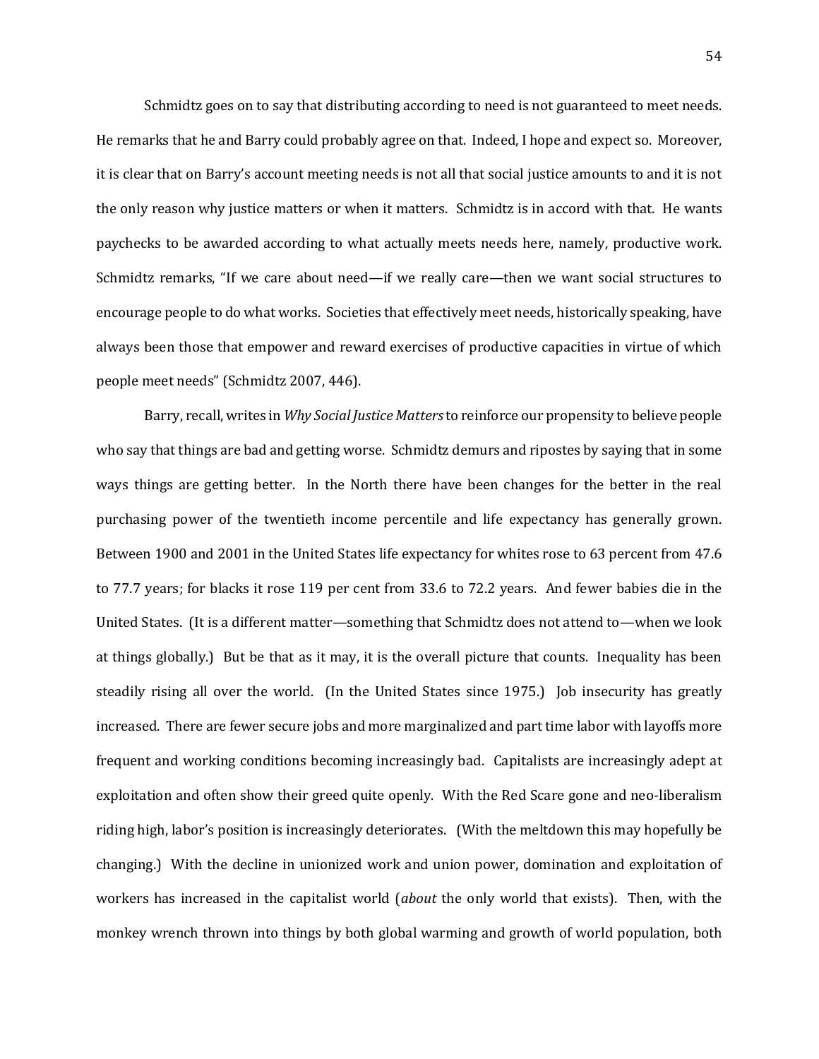Schmidtz goes on to say that distributing according to need is not guaranteed to meet needs. He remarks that he and Barry could probably agree on that. Indeed, I hope and expect so. Moreover, it is clear that on Barry's account meeting needs is not all that social justice amounts to and it is not the only reason why justice matters or when it matters. Schmidtz is in accord with that. He wants paychecks to be awarded according to what actually meets needs here, namely, productive work. Schmidtz remarks, "If we care about need—if we really care—then we want social structures to encourage people to do what works. Societies that effectively meet needs, historically speaking, have always been those that empower and reward exercises of productive capacities in virtue of which people meet needs" (Schmidtz 2007, 446).

Barry, recall, writes in *Why Social Justice Matters* to reinforce our propensity to believe people who say that things are bad and getting worse. Schmidtz demurs and ripostes by saying that in some ways things are getting better. In the North there have been changes for the better in the real purchasing power of the twentieth income percentile and life expectancy has generally grown. Between 1900 and 2001 in the United States life expectancy for whites rose to 63 percent from 47.6 to 77.7 years; for blacks it rose 119 per cent from 33.6 to 72.2 years. And fewer babies die in the United States. (It is a different matter—something that Schmidtz does not attend to—when we look at things globally.) But be that as it may, it is the overall picture that counts. Inequality has been steadily rising all over the world. (In the United States since 1975.) Job insecurity has greatly increased. There are fewer secure jobs and more marginalized and part time labor with layoffs more frequent and working conditions becoming increasingly bad. Capitalists are increasingly adept at exploitation and often show their greed quite openly. With the Red Scare gone and neo-liberalism riding high, labor's position is increasingly deteriorates. (With the meltdown this may hopefully be changing.) With the decline in unionized work and union power, domination and exploitation of workers has increased in the capitalist world (*about* the only world that exists). Then, with the monkey wrench thrown into things by both global warming and growth of world population, both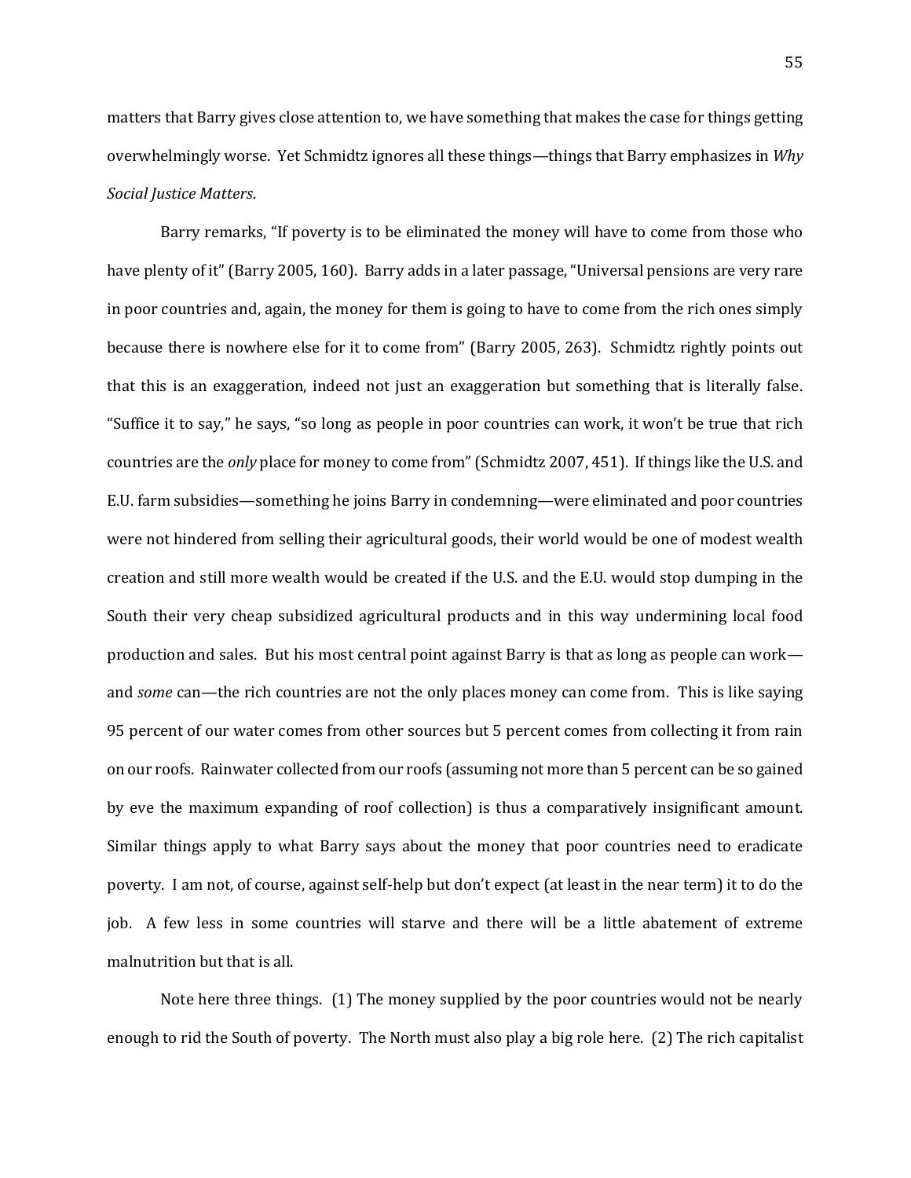matters that Barry gives close attention to, we have something that makes the case for things getting overwhelmingly worse. Yet Schmidtz ignores all these things—things that Barry emphasizes in *Why Social Justice Matters*.

Barry remarks, "If poverty is to be eliminated the money will have to come from those who have plenty of it" (Barry 2005, 160). Barry adds in a later passage, "Universal pensions are very rare in poor countries and, again, the money for them is going to have to come from the rich ones simply because there is nowhere else for it to come from" (Barry 2005, 263). Schmidtz rightly points out that this is an exaggeration, indeed not just an exaggeration but something that is literally false. "Suffice it to say," he says, "so long as people in poor countries can work, it won't be true that rich countries are the *only* place for money to come from" (Schmidtz 2007, 451). If things like the U.S. and E.U. farm subsidies—something he joins Barry in condemning—were eliminated and poor countries were not hindered from selling their agricultural goods, their world would be one of modest wealth creation and still more wealth would be created if the U.S. and the E.U. would stop dumping in the South their very cheap subsidized agricultural products and in this way undermining local food production and sales. But his most central point against Barry is that as long as people can work—and *some* can—the rich countries are not the only places money can come from. This is like saying 95 percent of our water comes from other sources but 5 percent comes from collecting it from rain on our roofs. Rainwater collected from our roofs (assuming not more than 5 percent can be so gained by eve the maximum expanding of roof collection) is thus a comparatively insignificant amount. Similar things apply to what Barry says about the money that poor countries need to eradicate poverty. I am not, of course, against self-help but don't expect (at least in the near term) it to do the job. A few less in some countries will starve and there will be a little abatement of extreme malnutrition but that is all.

Note here three things. (1) The money supplied by the poor countries would not be nearly enough to rid the South of poverty. The North must also play a big role here. (2) The rich capitalist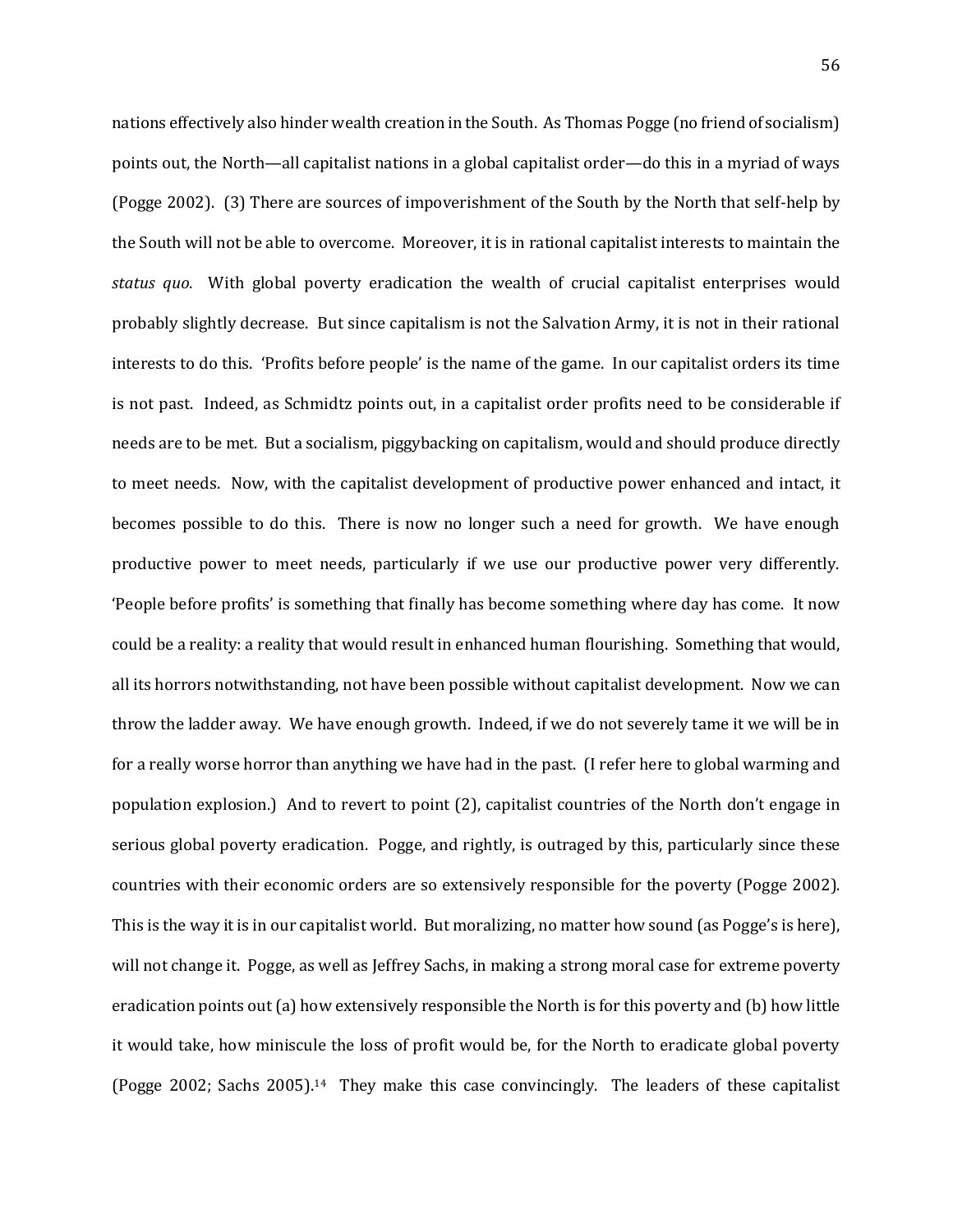nations effectively also hinder wealth creation in the South. As Thomas Pogge (no friend of socialism) points out, the North—all capitalist nations in a global capitalist order—do this in a myriad of ways (Pogge 2002). (3) There are sources of impoverishment of the South by the North that self-help by the South will not be able to overcome. Moreover, it is in rational capitalist interests to maintain the *status quo*. With global poverty eradication the wealth of crucial capitalist enterprises would probably slightly decrease. But since capitalism is not the Salvation Army, it is not in their rational interests to do this. 'Profits before people' is the name of the game. In our capitalist orders its time is not past. Indeed, as Schmidtz points out, in a capitalist order profits need to be considerable if needs are to be met. But a socialism, piggybacking on capitalism, would and should produce directly to meet needs. Now, with the capitalist development of productive power enhanced and intact, it becomes possible to do this. There is now no longer such a need for growth. We have enough productive power to meet needs, particularly if we use our productive power very differently. 'People before profits' is something that finally has become something where day has come. It now could be a reality: a reality that would result in enhanced human flourishing. Something that would, all its horrors notwithstanding, not have been possible without capitalist development. Now we can throw the ladder away. We have enough growth. Indeed, if we do not severely tame it we will be in for a really worse horror than anything we have had in the past. (I refer here to global warming and population explosion.) And to revert to point (2), capitalist countries of the North don't engage in serious global poverty eradication. Pogge, and rightly, is outraged by this, particularly since these countries with their economic orders are so extensively responsible for the poverty (Pogge 2002). This is the way it is in our capitalist world. But moralizing, no matter how sound (as Pogge's is here), will not change it. Pogge, as well as Jeffrey Sachs, in making a strong moral case for extreme poverty eradication points out (a) how extensively responsible the North is for this poverty and (b) how little it would take, how miniscule the loss of profit would be, for the North to eradicate global poverty (Pogge 2002; Sachs 2005).[14] They make this case convincingly. The leaders of these capitalist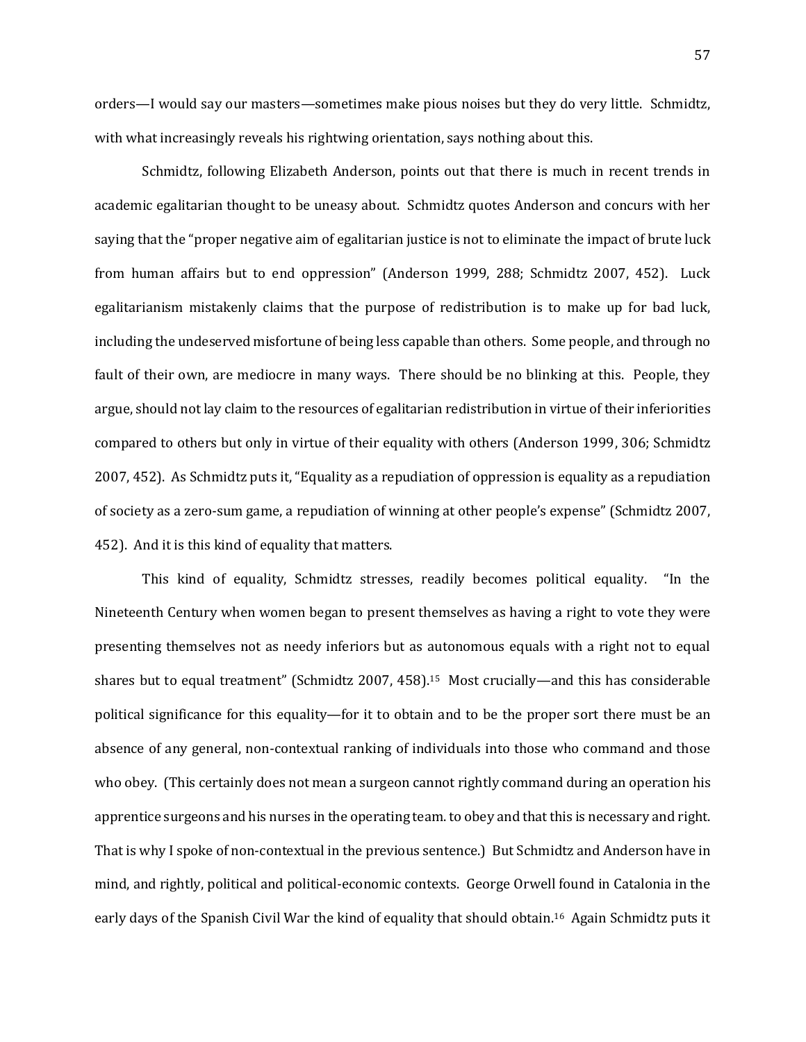orders—I would say our masters—sometimes make pious noises but they do very little. Schmidtz, with what increasingly reveals his rightwing orientation, says nothing about this.

Schmidtz, following Elizabeth Anderson, points out that there is much in recent trends in academic egalitarian thought to be uneasy about. Schmidtz quotes Anderson and concurs with her saying that the "proper negative aim of egalitarian justice is not to eliminate the impact of brute luck from human affairs but to end oppression" (Anderson 1999, 288; Schmidtz 2007, 452). Luck egalitarianism mistakenly claims that the purpose of redistribution is to make up for bad luck, including the undeserved misfortune of being less capable than others. Some people, and through no fault of their own, are mediocre in many ways. There should be no blinking at this. People, they argue, should not lay claim to the resources of egalitarian redistribution in virtue of their inferiorities compared to others but only in virtue of their equality with others (Anderson 1999, 306; Schmidtz 2007, 452). As Schmidtz puts it, "Equality as a repudiation of oppression is equality as a repudiation of society as a zero-sum game, a repudiation of winning at other people's expense" (Schmidtz 2007, 452). And it is this kind of equality that matters.

This kind of equality, Schmidtz stresses, readily becomes political equality. "In the Nineteenth Century when women began to present themselves as having a right to vote they were presenting themselves not as needy inferiors but as autonomous equals with a right not to equal shares but to equal treatment" (Schmidtz 2007, 458).[15] Most crucially—and this has considerable political significance for this equality—for it to obtain and to be the proper sort there must be an absence of any general, non-contextual ranking of individuals into those who command and those who obey. (This certainly does not mean a surgeon cannot rightly command during an operation his apprentice surgeons and his nurses in the operating team. to obey and that this is necessary and right. That is why I spoke of non-contextual in the previous sentence.) But Schmidtz and Anderson have in mind, and rightly, political and political-economic contexts. George Orwell found in Catalonia in the early days of the Spanish Civil War the kind of equality that should obtain.[16] Again Schmidtz puts it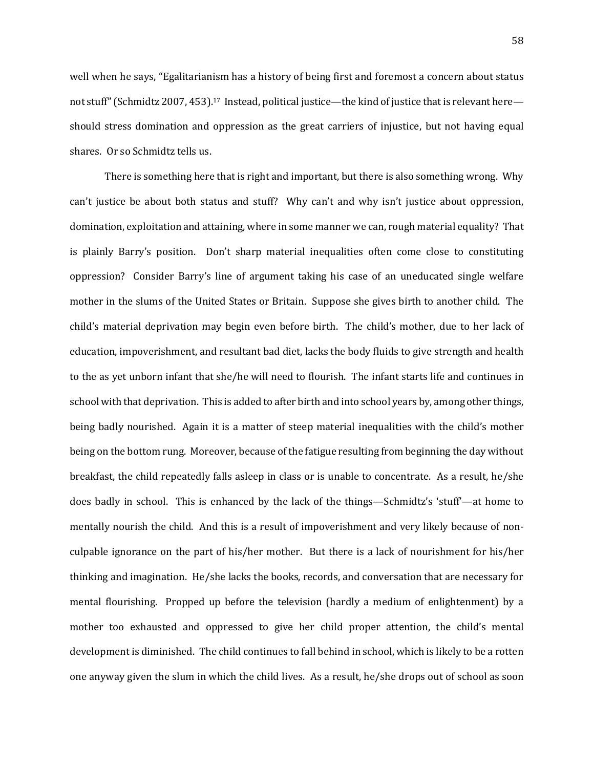well when he says, "Egalitarianism has a history of being first and foremost a concern about status not stuff" (Schmidtz 2007, 453).[17] Instead, political justice—the kind of justice that is relevant here—should stress domination and oppression as the great carriers of injustice, but not having equal shares. Or so Schmidtz tells us.

There is something here that is right and important, but there is also something wrong. Why can't justice be about both status and stuff? Why can't and why isn't justice about oppression, domination, exploitation and attaining, where in some manner we can, rough material equality? That is plainly Barry's position. Don't sharp material inequalities often come close to constituting oppression? Consider Barry's line of argument taking his case of an uneducated single welfare mother in the slums of the United States or Britain. Suppose she gives birth to another child. The child's material deprivation may begin even before birth. The child's mother, due to her lack of education, impoverishment, and resultant bad diet, lacks the body fluids to give strength and health to the as yet unborn infant that she/he will need to flourish. The infant starts life and continues in school with that deprivation. This is added to after birth and into school years by, among other things, being badly nourished. Again it is a matter of steep material inequalities with the child's mother being on the bottom rung. Moreover, because of the fatigue resulting from beginning the day without breakfast, the child repeatedly falls asleep in class or is unable to concentrate. As a result, he/she does badly in school. This is enhanced by the lack of the things—Schmidtz's 'stuff'—at home to mentally nourish the child. And this is a result of impoverishment and very likely because of non-culpable ignorance on the part of his/her mother. But there is a lack of nourishment for his/her thinking and imagination. He/she lacks the books, records, and conversation that are necessary for mental flourishing. Propped up before the television (hardly a medium of enlightenment) by a mother too exhausted and oppressed to give her child proper attention, the child's mental development is diminished. The child continues to fall behind in school, which is likely to be a rotten one anyway given the slum in which the child lives. As a result, he/she drops out of school as soon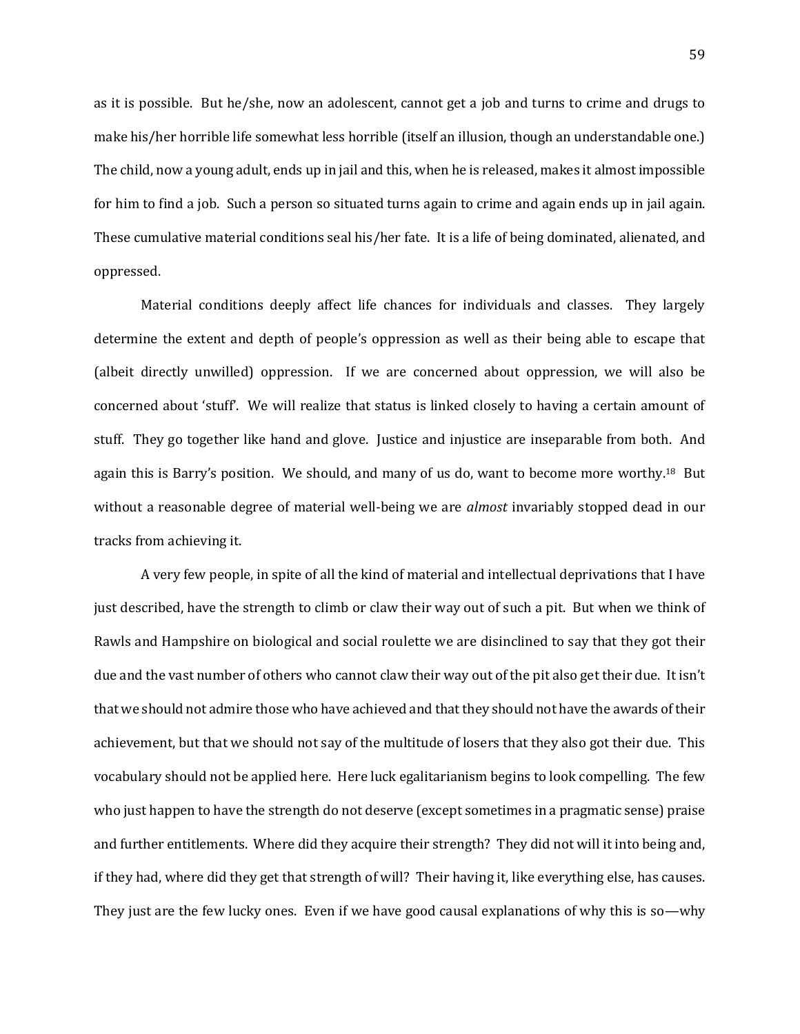as it is possible. But he/she, now an adolescent, cannot get a job and turns to crime and drugs to make his/her horrible life somewhat less horrible (itself an illusion, though an understandable one.) The child, now a young adult, ends up in jail and this, when he is released, makes it almost impossible for him to find a job. Such a person so situated turns again to crime and again ends up in jail again. These cumulative material conditions seal his/her fate. It is a life of being dominated, alienated, and oppressed.

Material conditions deeply affect life chances for individuals and classes. They largely determine the extent and depth of people's oppression as well as their being able to escape that (albeit directly unwilled) oppression. If we are concerned about oppression, we will also be concerned about 'stuff'. We will realize that status is linked closely to having a certain amount of stuff. They go together like hand and glove. Justice and injustice are inseparable from both. And again this is Barry's position. We should, and many of us do, want to become more worthy.[18] But without a reasonable degree of material well-being we are *almost* invariably stopped dead in our tracks from achieving it.

A very few people, in spite of all the kind of material and intellectual deprivations that I have just described, have the strength to climb or claw their way out of such a pit. But when we think of Rawls and Hampshire on biological and social roulette we are disinclined to say that they got their due and the vast number of others who cannot claw their way out of the pit also get their due. It isn't that we should not admire those who have achieved and that they should not have the awards of their achievement, but that we should not say of the multitude of losers that they also got their due. This vocabulary should not be applied here. Here luck egalitarianism begins to look compelling. The few who just happen to have the strength do not deserve (except sometimes in a pragmatic sense) praise and further entitlements. Where did they acquire their strength? They did not will it into being and, if they had, where did they get that strength of will? Their having it, like everything else, has causes. They just are the few lucky ones. Even if we have good causal explanations of why this is so—why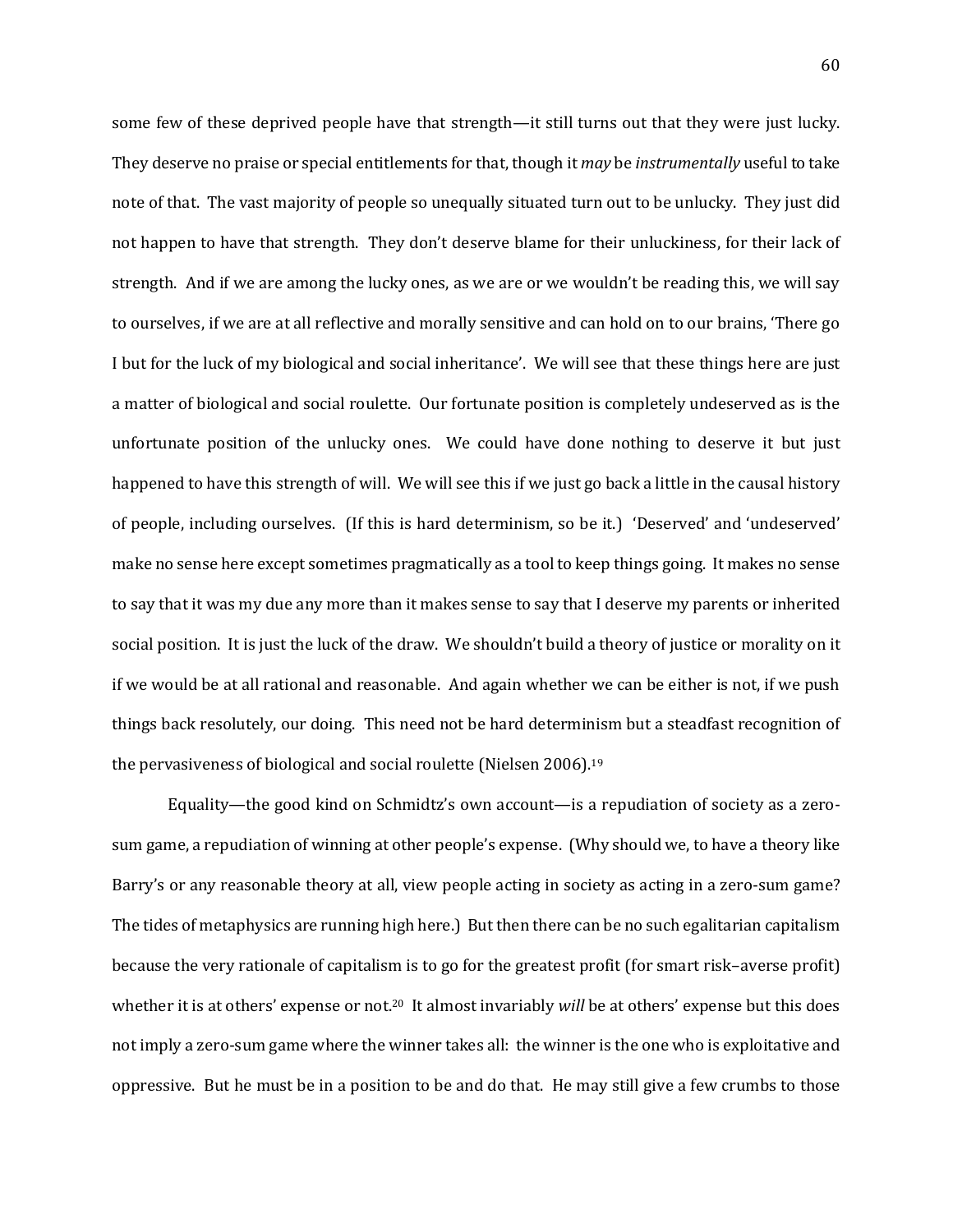some few of these deprived people have that strength—it still turns out that they were just lucky. They deserve no praise or special entitlements for that, though it *may* be *instrumentally* useful to take note of that. The vast majority of people so unequally situated turn out to be unlucky. They just did not happen to have that strength. They don't deserve blame for their unluckiness, for their lack of strength. And if we are among the lucky ones, as we are or we wouldn't be reading this, we will say to ourselves, if we are at all reflective and morally sensitive and can hold on to our brains, 'There go I but for the luck of my biological and social inheritance'. We will see that these things here are just a matter of biological and social roulette. Our fortunate position is completely undeserved as is the unfortunate position of the unlucky ones. We could have done nothing to deserve it but just happened to have this strength of will. We will see this if we just go back a little in the causal history of people, including ourselves. (If this is hard determinism, so be it.) 'Deserved' and 'undeserved' make no sense here except sometimes pragmatically as a tool to keep things going. It makes no sense to say that it was my due any more than it makes sense to say that I deserve my parents or inherited social position. It is just the luck of the draw. We shouldn't build a theory of justice or morality on it if we would be at all rational and reasonable. And again whether we can be either is not, if we push things back resolutely, our doing. This need not be hard determinism but a steadfast recognition of the pervasiveness of biological and social roulette (Nielsen 2006).[19]

Equality—the good kind on Schmidtz's own account—is a repudiation of society as a zero-sum game, a repudiation of winning at other people's expense. (Why should we, to have a theory like Barry's or any reasonable theory at all, view people acting in society as acting in a zero-sum game? The tides of metaphysics are running high here.) But then there can be no such egalitarian capitalism because the very rationale of capitalism is to go for the greatest profit (for smart risk–averse profit) whether it is at others' expense or not.[20] It almost invariably *will* be at others' expense but this does not imply a zero-sum game where the winner takes all: the winner is the one who is exploitative and oppressive. But he must be in a position to be and do that. He may still give a few crumbs to those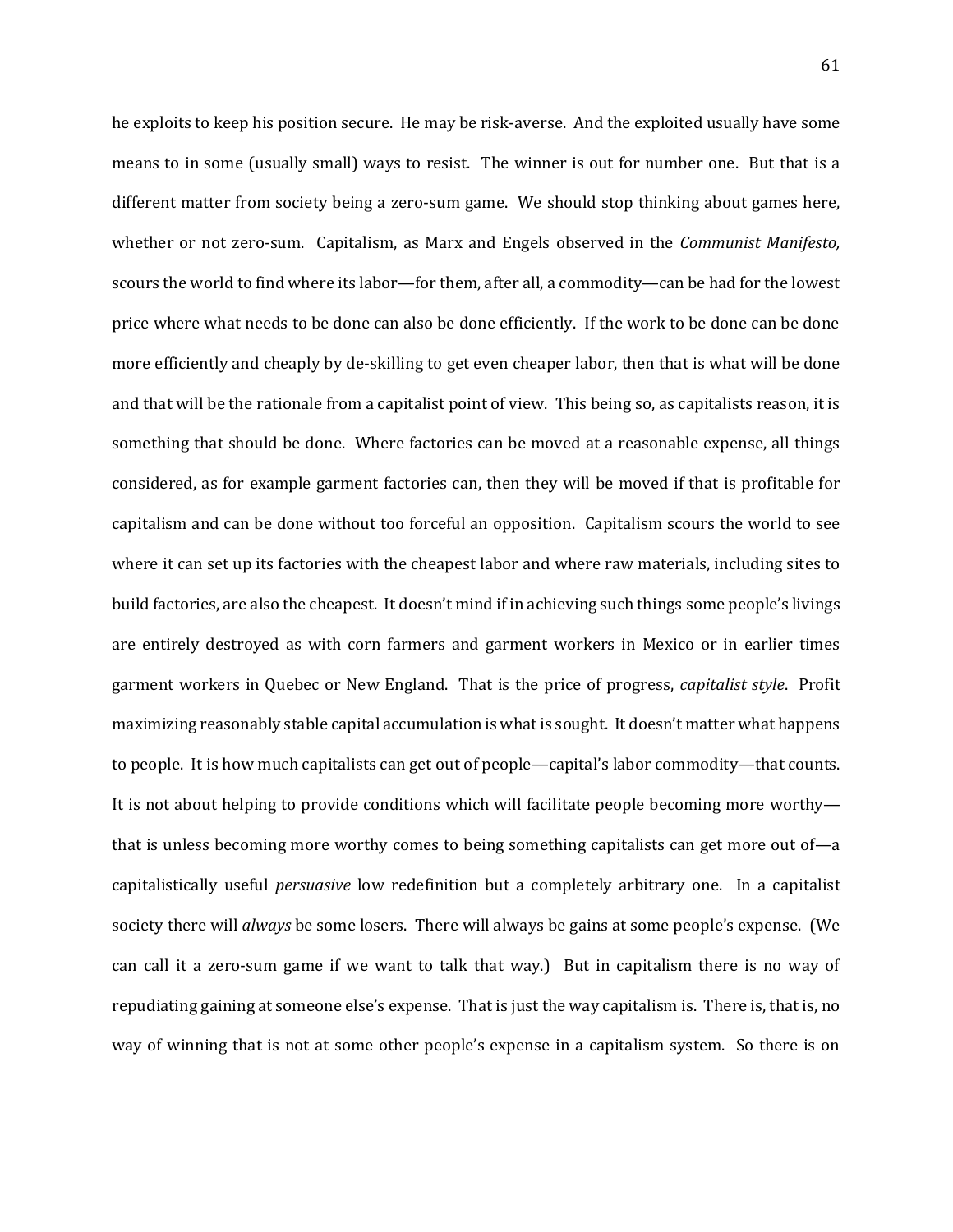he exploits to keep his position secure. He may be risk-averse. And the exploited usually have some means to in some (usually small) ways to resist. The winner is out for number one. But that is a different matter from society being a zero-sum game. We should stop thinking about games here, whether or not zero-sum. Capitalism, as Marx and Engels observed in the *Communist Manifesto,* scours the world to find where its labor—for them, after all, a commodity—can be had for the lowest price where what needs to be done can also be done efficiently. If the work to be done can be done more efficiently and cheaply by de-skilling to get even cheaper labor, then that is what will be done and that will be the rationale from a capitalist point of view. This being so, as capitalists reason, it is something that should be done. Where factories can be moved at a reasonable expense, all things considered, as for example garment factories can, then they will be moved if that is profitable for capitalism and can be done without too forceful an opposition. Capitalism scours the world to see where it can set up its factories with the cheapest labor and where raw materials, including sites to build factories, are also the cheapest. It doesn't mind if in achieving such things some people's livings are entirely destroyed as with corn farmers and garment workers in Mexico or in earlier times garment workers in Quebec or New England. That is the price of progress, *capitalist style*. Profit maximizing reasonably stable capital accumulation is what is sought. It doesn't matter what happens to people. It is how much capitalists can get out of people—capital's labor commodity—that counts. It is not about helping to provide conditions which will facilitate people becoming more worthy—that is unless becoming more worthy comes to being something capitalists can get more out of—a capitalistically useful *persuasive* low redefinition but a completely arbitrary one. In a capitalist society there will *always* be some losers. There will always be gains at some people's expense. (We can call it a zero-sum game if we want to talk that way.) But in capitalism there is no way of repudiating gaining at someone else's expense. That is just the way capitalism is. There is, that is, no way of winning that is not at some other people's expense in a capitalism system. So there is on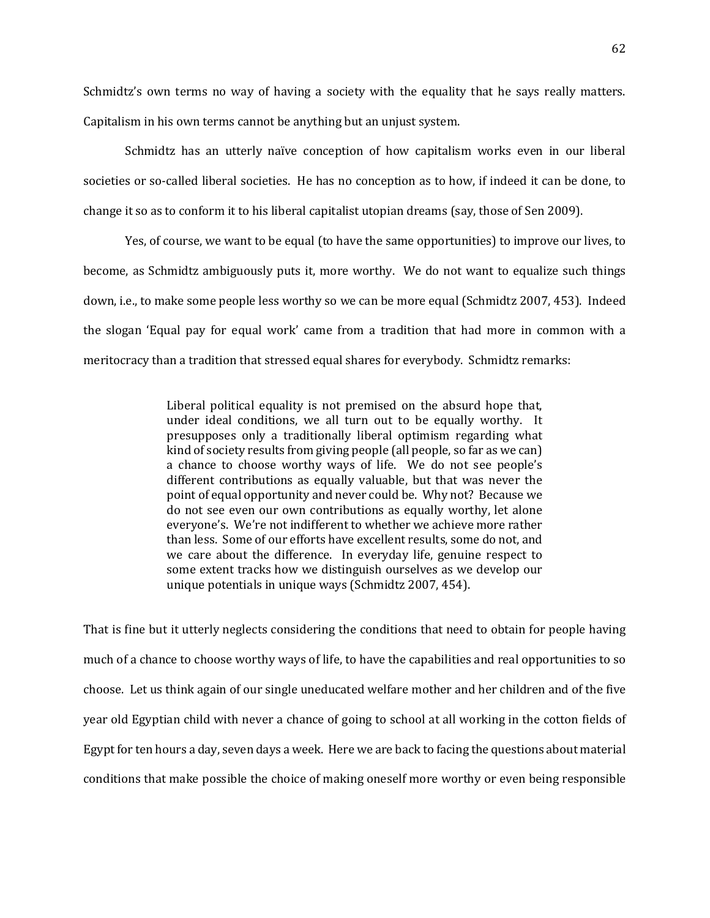Schmidtz's own terms no way of having a society with the equality that he says really matters. Capitalism in his own terms cannot be anything but an unjust system.

Schmidtz has an utterly naïve conception of how capitalism works even in our liberal societies or so-called liberal societies. He has no conception as to how, if indeed it can be done, to change it so as to conform it to his liberal capitalist utopian dreams (say, those of Sen 2009).

Yes, of course, we want to be equal (to have the same opportunities) to improve our lives, to become, as Schmidtz ambiguously puts it, more worthy. We do not want to equalize such things down, i.e., to make some people less worthy so we can be more equal (Schmidtz 2007, 453). Indeed the slogan 'Equal pay for equal work' came from a tradition that had more in common with a meritocracy than a tradition that stressed equal shares for everybody. Schmidtz remarks:

> Liberal political equality is not premised on the absurd hope that, under ideal conditions, we all turn out to be equally worthy. It presupposes only a traditionally liberal optimism regarding what kind of society results from giving people (all people, so far as we can) a chance to choose worthy ways of life. We do not see people's different contributions as equally valuable, but that was never the point of equal opportunity and never could be. Why not? Because we do not see even our own contributions as equally worthy, let alone everyone's. We're not indifferent to whether we achieve more rather than less. Some of our efforts have excellent results, some do not, and we care about the difference. In everyday life, genuine respect to some extent tracks how we distinguish ourselves as we develop our unique potentials in unique ways (Schmidtz 2007, 454).

That is fine but it utterly neglects considering the conditions that need to obtain for people having much of a chance to choose worthy ways of life, to have the capabilities and real opportunities to so choose. Let us think again of our single uneducated welfare mother and her children and of the five year old Egyptian child with never a chance of going to school at all working in the cotton fields of Egypt for ten hours a day, seven days a week. Here we are back to facing the questions about material conditions that make possible the choice of making oneself more worthy or even being responsible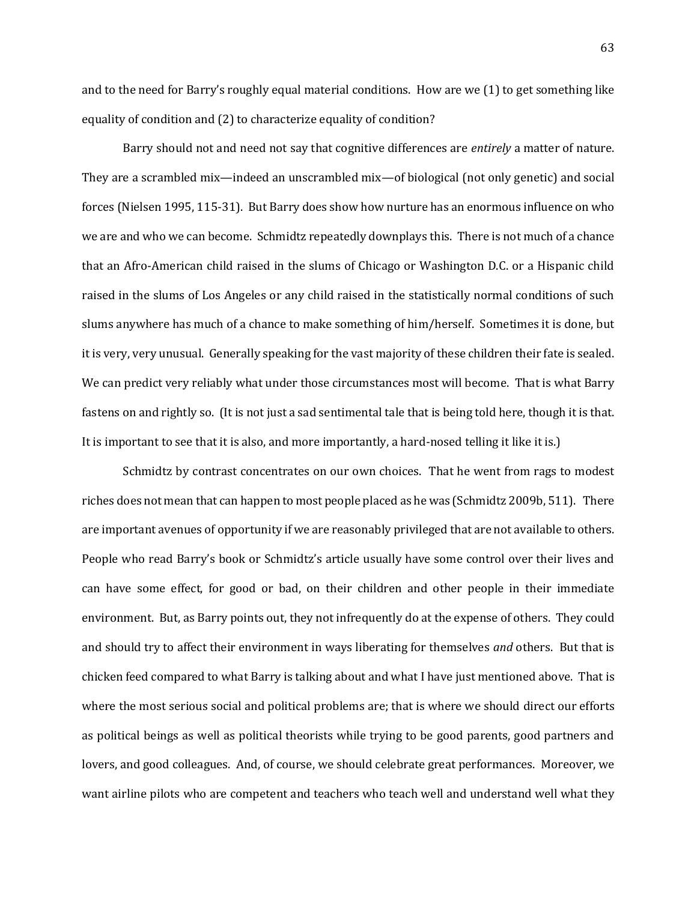and to the need for Barry's roughly equal material conditions. How are we (1) to get something like equality of condition and (2) to characterize equality of condition?

Barry should not and need not say that cognitive differences are *entirely* a matter of nature. They are a scrambled mix—indeed an unscrambled mix—of biological (not only genetic) and social forces (Nielsen 1995, 115-31). But Barry does show how nurture has an enormous influence on who we are and who we can become. Schmidtz repeatedly downplays this. There is not much of a chance that an Afro-American child raised in the slums of Chicago or Washington D.C. or a Hispanic child raised in the slums of Los Angeles or any child raised in the statistically normal conditions of such slums anywhere has much of a chance to make something of him/herself. Sometimes it is done, but it is very, very unusual. Generally speaking for the vast majority of these children their fate is sealed. We can predict very reliably what under those circumstances most will become. That is what Barry fastens on and rightly so. (It is not just a sad sentimental tale that is being told here, though it is that. It is important to see that it is also, and more importantly, a hard-nosed telling it like it is.)

Schmidtz by contrast concentrates on our own choices. That he went from rags to modest riches does not mean that can happen to most people placed as he was (Schmidtz 2009b, 511). There are important avenues of opportunity if we are reasonably privileged that are not available to others. People who read Barry's book or Schmidtz's article usually have some control over their lives and can have some effect, for good or bad, on their children and other people in their immediate environment. But, as Barry points out, they not infrequently do at the expense of others. They could and should try to affect their environment in ways liberating for themselves *and* others. But that is chicken feed compared to what Barry is talking about and what I have just mentioned above. That is where the most serious social and political problems are; that is where we should direct our efforts as political beings as well as political theorists while trying to be good parents, good partners and lovers, and good colleagues. And, of course, we should celebrate great performances. Moreover, we want airline pilots who are competent and teachers who teach well and understand well what they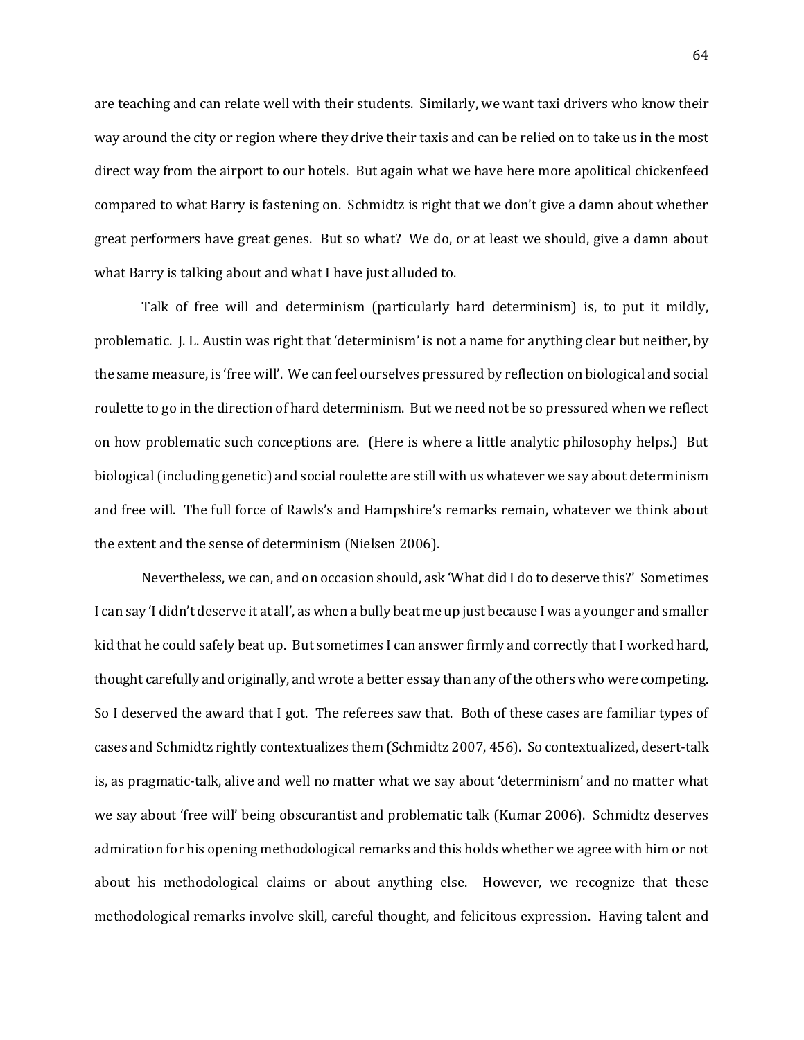are teaching and can relate well with their students. Similarly, we want taxi drivers who know their way around the city or region where they drive their taxis and can be relied on to take us in the most direct way from the airport to our hotels. But again what we have here more apolitical chickenfeed compared to what Barry is fastening on. Schmidtz is right that we don't give a damn about whether great performers have great genes. But so what? We do, or at least we should, give a damn about what Barry is talking about and what I have just alluded to.

Talk of free will and determinism (particularly hard determinism) is, to put it mildly, problematic. J. L. Austin was right that 'determinism' is not a name for anything clear but neither, by the same measure, is 'free will'. We can feel ourselves pressured by reflection on biological and social roulette to go in the direction of hard determinism. But we need not be so pressured when we reflect on how problematic such conceptions are. (Here is where a little analytic philosophy helps.) But biological (including genetic) and social roulette are still with us whatever we say about determinism and free will. The full force of Rawls's and Hampshire's remarks remain, whatever we think about the extent and the sense of determinism (Nielsen 2006).

Nevertheless, we can, and on occasion should, ask 'What did I do to deserve this?' Sometimes I can say 'I didn't deserve it at all', as when a bully beat me up just because I was a younger and smaller kid that he could safely beat up. But sometimes I can answer firmly and correctly that I worked hard, thought carefully and originally, and wrote a better essay than any of the others who were competing. So I deserved the award that I got. The referees saw that. Both of these cases are familiar types of cases and Schmidtz rightly contextualizes them (Schmidtz 2007, 456). So contextualized, desert-talk is, as pragmatic-talk, alive and well no matter what we say about 'determinism' and no matter what we say about 'free will' being obscurantist and problematic talk (Kumar 2006). Schmidtz deserves admiration for his opening methodological remarks and this holds whether we agree with him or not about his methodological claims or about anything else. However, we recognize that these methodological remarks involve skill, careful thought, and felicitous expression. Having talent and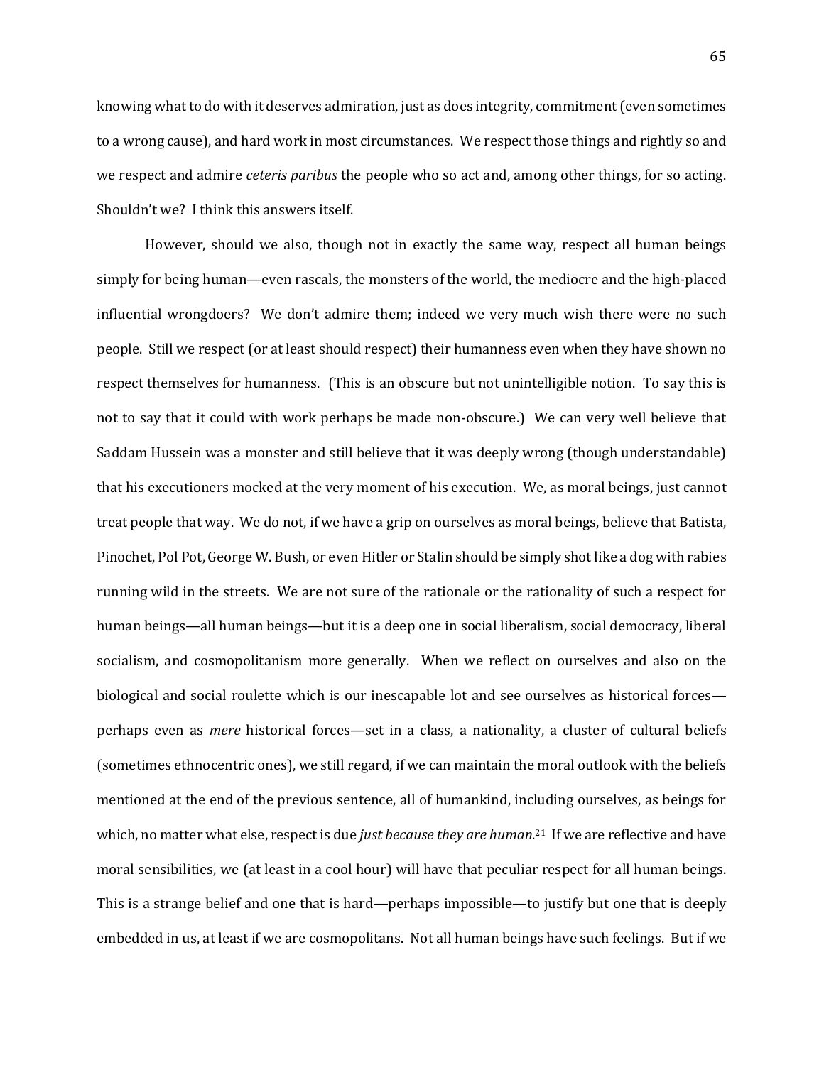knowing what to do with it deserves admiration, just as does integrity, commitment (even sometimes to a wrong cause), and hard work in most circumstances. We respect those things and rightly so and we respect and admire *ceteris paribus* the people who so act and, among other things, for so acting. Shouldn't we? I think this answers itself.

However, should we also, though not in exactly the same way, respect all human beings simply for being human—even rascals, the monsters of the world, the mediocre and the high-placed influential wrongdoers? We don't admire them; indeed we very much wish there were no such people. Still we respect (or at least should respect) their humanness even when they have shown no respect themselves for humanness. (This is an obscure but not unintelligible notion. To say this is not to say that it could with work perhaps be made non-obscure.) We can very well believe that Saddam Hussein was a monster and still believe that it was deeply wrong (though understandable) that his executioners mocked at the very moment of his execution. We, as moral beings, just cannot treat people that way. We do not, if we have a grip on ourselves as moral beings, believe that Batista, Pinochet, Pol Pot, George W. Bush, or even Hitler or Stalin should be simply shot like a dog with rabies running wild in the streets. We are not sure of the rationale or the rationality of such a respect for human beings—all human beings—but it is a deep one in social liberalism, social democracy, liberal socialism, and cosmopolitanism more generally. When we reflect on ourselves and also on the biological and social roulette which is our inescapable lot and see ourselves as historical forces—perhaps even as *mere* historical forces—set in a class, a nationality, a cluster of cultural beliefs (sometimes ethnocentric ones), we still regard, if we can maintain the moral outlook with the beliefs mentioned at the end of the previous sentence, all of humankind, including ourselves, as beings for which, no matter what else, respect is due *just because they are human*.[21] If we are reflective and have moral sensibilities, we (at least in a cool hour) will have that peculiar respect for all human beings. This is a strange belief and one that is hard—perhaps impossible—to justify but one that is deeply embedded in us, at least if we are cosmopolitans. Not all human beings have such feelings. But if we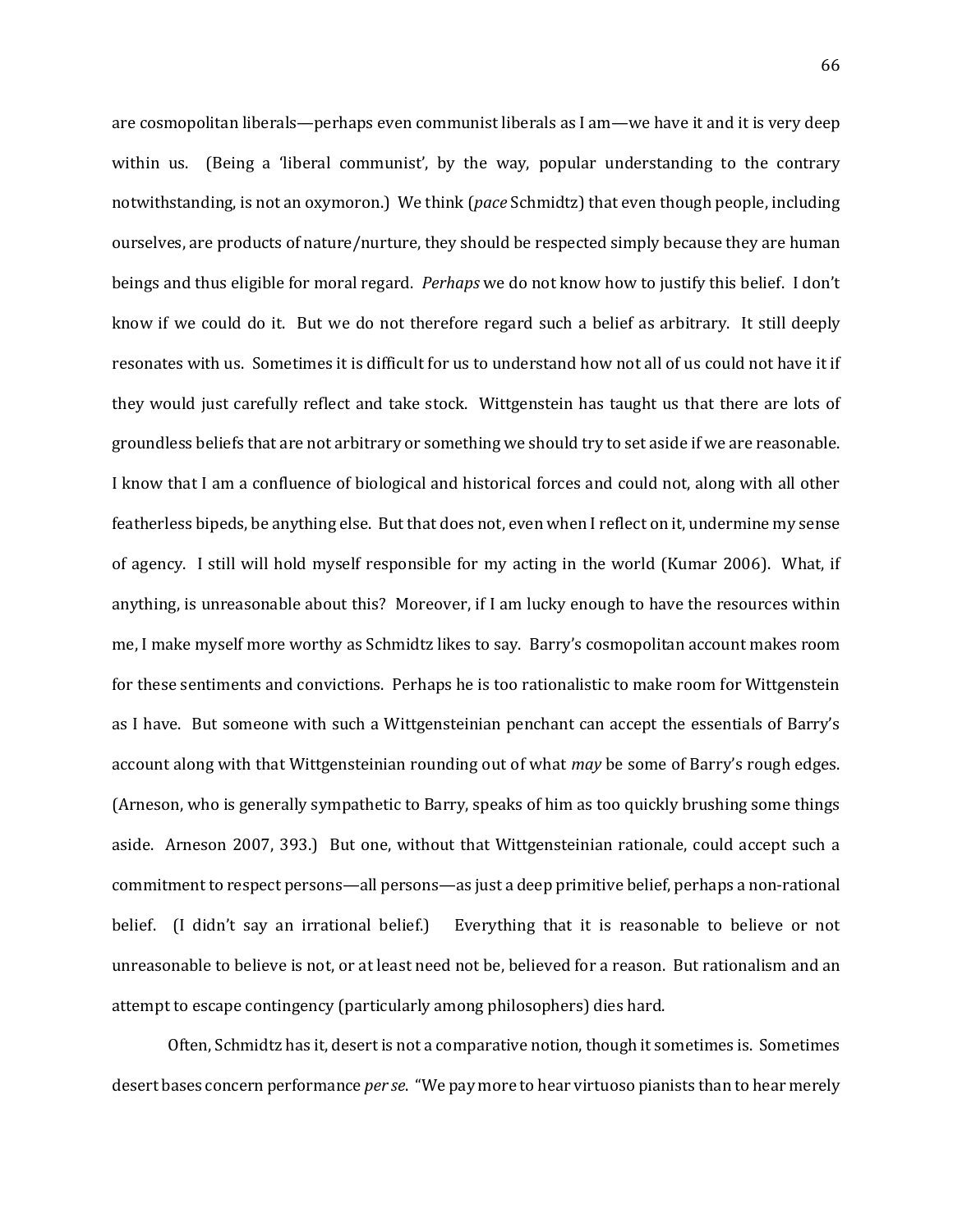are cosmopolitan liberals—perhaps even communist liberals as I am—we have it and it is very deep within us. (Being a 'liberal communist', by the way, popular understanding to the contrary notwithstanding, is not an oxymoron.) We think (*pace* Schmidtz) that even though people, including ourselves, are products of nature/nurture, they should be respected simply because they are human beings and thus eligible for moral regard. *Perhaps* we do not know how to justify this belief. I don't know if we could do it. But we do not therefore regard such a belief as arbitrary. It still deeply resonates with us. Sometimes it is difficult for us to understand how not all of us could not have it if they would just carefully reflect and take stock. Wittgenstein has taught us that there are lots of groundless beliefs that are not arbitrary or something we should try to set aside if we are reasonable. I know that I am a confluence of biological and historical forces and could not, along with all other featherless bipeds, be anything else. But that does not, even when I reflect on it, undermine my sense of agency. I still will hold myself responsible for my acting in the world (Kumar 2006). What, if anything, is unreasonable about this? Moreover, if I am lucky enough to have the resources within me, I make myself more worthy as Schmidtz likes to say. Barry's cosmopolitan account makes room for these sentiments and convictions. Perhaps he is too rationalistic to make room for Wittgenstein as I have. But someone with such a Wittgensteinian penchant can accept the essentials of Barry's account along with that Wittgensteinian rounding out of what *may* be some of Barry's rough edges. (Arneson, who is generally sympathetic to Barry, speaks of him as too quickly brushing some things aside. Arneson 2007, 393.) But one, without that Wittgensteinian rationale, could accept such a commitment to respect persons—all persons—as just a deep primitive belief, perhaps a non-rational belief. (I didn't say an irrational belief.) Everything that it is reasonable to believe or not unreasonable to believe is not, or at least need not be, believed for a reason. But rationalism and an attempt to escape contingency (particularly among philosophers) dies hard.

Often, Schmidtz has it, desert is not a comparative notion, though it sometimes is. Sometimes desert bases concern performance *per se*. "We pay more to hear virtuoso pianists than to hear merely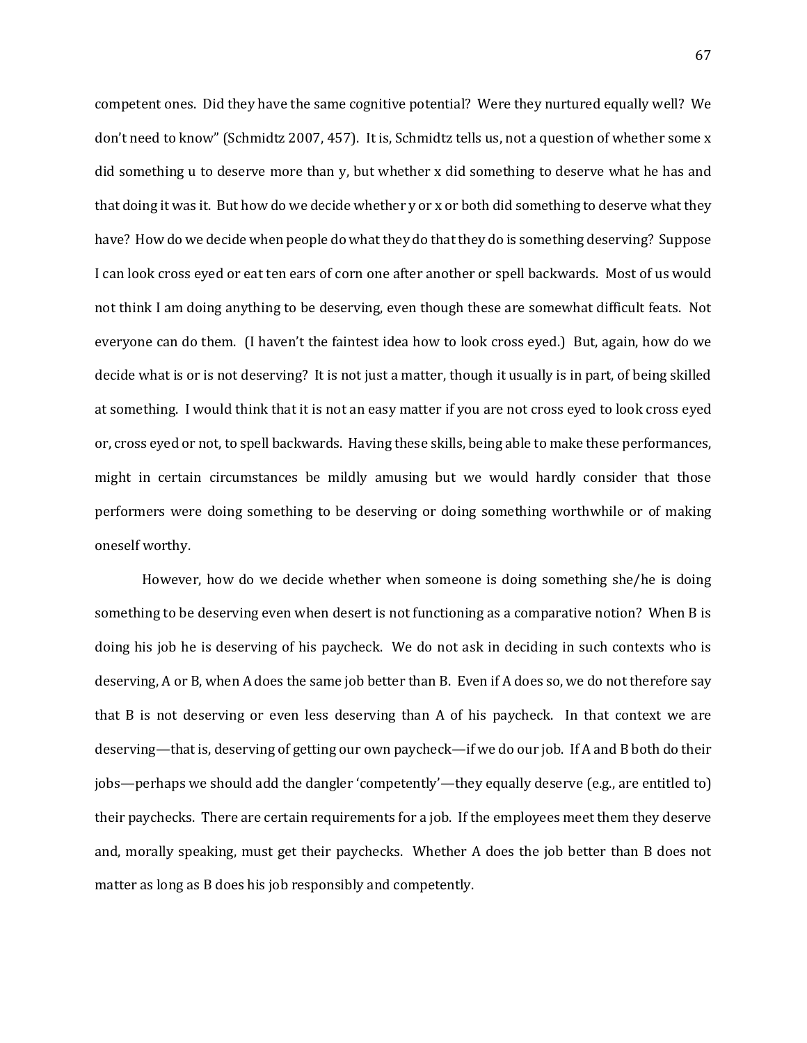competent ones. Did they have the same cognitive potential? Were they nurtured equally well? We don't need to know" (Schmidtz 2007, 457). It is, Schmidtz tells us, not a question of whether some x did something u to deserve more than y, but whether x did something to deserve what he has and that doing it was it. But how do we decide whether y or x or both did something to deserve what they have? How do we decide when people do what they do that they do is something deserving? Suppose I can look cross eyed or eat ten ears of corn one after another or spell backwards. Most of us would not think I am doing anything to be deserving, even though these are somewhat difficult feats. Not everyone can do them. (I haven't the faintest idea how to look cross eyed.) But, again, how do we decide what is or is not deserving? It is not just a matter, though it usually is in part, of being skilled at something. I would think that it is not an easy matter if you are not cross eyed to look cross eyed or, cross eyed or not, to spell backwards. Having these skills, being able to make these performances, might in certain circumstances be mildly amusing but we would hardly consider that those performers were doing something to be deserving or doing something worthwhile or of making oneself worthy.

However, how do we decide whether when someone is doing something she/he is doing something to be deserving even when desert is not functioning as a comparative notion? When B is doing his job he is deserving of his paycheck. We do not ask in deciding in such contexts who is deserving, A or B, when A does the same job better than B. Even if A does so, we do not therefore say that B is not deserving or even less deserving than A of his paycheck. In that context we are deserving—that is, deserving of getting our own paycheck—if we do our job. If A and B both do their jobs—perhaps we should add the dangler 'competently'—they equally deserve (e.g., are entitled to) their paychecks. There are certain requirements for a job. If the employees meet them they deserve and, morally speaking, must get their paychecks. Whether A does the job better than B does not matter as long as B does his job responsibly and competently.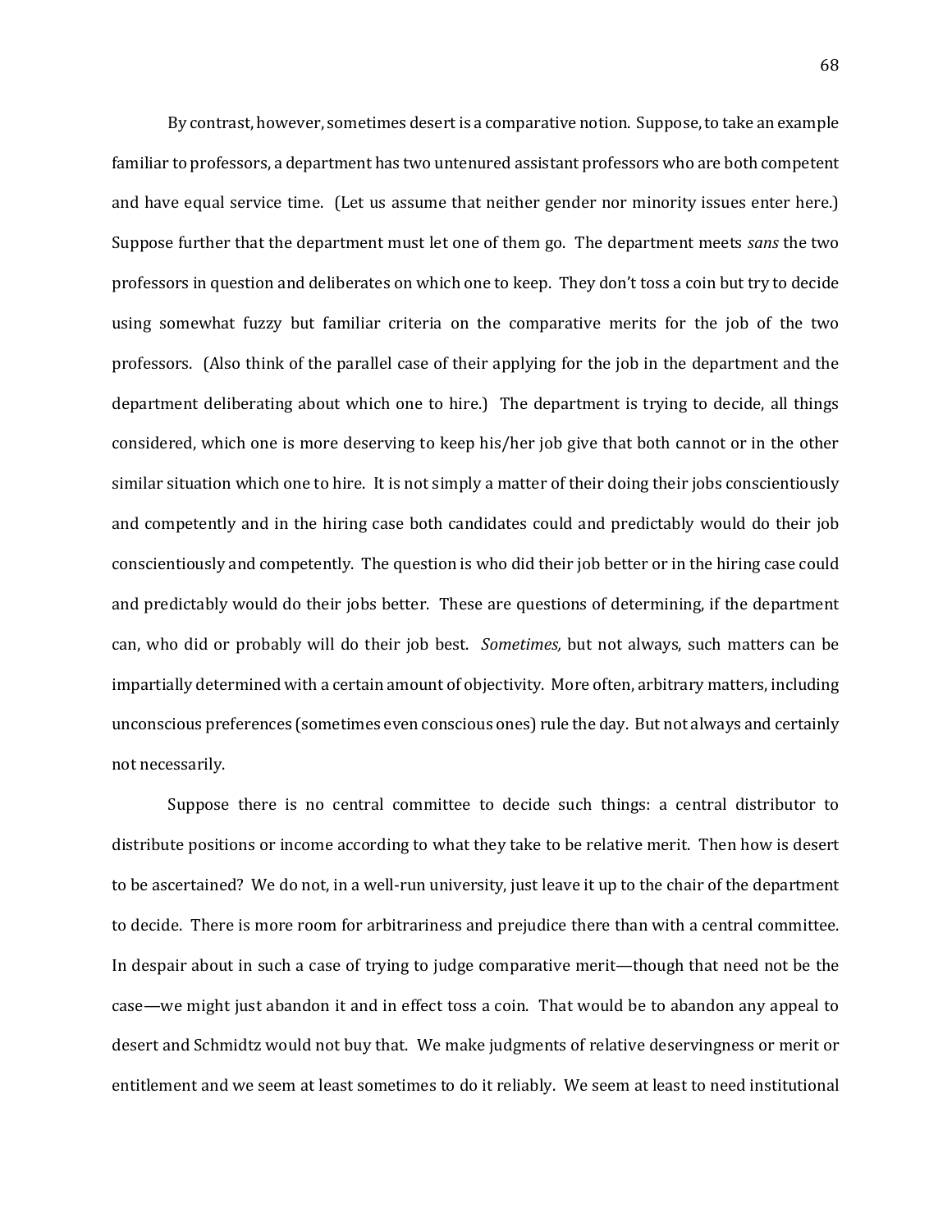By contrast, however, sometimes desert is a comparative notion. Suppose, to take an example familiar to professors, a department has two untenured assistant professors who are both competent and have equal service time. (Let us assume that neither gender nor minority issues enter here.) Suppose further that the department must let one of them go. The department meets *sans* the two professors in question and deliberates on which one to keep. They don't toss a coin but try to decide using somewhat fuzzy but familiar criteria on the comparative merits for the job of the two professors. (Also think of the parallel case of their applying for the job in the department and the department deliberating about which one to hire.) The department is trying to decide, all things considered, which one is more deserving to keep his/her job give that both cannot or in the other similar situation which one to hire. It is not simply a matter of their doing their jobs conscientiously and competently and in the hiring case both candidates could and predictably would do their job conscientiously and competently. The question is who did their job better or in the hiring case could and predictably would do their jobs better. These are questions of determining, if the department can, who did or probably will do their job best. *Sometimes,* but not always, such matters can be impartially determined with a certain amount of objectivity. More often, arbitrary matters, including unconscious preferences (sometimes even conscious ones) rule the day. But not always and certainly not necessarily.

Suppose there is no central committee to decide such things: a central distributor to distribute positions or income according to what they take to be relative merit. Then how is desert to be ascertained? We do not, in a well-run university, just leave it up to the chair of the department to decide. There is more room for arbitrariness and prejudice there than with a central committee. In despair about in such a case of trying to judge comparative merit—though that need not be the case—we might just abandon it and in effect toss a coin. That would be to abandon any appeal to desert and Schmidtz would not buy that. We make judgments of relative deservingness or merit or entitlement and we seem at least sometimes to do it reliably. We seem at least to need institutional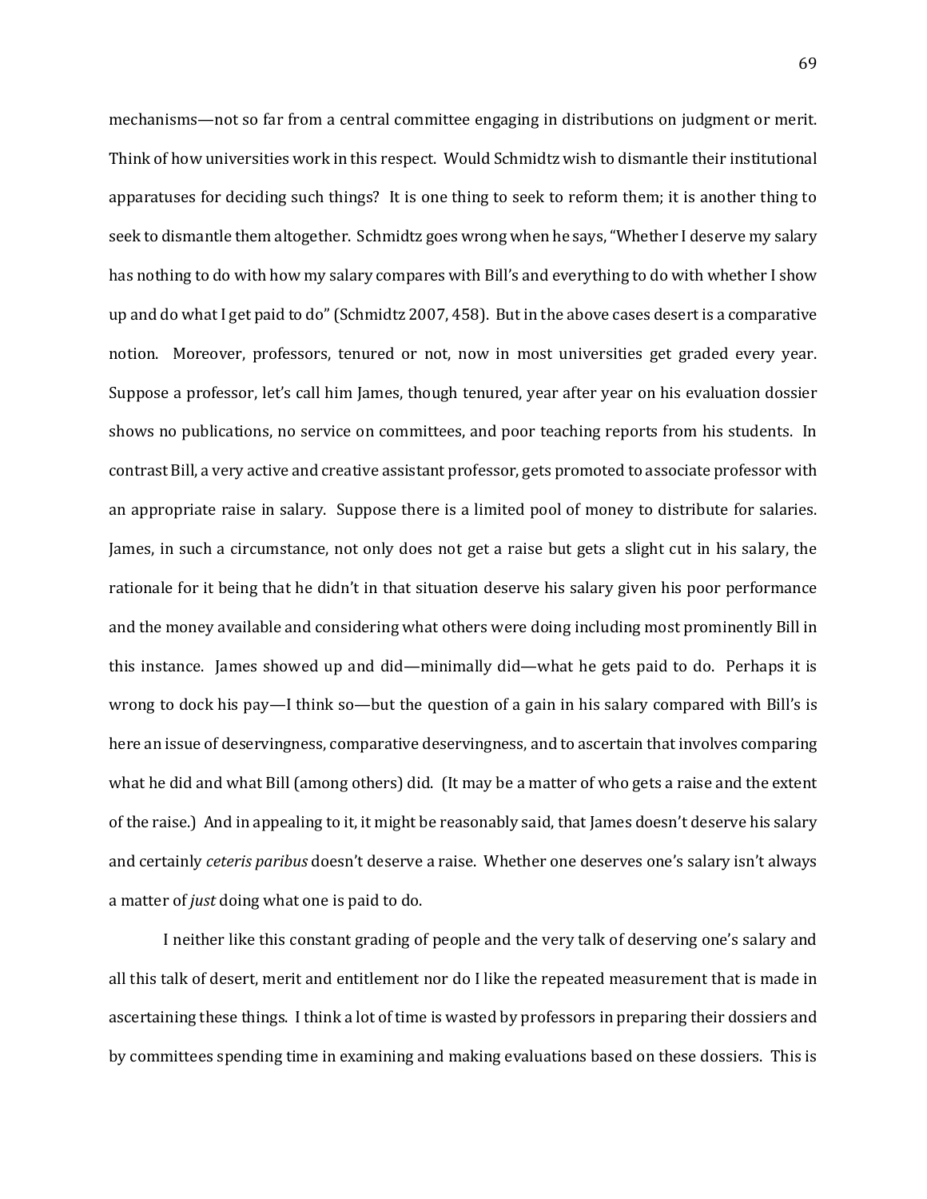mechanisms—not so far from a central committee engaging in distributions on judgment or merit. Think of how universities work in this respect. Would Schmidtz wish to dismantle their institutional apparatuses for deciding such things? It is one thing to seek to reform them; it is another thing to seek to dismantle them altogether. Schmidtz goes wrong when he says, "Whether I deserve my salary has nothing to do with how my salary compares with Bill's and everything to do with whether I show up and do what I get paid to do" (Schmidtz 2007, 458). But in the above cases desert is a comparative notion. Moreover, professors, tenured or not, now in most universities get graded every year. Suppose a professor, let's call him James, though tenured, year after year on his evaluation dossier shows no publications, no service on committees, and poor teaching reports from his students. In contrast Bill, a very active and creative assistant professor, gets promoted to associate professor with an appropriate raise in salary. Suppose there is a limited pool of money to distribute for salaries. James, in such a circumstance, not only does not get a raise but gets a slight cut in his salary, the rationale for it being that he didn't in that situation deserve his salary given his poor performance and the money available and considering what others were doing including most prominently Bill in this instance. James showed up and did—minimally did—what he gets paid to do. Perhaps it is wrong to dock his pay—I think so—but the question of a gain in his salary compared with Bill's is here an issue of deservingness, comparative deservingness, and to ascertain that involves comparing what he did and what Bill (among others) did. (It may be a matter of who gets a raise and the extent of the raise.) And in appealing to it, it might be reasonably said, that James doesn't deserve his salary and certainly *ceteris paribus* doesn't deserve a raise. Whether one deserves one's salary isn't always a matter of *just* doing what one is paid to do.

I neither like this constant grading of people and the very talk of deserving one's salary and all this talk of desert, merit and entitlement nor do I like the repeated measurement that is made in ascertaining these things. I think a lot of time is wasted by professors in preparing their dossiers and by committees spending time in examining and making evaluations based on these dossiers. This is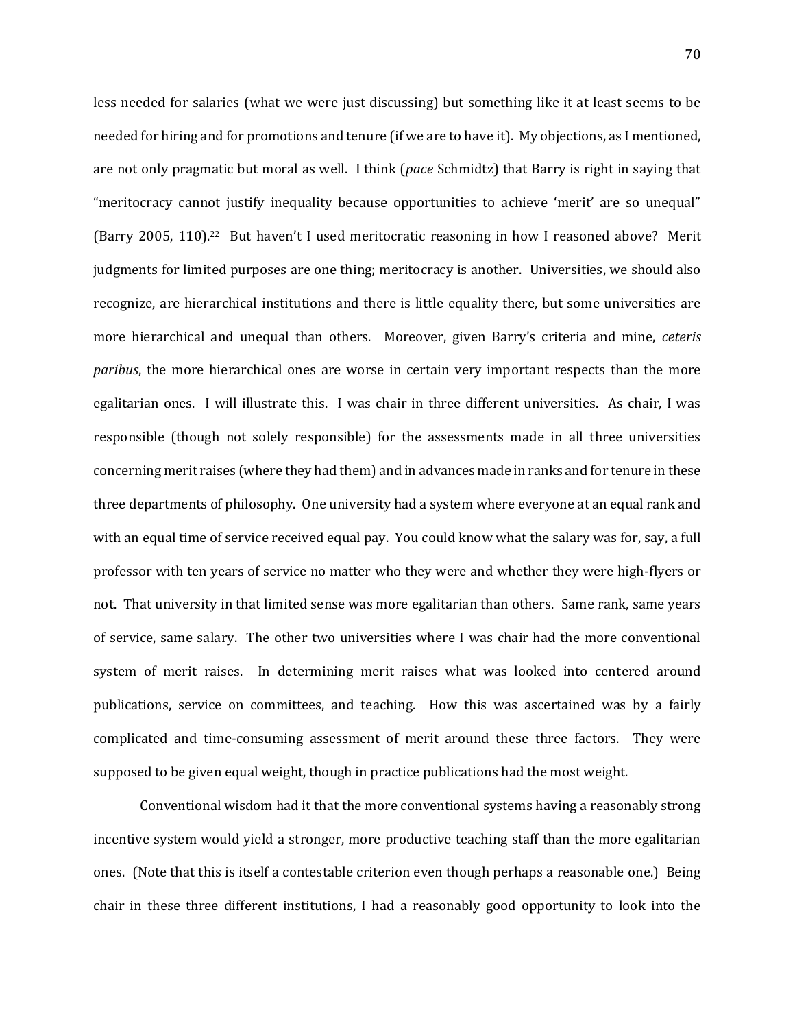less needed for salaries (what we were just discussing) but something like it at least seems to be needed for hiring and for promotions and tenure (if we are to have it). My objections, as I mentioned, are not only pragmatic but moral as well. I think (*pace* Schmidtz) that Barry is right in saying that "meritocracy cannot justify inequality because opportunities to achieve 'merit' are so unequal" (Barry 2005, 110).[22] But haven't I used meritocratic reasoning in how I reasoned above? Merit judgments for limited purposes are one thing; meritocracy is another. Universities, we should also recognize, are hierarchical institutions and there is little equality there, but some universities are more hierarchical and unequal than others. Moreover, given Barry's criteria and mine, *ceteris paribus*, the more hierarchical ones are worse in certain very important respects than the more egalitarian ones. I will illustrate this. I was chair in three different universities. As chair, I was responsible (though not solely responsible) for the assessments made in all three universities concerning merit raises (where they had them) and in advances made in ranks and for tenure in these three departments of philosophy. One university had a system where everyone at an equal rank and with an equal time of service received equal pay. You could know what the salary was for, say, a full professor with ten years of service no matter who they were and whether they were high-flyers or not. That university in that limited sense was more egalitarian than others. Same rank, same years of service, same salary. The other two universities where I was chair had the more conventional system of merit raises. In determining merit raises what was looked into centered around publications, service on committees, and teaching. How this was ascertained was by a fairly complicated and time-consuming assessment of merit around these three factors. They were supposed to be given equal weight, though in practice publications had the most weight.

Conventional wisdom had it that the more conventional systems having a reasonably strong incentive system would yield a stronger, more productive teaching staff than the more egalitarian ones. (Note that this is itself a contestable criterion even though perhaps a reasonable one.) Being chair in these three different institutions, I had a reasonably good opportunity to look into the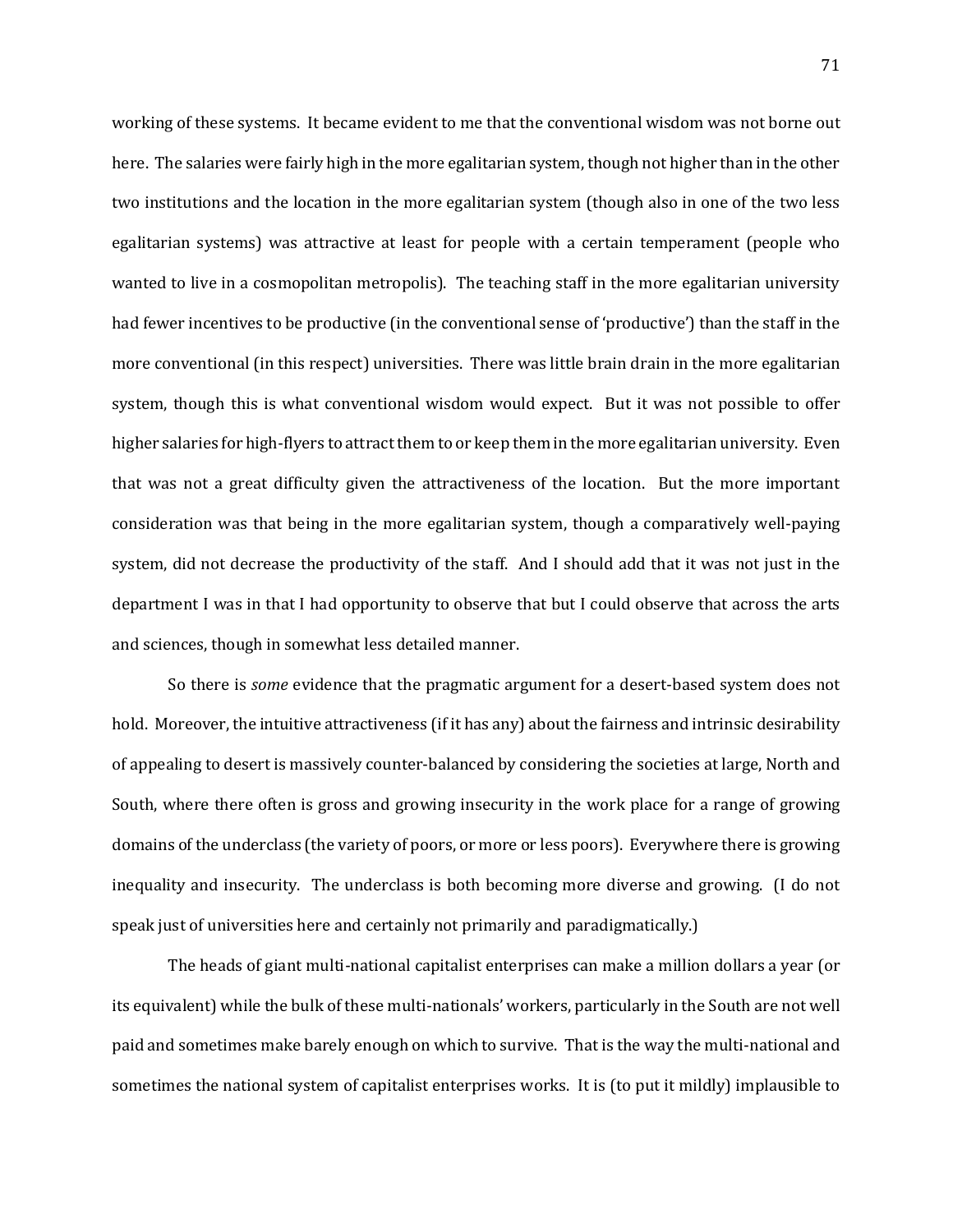working of these systems. It became evident to me that the conventional wisdom was not borne out here. The salaries were fairly high in the more egalitarian system, though not higher than in the other two institutions and the location in the more egalitarian system (though also in one of the two less egalitarian systems) was attractive at least for people with a certain temperament (people who wanted to live in a cosmopolitan metropolis). The teaching staff in the more egalitarian university had fewer incentives to be productive (in the conventional sense of 'productive') than the staff in the more conventional (in this respect) universities. There was little brain drain in the more egalitarian system, though this is what conventional wisdom would expect. But it was not possible to offer higher salaries for high-flyers to attract them to or keep them in the more egalitarian university. Even that was not a great difficulty given the attractiveness of the location. But the more important consideration was that being in the more egalitarian system, though a comparatively well-paying system, did not decrease the productivity of the staff. And I should add that it was not just in the department I was in that I had opportunity to observe that but I could observe that across the arts and sciences, though in somewhat less detailed manner.

So there is *some* evidence that the pragmatic argument for a desert-based system does not hold. Moreover, the intuitive attractiveness (if it has any) about the fairness and intrinsic desirability of appealing to desert is massively counter-balanced by considering the societies at large, North and South, where there often is gross and growing insecurity in the work place for a range of growing domains of the underclass (the variety of poors, or more or less poors). Everywhere there is growing inequality and insecurity. The underclass is both becoming more diverse and growing. (I do not speak just of universities here and certainly not primarily and paradigmatically.)

The heads of giant multi-national capitalist enterprises can make a million dollars a year (or its equivalent) while the bulk of these multi-nationals' workers, particularly in the South are not well paid and sometimes make barely enough on which to survive. That is the way the multi-national and sometimes the national system of capitalist enterprises works. It is (to put it mildly) implausible to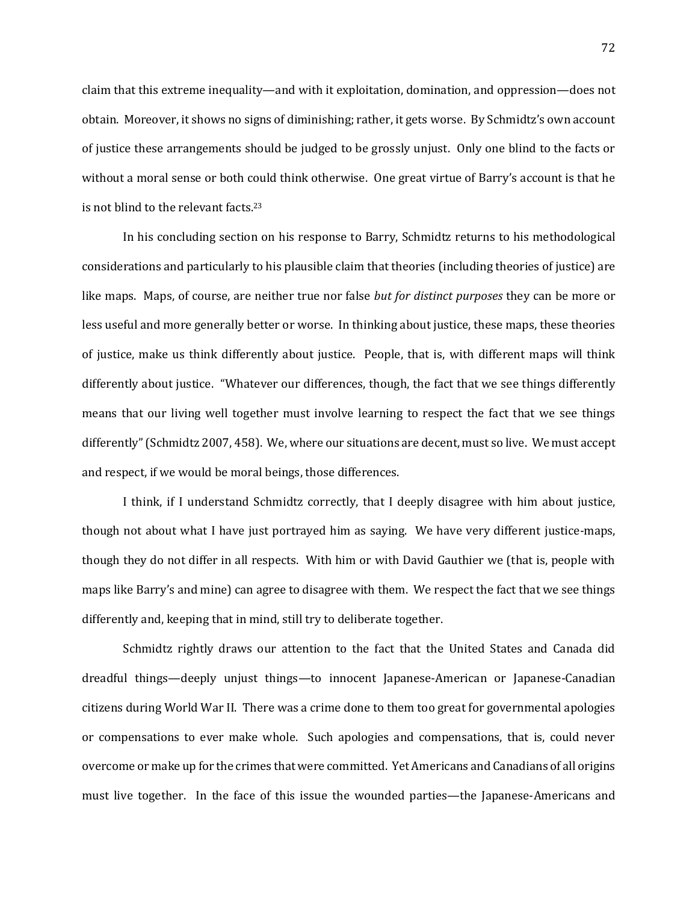claim that this extreme inequality—and with it exploitation, domination, and oppression—does not obtain. Moreover, it shows no signs of diminishing; rather, it gets worse. By Schmidtz's own account of justice these arrangements should be judged to be grossly unjust. Only one blind to the facts or without a moral sense or both could think otherwise. One great virtue of Barry's account is that he is not blind to the relevant facts.[23]

In his concluding section on his response to Barry, Schmidtz returns to his methodological considerations and particularly to his plausible claim that theories (including theories of justice) are like maps. Maps, of course, are neither true nor false *but for distinct purposes* they can be more or less useful and more generally better or worse. In thinking about justice, these maps, these theories of justice, make us think differently about justice. People, that is, with different maps will think differently about justice. "Whatever our differences, though, the fact that we see things differently means that our living well together must involve learning to respect the fact that we see things differently" (Schmidtz 2007, 458). We, where our situations are decent, must so live. We must accept and respect, if we would be moral beings, those differences.

I think, if I understand Schmidtz correctly, that I deeply disagree with him about justice, though not about what I have just portrayed him as saying. We have very different justice-maps, though they do not differ in all respects. With him or with David Gauthier we (that is, people with maps like Barry's and mine) can agree to disagree with them. We respect the fact that we see things differently and, keeping that in mind, still try to deliberate together.

Schmidtz rightly draws our attention to the fact that the United States and Canada did dreadful things—deeply unjust things—to innocent Japanese-American or Japanese-Canadian citizens during World War II. There was a crime done to them too great for governmental apologies or compensations to ever make whole. Such apologies and compensations, that is, could never overcome or make up for the crimes that were committed. Yet Americans and Canadians of all origins must live together. In the face of this issue the wounded parties—the Japanese-Americans and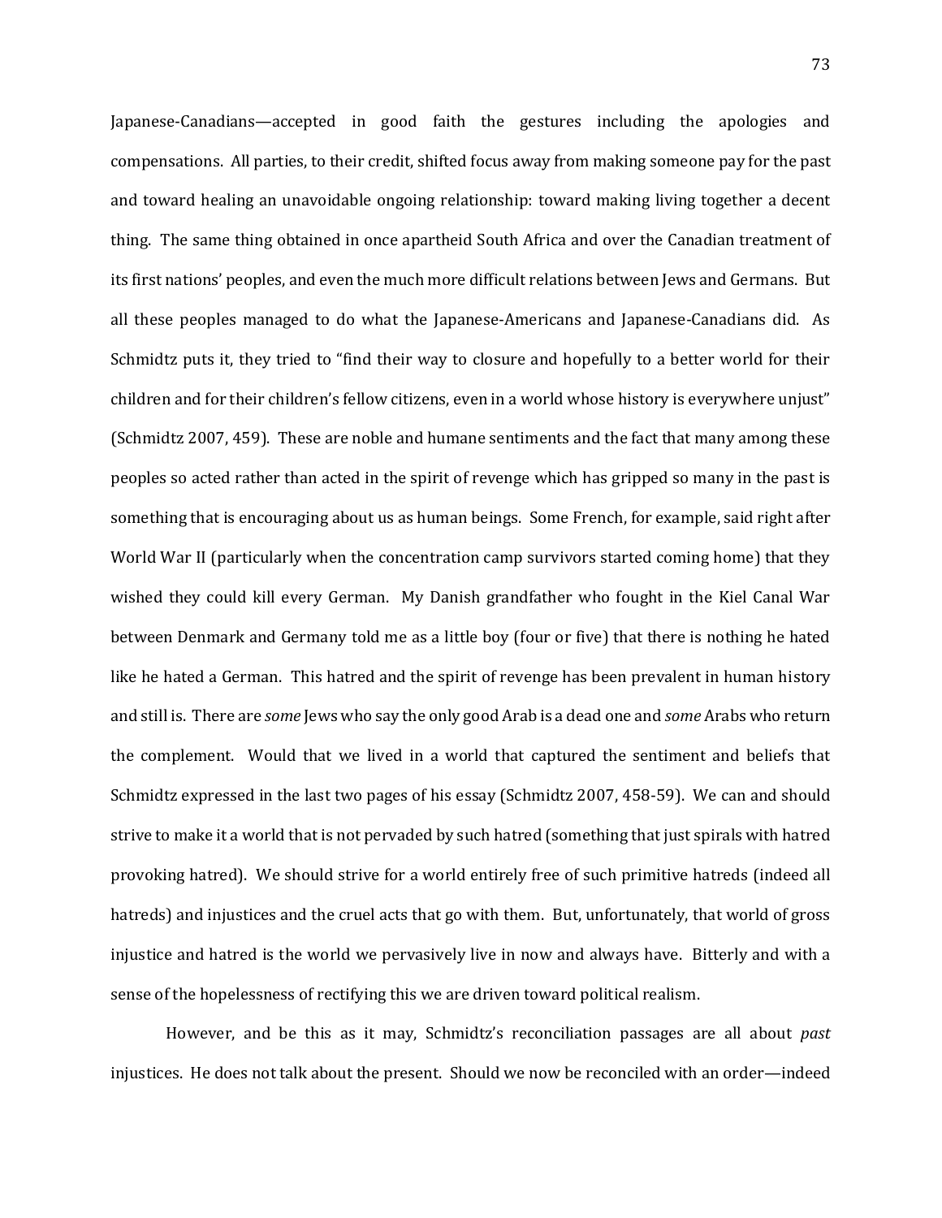Japanese-Canadians—accepted in good faith the gestures including the apologies and compensations. All parties, to their credit, shifted focus away from making someone pay for the past and toward healing an unavoidable ongoing relationship: toward making living together a decent thing. The same thing obtained in once apartheid South Africa and over the Canadian treatment of its first nations' peoples, and even the much more difficult relations between Jews and Germans. But all these peoples managed to do what the Japanese-Americans and Japanese-Canadians did. As Schmidtz puts it, they tried to "find their way to closure and hopefully to a better world for their children and for their children's fellow citizens, even in a world whose history is everywhere unjust" (Schmidtz 2007, 459). These are noble and humane sentiments and the fact that many among these peoples so acted rather than acted in the spirit of revenge which has gripped so many in the past is something that is encouraging about us as human beings. Some French, for example, said right after World War II (particularly when the concentration camp survivors started coming home) that they wished they could kill every German. My Danish grandfather who fought in the Kiel Canal War between Denmark and Germany told me as a little boy (four or five) that there is nothing he hated like he hated a German. This hatred and the spirit of revenge has been prevalent in human history and still is. There are *some* Jews who say the only good Arab is a dead one and *some* Arabs who return the complement. Would that we lived in a world that captured the sentiment and beliefs that Schmidtz expressed in the last two pages of his essay (Schmidtz 2007, 458-59). We can and should strive to make it a world that is not pervaded by such hatred (something that just spirals with hatred provoking hatred). We should strive for a world entirely free of such primitive hatreds (indeed all hatreds) and injustices and the cruel acts that go with them. But, unfortunately, that world of gross injustice and hatred is the world we pervasively live in now and always have. Bitterly and with a sense of the hopelessness of rectifying this we are driven toward political realism.

However, and be this as it may, Schmidtz's reconciliation passages are all about *past* injustices. He does not talk about the present. Should we now be reconciled with an order—indeed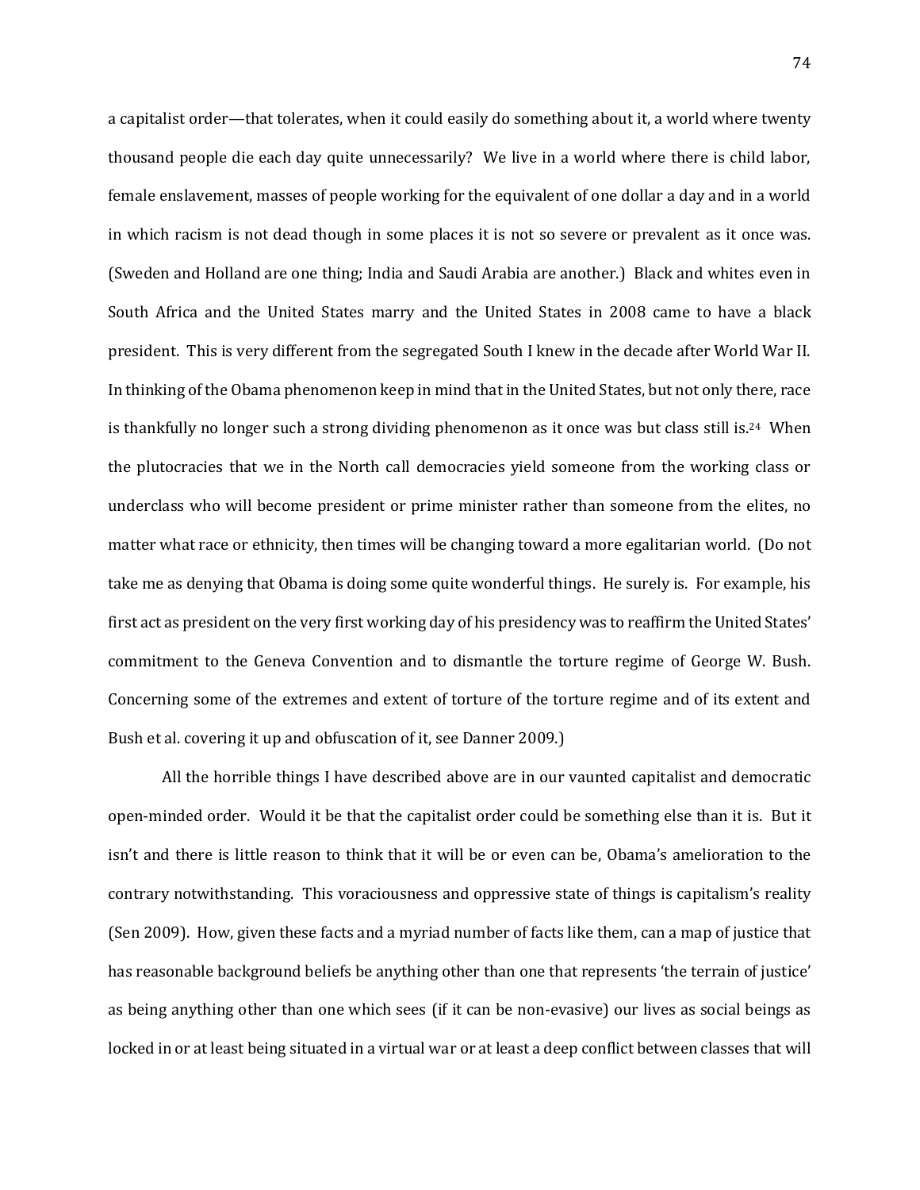a capitalist order—that tolerates, when it could easily do something about it, a world where twenty thousand people die each day quite unnecessarily? We live in a world where there is child labor, female enslavement, masses of people working for the equivalent of one dollar a day and in a world in which racism is not dead though in some places it is not so severe or prevalent as it once was. (Sweden and Holland are one thing; India and Saudi Arabia are another.) Black and whites even in South Africa and the United States marry and the United States in 2008 came to have a black president. This is very different from the segregated South I knew in the decade after World War II. In thinking of the Obama phenomenon keep in mind that in the United States, but not only there, race is thankfully no longer such a strong dividing phenomenon as it once was but class still is.[24] When the plutocracies that we in the North call democracies yield someone from the working class or underclass who will become president or prime minister rather than someone from the elites, no matter what race or ethnicity, then times will be changing toward a more egalitarian world. (Do not take me as denying that Obama is doing some quite wonderful things. He surely is. For example, his first act as president on the very first working day of his presidency was to reaffirm the United States' commitment to the Geneva Convention and to dismantle the torture regime of George W. Bush. Concerning some of the extremes and extent of torture of the torture regime and of its extent and Bush et al. covering it up and obfuscation of it, see Danner 2009.)

All the horrible things I have described above are in our vaunted capitalist and democratic open-minded order. Would it be that the capitalist order could be something else than it is. But it isn't and there is little reason to think that it will be or even can be, Obama's amelioration to the contrary notwithstanding. This voraciousness and oppressive state of things is capitalism's reality (Sen 2009). How, given these facts and a myriad number of facts like them, can a map of justice that has reasonable background beliefs be anything other than one that represents 'the terrain of justice' as being anything other than one which sees (if it can be non-evasive) our lives as social beings as locked in or at least being situated in a virtual war or at least a deep conflict between classes that will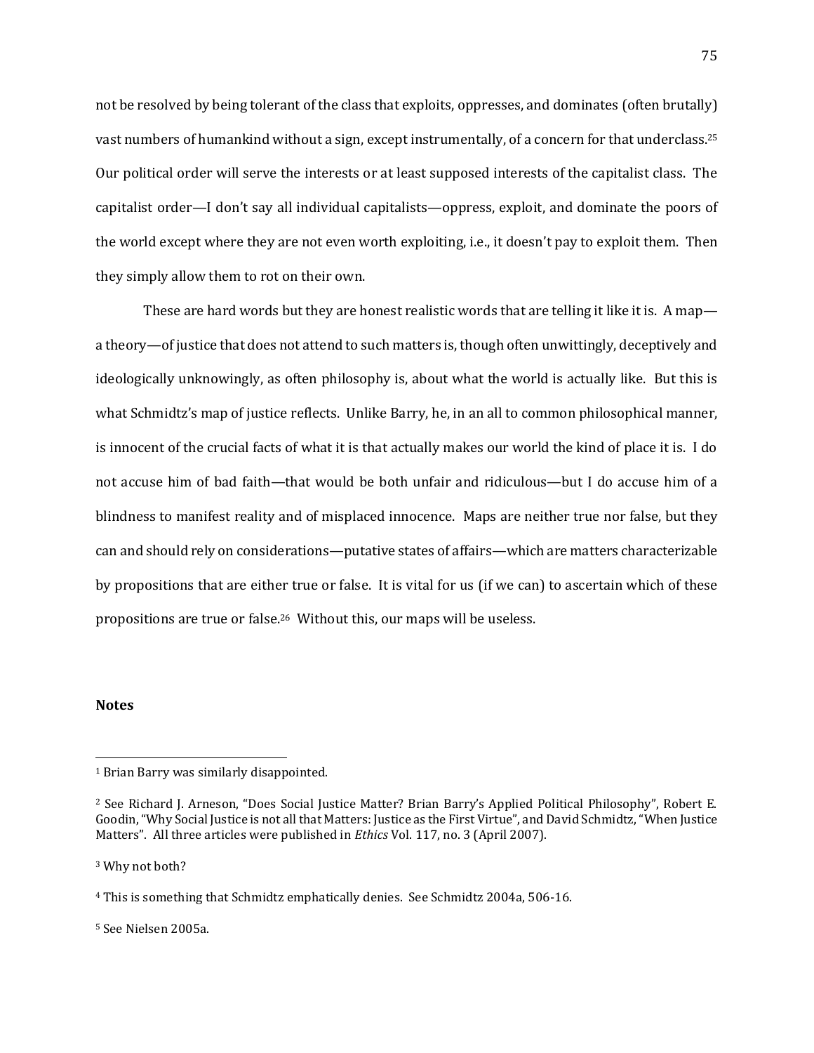not be resolved by being tolerant of the class that exploits, oppresses, and dominates (often brutally) vast numbers of humankind without a sign, except instrumentally, of a concern for that underclass.[25] Our political order will serve the interests or at least supposed interests of the capitalist class. The capitalist order—I don't say all individual capitalists—oppress, exploit, and dominate the poors of the world except where they are not even worth exploiting, i.e., it doesn't pay to exploit them. Then they simply allow them to rot on their own.

These are hard words but they are honest realistic words that are telling it like it is. A map—a theory—of justice that does not attend to such matters is, though often unwittingly, deceptively and ideologically unknowingly, as often philosophy is, about what the world is actually like. But this is what Schmidtz's map of justice reflects. Unlike Barry, he, in an all to common philosophical manner, is innocent of the crucial facts of what it is that actually makes our world the kind of place it is. I do not accuse him of bad faith—that would be both unfair and ridiculous—but I do accuse him of a blindness to manifest reality and of misplaced innocence. Maps are neither true nor false, but they can and should rely on considerations—putative states of affairs—which are matters characterizable by propositions that are either true or false. It is vital for us (if we can) to ascertain which of these propositions are true or false.[26] Without this, our maps will be useless.

**Notes**

[1] Brian Barry was similarly disappointed.

[2] See Richard J. Arneson, "Does Social Justice Matter? Brian Barry's Applied Political Philosophy", Robert E. Goodin, "Why Social Justice is not all that Matters: Justice as the First Virtue", and David Schmidtz, "When Justice Matters". All three articles were published in *Ethics* Vol. 117, no. 3 (April 2007).

[3] Why not both?

[4] This is something that Schmidtz emphatically denies. See Schmidtz 2004a, 506-16.

[5] See Nielsen 2005a.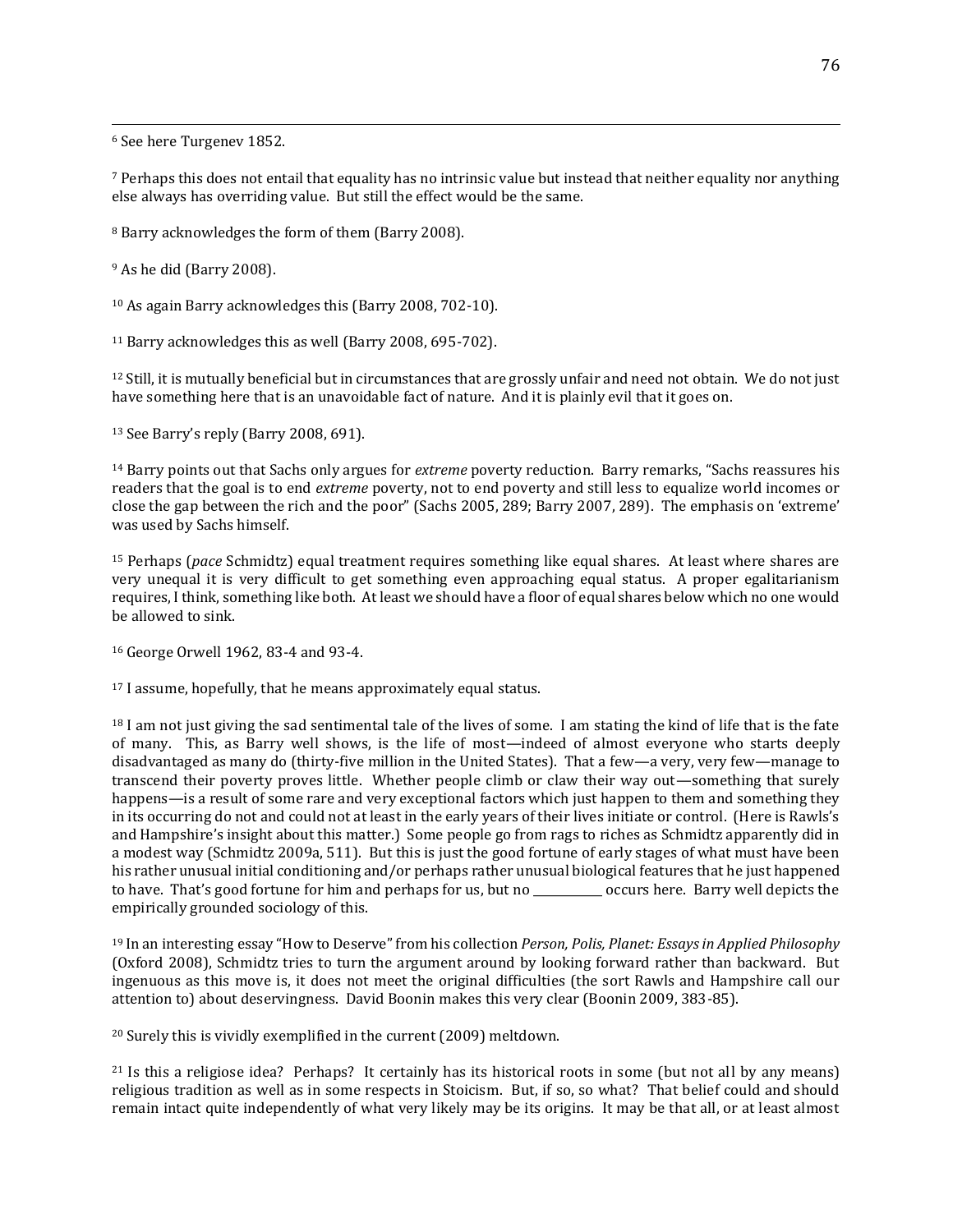[6] See here Turgenev 1852.

[7] Perhaps this does not entail that equality has no intrinsic value but instead that neither equality nor anything else always has overriding value. But still the effect would be the same.

[8] Barry acknowledges the form of them (Barry 2008).

[9] As he did (Barry 2008).

[10] As again Barry acknowledges this (Barry 2008, 702-10).

[11] Barry acknowledges this as well (Barry 2008, 695-702).

[12] Still, it is mutually beneficial but in circumstances that are grossly unfair and need not obtain. We do not just have something here that is an unavoidable fact of nature. And it is plainly evil that it goes on.

[13] See Barry's reply (Barry 2008, 691).

[14] Barry points out that Sachs only argues for *extreme* poverty reduction. Barry remarks, "Sachs reassures his readers that the goal is to end *extreme* poverty, not to end poverty and still less to equalize world incomes or close the gap between the rich and the poor" (Sachs 2005, 289; Barry 2007, 289). The emphasis on 'extreme' was used by Sachs himself.

[15] Perhaps (*pace* Schmidtz) equal treatment requires something like equal shares. At least where shares are very unequal it is very difficult to get something even approaching equal status. A proper egalitarianism requires, I think, something like both. At least we should have a floor of equal shares below which no one would be allowed to sink.

[16] George Orwell 1962, 83-4 and 93-4.

[17] I assume, hopefully, that he means approximately equal status.

[18] I am not just giving the sad sentimental tale of the lives of some. I am stating the kind of life that is the fate of many. This, as Barry well shows, is the life of most—indeed of almost everyone who starts deeply disadvantaged as many do (thirty-five million in the United States). That a few—a very, very few—manage to transcend their poverty proves little. Whether people climb or claw their way out—something that surely happens—is a result of some rare and very exceptional factors which just happen to them and something they in its occurring do not and could not at least in the early years of their lives initiate or control. (Here is Rawls's and Hampshire's insight about this matter.) Some people go from rags to riches as Schmidtz apparently did in a modest way (Schmidtz 2009a, 511). But this is just the good fortune of early stages of what must have been his rather unusual initial conditioning and/or perhaps rather unusual biological features that he just happened to have. That's good fortune for him and perhaps for us, but no ____________ occurs here. Barry well depicts the empirically grounded sociology of this.

[19] In an interesting essay "How to Deserve" from his collection *Person, Polis, Planet: Essays in Applied Philosophy* (Oxford 2008), Schmidtz tries to turn the argument around by looking forward rather than backward. But ingenuous as this move is, it does not meet the original difficulties (the sort Rawls and Hampshire call our attention to) about deservingness. David Boonin makes this very clear (Boonin 2009, 383-85).

[20] Surely this is vividly exemplified in the current (2009) meltdown.

[21] Is this a religiose idea? Perhaps? It certainly has its historical roots in some (but not all by any means) religious tradition as well as in some respects in Stoicism. But, if so, so what? That belief could and should remain intact quite independently of what very likely may be its origins. It may be that all, or at least almost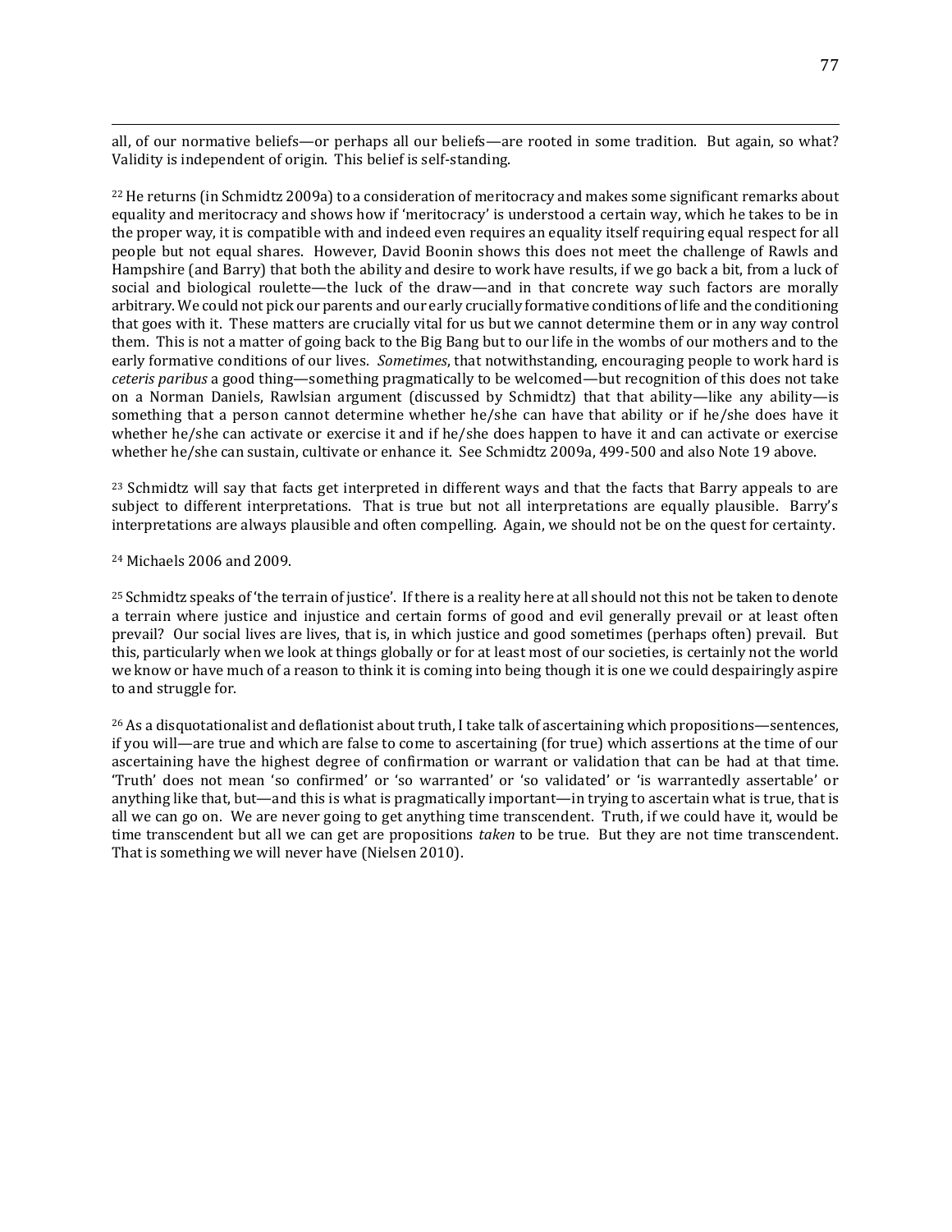all, of our normative beliefs—or perhaps all our beliefs—are rooted in some tradition. But again, so what? Validity is independent of origin. This belief is self-standing.

[22] He returns (in Schmidtz 2009a) to a consideration of meritocracy and makes some significant remarks about equality and meritocracy and shows how if 'meritocracy' is understood a certain way, which he takes to be in the proper way, it is compatible with and indeed even requires an equality itself requiring equal respect for all people but not equal shares. However, David Boonin shows this does not meet the challenge of Rawls and Hampshire (and Barry) that both the ability and desire to work have results, if we go back a bit, from a luck of social and biological roulette—the luck of the draw—and in that concrete way such factors are morally arbitrary. We could not pick our parents and our early crucially formative conditions of life and the conditioning that goes with it. These matters are crucially vital for us but we cannot determine them or in any way control them. This is not a matter of going back to the Big Bang but to our life in the wombs of our mothers and to the early formative conditions of our lives. *Sometimes*, that notwithstanding, encouraging people to work hard is *ceteris paribus* a good thing—something pragmatically to be welcomed—but recognition of this does not take on a Norman Daniels, Rawlsian argument (discussed by Schmidtz) that that ability—like any ability—is something that a person cannot determine whether he/she can have that ability or if he/she does have it whether he/she can activate or exercise it and if he/she does happen to have it and can activate or exercise whether he/she can sustain, cultivate or enhance it. See Schmidtz 2009a, 499-500 and also Note 19 above.

[23] Schmidtz will say that facts get interpreted in different ways and that the facts that Barry appeals to are subject to different interpretations. That is true but not all interpretations are equally plausible. Barry's interpretations are always plausible and often compelling. Again, we should not be on the quest for certainty.

[24] Michaels 2006 and 2009.

[25] Schmidtz speaks of 'the terrain of justice'. If there is a reality here at all should not this not be taken to denote a terrain where justice and injustice and certain forms of good and evil generally prevail or at least often prevail? Our social lives are lives, that is, in which justice and good sometimes (perhaps often) prevail. But this, particularly when we look at things globally or for at least most of our societies, is certainly not the world we know or have much of a reason to think it is coming into being though it is one we could despairingly aspire to and struggle for.

[26] As a disquotationalist and deflationist about truth, I take talk of ascertaining which propositions—sentences, if you will—are true and which are false to come to ascertaining (for true) which assertions at the time of our ascertaining have the highest degree of confirmation or warrant or validation that can be had at that time. 'Truth' does not mean 'so confirmed' or 'so warranted' or 'so validated' or 'is warrantedly assertable' or anything like that, but—and this is what is pragmatically important—in trying to ascertain what is true, that is all we can go on. We are never going to get anything time transcendent. Truth, if we could have it, would be time transcendent but all we can get are propositions *taken* to be true. But they are not time transcendent. That is something we will never have (Nielsen 2010).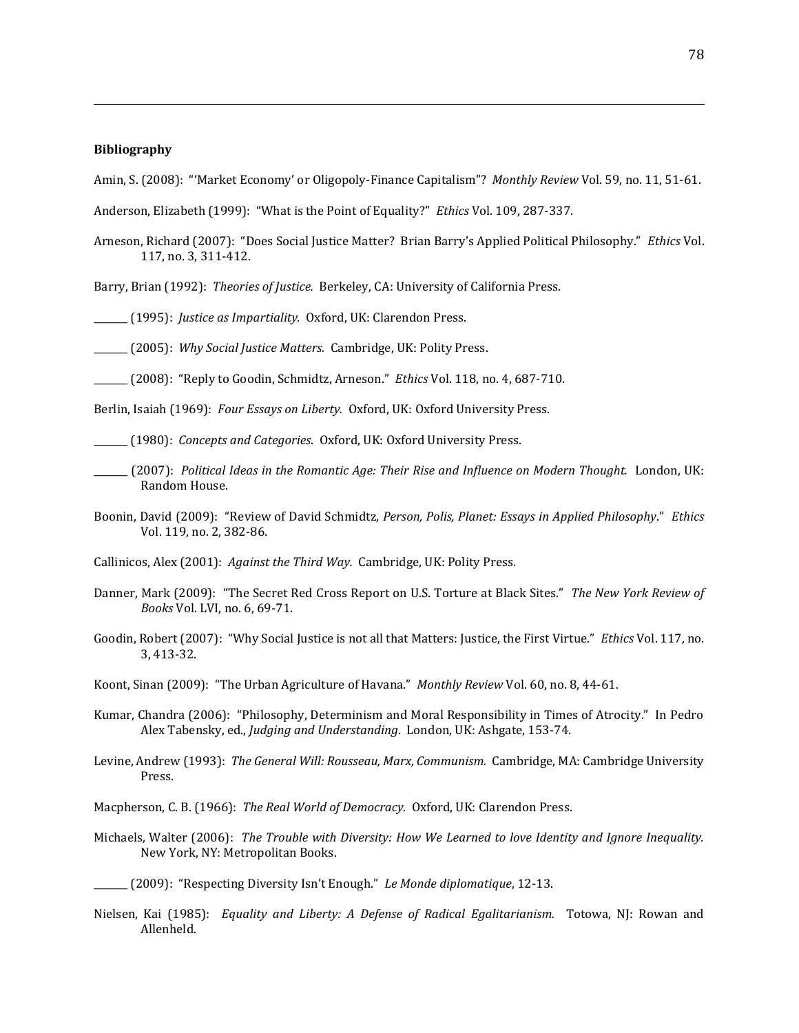**Bibliography**

Amin, S. (2008): "'Market Economy' or Oligopoly-Finance Capitalism"? *Monthly Review* Vol. 59, no. 11, 51-61.

Anderson, Elizabeth (1999): "What is the Point of Equality?" *Ethics* Vol. 109, 287-337.

Arneson, Richard (2007): "Does Social Justice Matter? Brian Barry's Applied Political Philosophy." *Ethics* Vol. 117, no. 3, 311-412.

Barry, Brian (1992): *Theories of Justice.* Berkeley, CA: University of California Press.

_______ (1995): *Justice as Impartiality.* Oxford, UK: Clarendon Press.

_______ (2005): *Why Social Justice Matters.* Cambridge, UK: Polity Press.

_______ (2008): "Reply to Goodin, Schmidtz, Arneson." *Ethics* Vol. 118, no. 4, 687-710.

Berlin, Isaiah (1969): *Four Essays on Liberty.* Oxford, UK: Oxford University Press.

_______ (1980): *Concepts and Categories*. Oxford, UK: Oxford University Press.

_______ (2007): *Political Ideas in the Romantic Age: Their Rise and Influence on Modern Thought.* London, UK: Random House.

Boonin, David (2009): "Review of David Schmidtz, *Person, Polis, Planet: Essays in Applied Philosophy*." *Ethics* Vol. 119, no. 2, 382-86.

Callinicos, Alex (2001): *Against the Third Way.* Cambridge, UK: Polity Press.

Danner, Mark (2009): "The Secret Red Cross Report on U.S. Torture at Black Sites." *The New York Review of Books* Vol. LVI, no. 6, 69-71.

Goodin, Robert (2007): "Why Social Justice is not all that Matters: Justice, the First Virtue." *Ethics* Vol. 117, no. 3, 413-32.

Koont, Sinan (2009): "The Urban Agriculture of Havana." *Monthly Review* Vol. 60, no. 8, 44-61.

Kumar, Chandra (2006): "Philosophy, Determinism and Moral Responsibility in Times of Atrocity." In Pedro Alex Tabensky, ed., *Judging and Understanding*. London, UK: Ashgate, 153-74.

Levine, Andrew (1993): *The General Will: Rousseau, Marx, Communism.* Cambridge, MA: Cambridge University Press.

Macpherson, C. B. (1966): *The Real World of Democracy.* Oxford, UK: Clarendon Press.

Michaels, Walter (2006): *The Trouble with Diversity: How We Learned to love Identity and Ignore Inequality.* New York, NY: Metropolitan Books.

_______ (2009): "Respecting Diversity Isn't Enough." *Le Monde diplomatique*, 12-13.

Nielsen, Kai (1985): *Equality and Liberty: A Defense of Radical Egalitarianism.* Totowa, NJ: Rowan and Allenheld.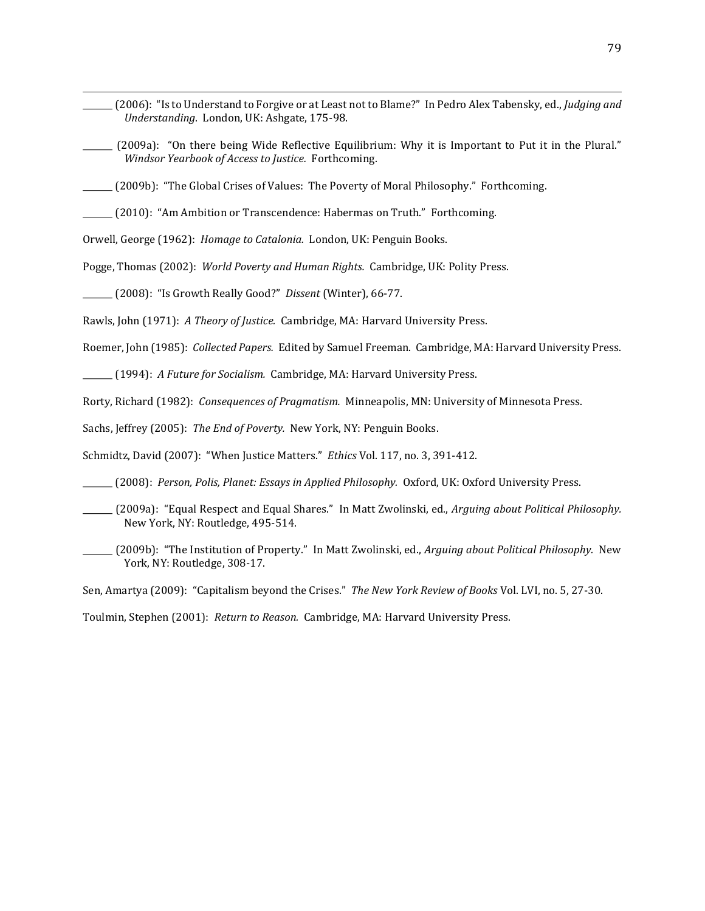_______ (2006): "Is to Understand to Forgive or at Least not to Blame?" In Pedro Alex Tabensky, ed., *Judging and Understanding*. London, UK: Ashgate, 175-98.

_______ (2009a): "On there being Wide Reflective Equilibrium: Why it is Important to Put it in the Plural." *Windsor Yearbook of Access to Justice.* Forthcoming.

_______ (2009b): "The Global Crises of Values: The Poverty of Moral Philosophy." Forthcoming.

_______ (2010): "Am Ambition or Transcendence: Habermas on Truth." Forthcoming.

Orwell, George (1962): *Homage to Catalonia.* London, UK: Penguin Books.

Pogge, Thomas (2002): *World Poverty and Human Rights.* Cambridge, UK: Polity Press.

_______ (2008): "Is Growth Really Good?" *Dissent* (Winter), 66-77.

Rawls, John (1971): *A Theory of Justice.* Cambridge, MA: Harvard University Press.

Roemer, John (1985): *Collected Papers.* Edited by Samuel Freeman. Cambridge, MA: Harvard University Press.

_______ (1994): *A Future for Socialism.* Cambridge, MA: Harvard University Press.

Rorty, Richard (1982): *Consequences of Pragmatism.* Minneapolis, MN: University of Minnesota Press.

Sachs, Jeffrey (2005): *The End of Poverty.* New York, NY: Penguin Books.

Schmidtz, David (2007): "When Justice Matters." *Ethics* Vol. 117, no. 3, 391-412.

_______ (2008): *Person, Polis, Planet: Essays in Applied Philosophy.* Oxford, UK: Oxford University Press.

_______ (2009a): "Equal Respect and Equal Shares." In Matt Zwolinski, ed., *Arguing about Political Philosophy.* New York, NY: Routledge, 495-514.

_______ (2009b): "The Institution of Property." In Matt Zwolinski, ed., *Arguing about Political Philosophy.* New York, NY: Routledge, 308-17.

Sen, Amartya (2009): "Capitalism beyond the Crises." *The New York Review of Books* Vol. LVI, no. 5, 27-30.

Toulmin, Stephen (2001): *Return to Reason.* Cambridge, MA: Harvard University Press.